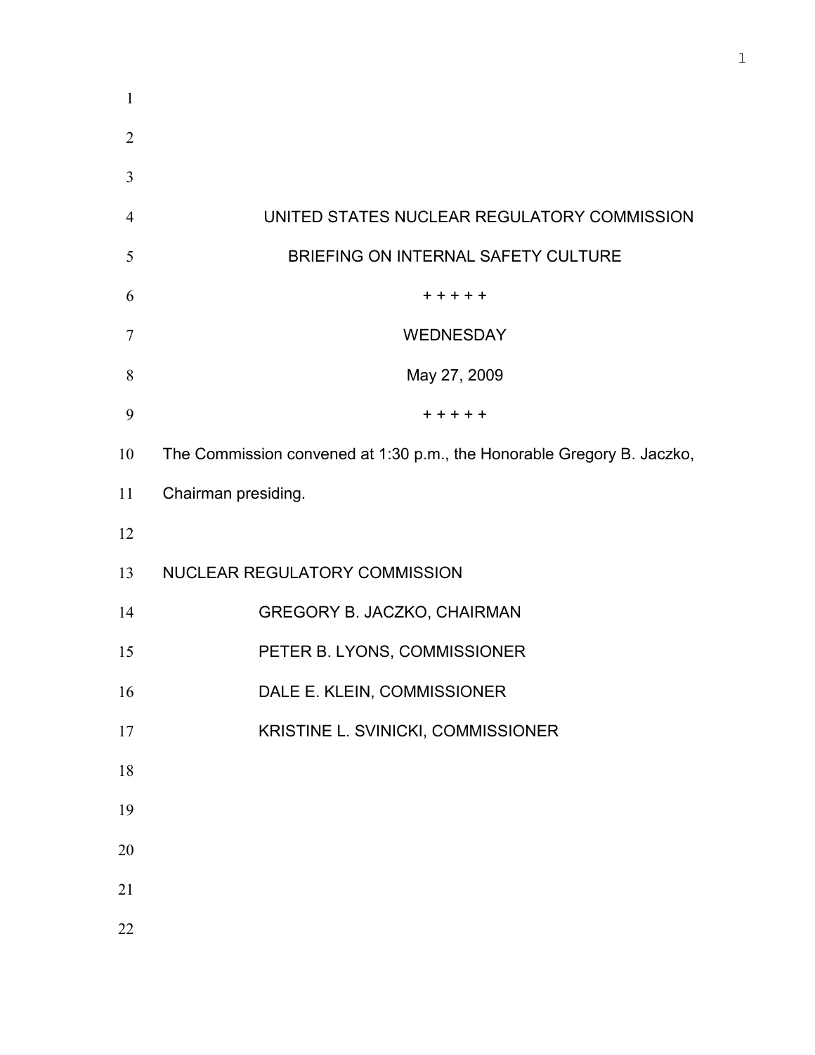UNITED STATES NUCLEAR REGULATORY COMMISSION

BRIEFING ON INTERNAL SAFETY CULTURE

+ + + + +

WEDNESDAY

May 27, 2009

+ + + + +

The Commission convened at 1:30 p.m., the Honorable Gregory B. Jaczko, Chairman presiding.

NUCLEAR REGULATORY COMMISSION

GREGORY B. JACZKO, CHAIRMAN

PETER B. LYONS, COMMISSIONER

DALE E. KLEIN, COMMISSIONER

KRISTINE L. SVINICKI, COMMISSIONER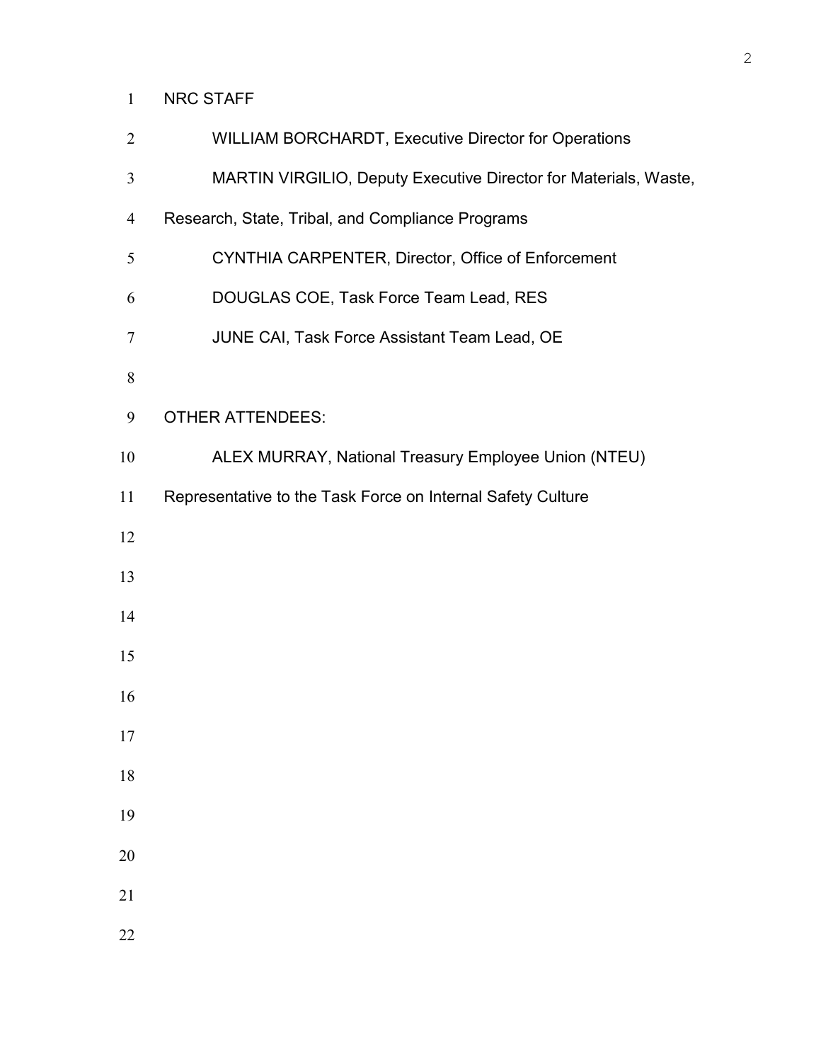NRC STAFF

WILLIAM BORCHARDT, Executive Director for Operations

MARTIN VIRGILIO, Deputy Executive Director for Materials, Waste, Research, State, Tribal, and Compliance Programs

CYNTHIA CARPENTER, Director, Office of Enforcement

DOUGLAS COE, Task Force Team Lead, RES

JUNE CAI, Task Force Assistant Team Lead, OE

OTHER ATTENDEES:

ALEX MURRAY, National Treasury Employee Union (NTEU) Representative to the Task Force on Internal Safety Culture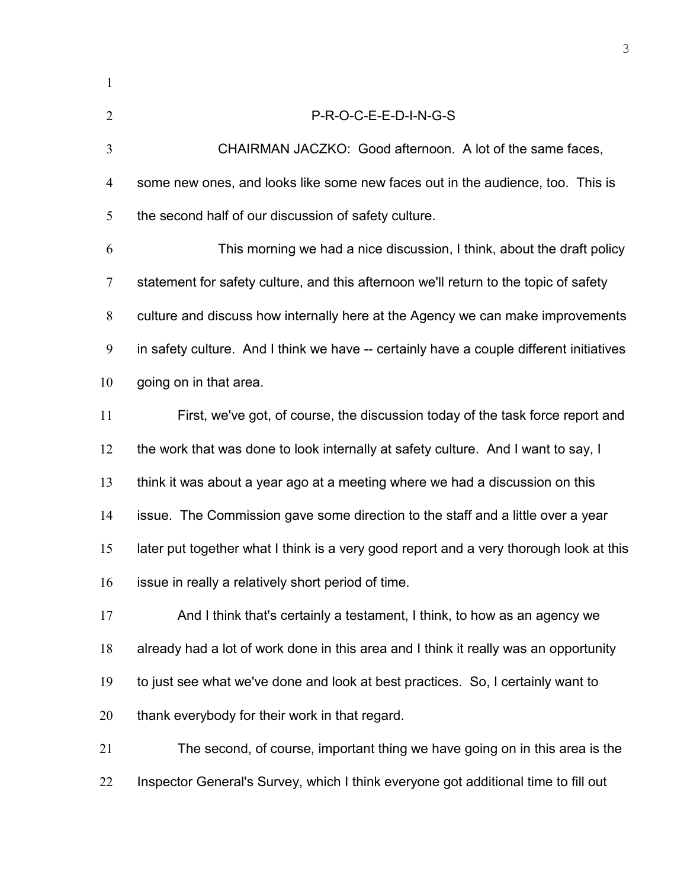P-R-O-C-E-E-D-I-N-G-S

CHAIRMAN JACZKO: Good afternoon. A lot of the same faces, some new ones, and looks like some new faces out in the audience, too. This is the second half of our discussion of safety culture.

This morning we had a nice discussion, I think, about the draft policy statement for safety culture, and this afternoon we'll return to the topic of safety culture and discuss how internally here at the Agency we can make improvements in safety culture. And I think we have -- certainly have a couple different initiatives going on in that area.

First, we've got, of course, the discussion today of the task force report and the work that was done to look internally at safety culture. And I want to say, I think it was about a year ago at a meeting where we had a discussion on this issue. The Commission gave some direction to the staff and a little over a year later put together what I think is a very good report and a very thorough look at this issue in really a relatively short period of time.

And I think that's certainly a testament, I think, to how as an agency we already had a lot of work done in this area and I think it really was an opportunity to just see what we've done and look at best practices. So, I certainly want to thank everybody for their work in that regard.

The second, of course, important thing we have going on in this area is the Inspector General's Survey, which I think everyone got additional time to fill out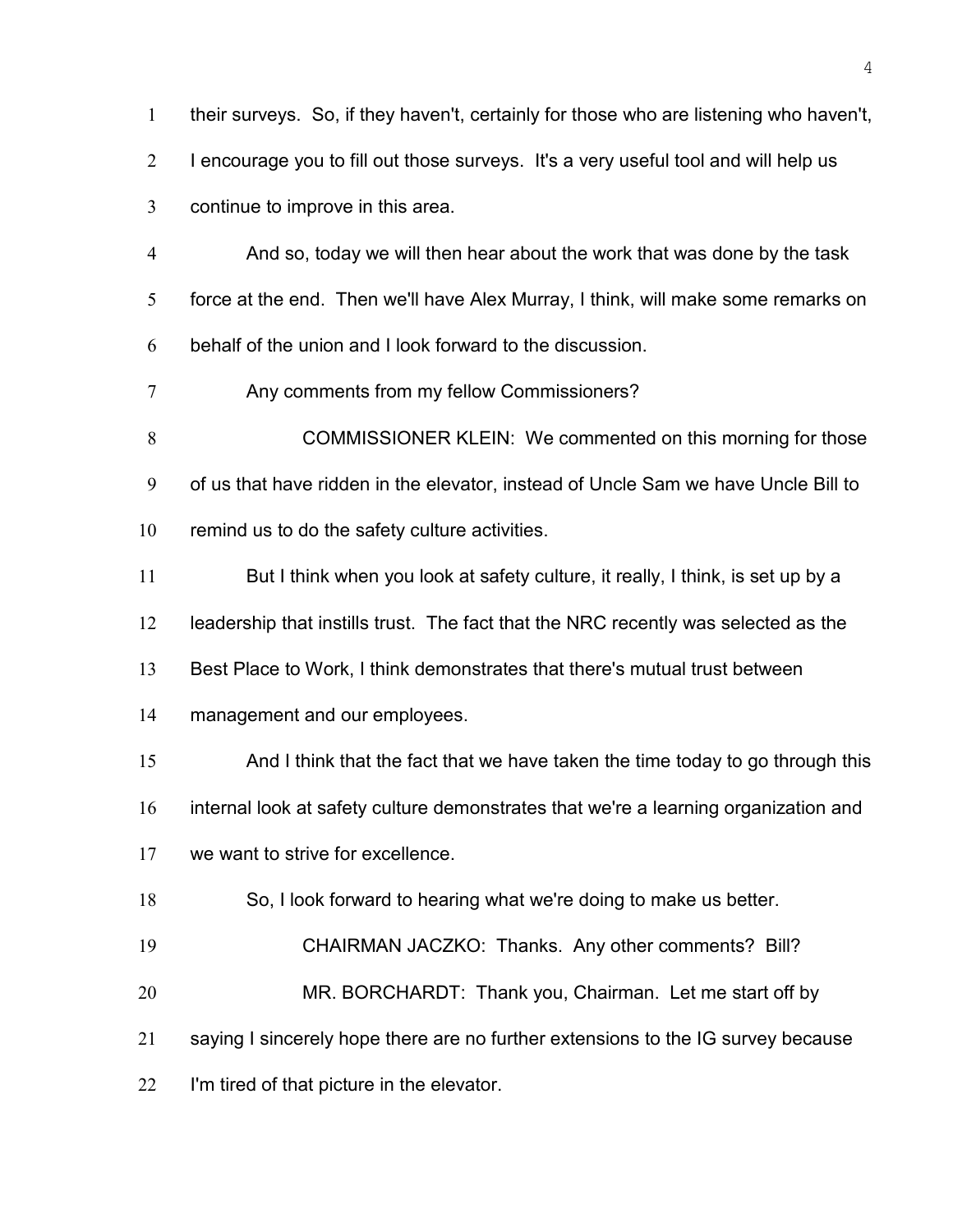their surveys. So, if they haven't, certainly for those who are listening who haven't, I encourage you to fill out those surveys. It's a very useful tool and will help us continue to improve in this area.

And so, today we will then hear about the work that was done by the task force at the end. Then we'll have Alex Murray, I think, will make some remarks on behalf of the union and I look forward to the discussion.

Any comments from my fellow Commissioners?

COMMISSIONER KLEIN: We commented on this morning for those of us that have ridden in the elevator, instead of Uncle Sam we have Uncle Bill to remind us to do the safety culture activities.

But I think when you look at safety culture, it really, I think, is set up by a leadership that instills trust. The fact that the NRC recently was selected as the Best Place to Work, I think demonstrates that there's mutual trust between management and our employees.

And I think that the fact that we have taken the time today to go through this internal look at safety culture demonstrates that we're a learning organization and we want to strive for excellence.

So, I look forward to hearing what we're doing to make us better.

CHAIRMAN JACZKO: Thanks. Any other comments? Bill?

MR. BORCHARDT: Thank you, Chairman. Let me start off by saying I sincerely hope there are no further extensions to the IG survey because I'm tired of that picture in the elevator.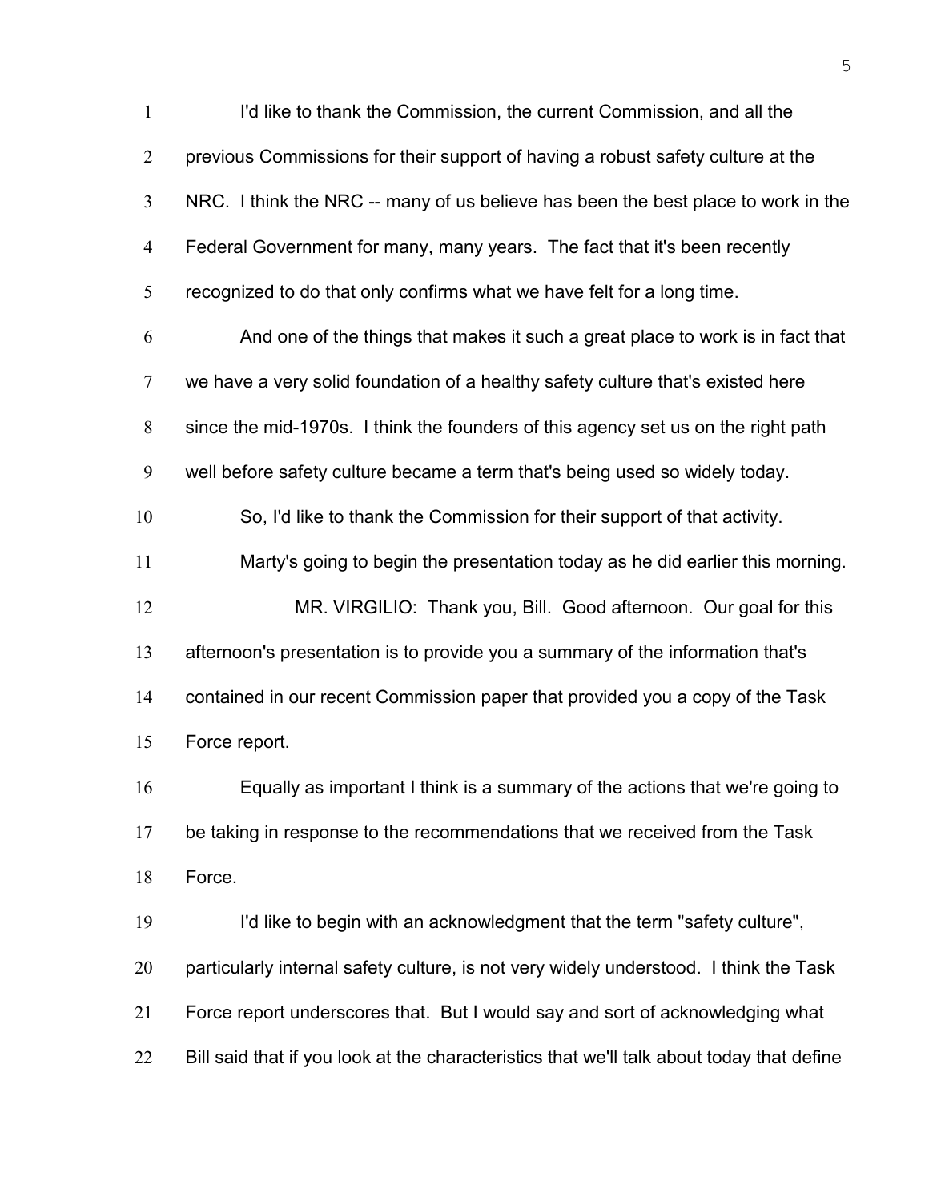I'd like to thank the Commission, the current Commission, and all the previous Commissions for their support of having a robust safety culture at the NRC. I think the NRC -- many of us believe has been the best place to work in the Federal Government for many, many years. The fact that it's been recently recognized to do that only confirms what we have felt for a long time.

And one of the things that makes it such a great place to work is in fact that we have a very solid foundation of a healthy safety culture that's existed here since the mid-1970s. I think the founders of this agency set us on the right path well before safety culture became a term that's being used so widely today.

So, I'd like to thank the Commission for their support of that activity.

Marty's going to begin the presentation today as he did earlier this morning.

MR. VIRGILIO: Thank you, Bill. Good afternoon. Our goal for this afternoon's presentation is to provide you a summary of the information that's contained in our recent Commission paper that provided you a copy of the Task Force report.

Equally as important I think is a summary of the actions that we're going to be taking in response to the recommendations that we received from the Task Force.

I'd like to begin with an acknowledgment that the term "safety culture", particularly internal safety culture, is not very widely understood. I think the Task Force report underscores that. But I would say and sort of acknowledging what Bill said that if you look at the characteristics that we'll talk about today that define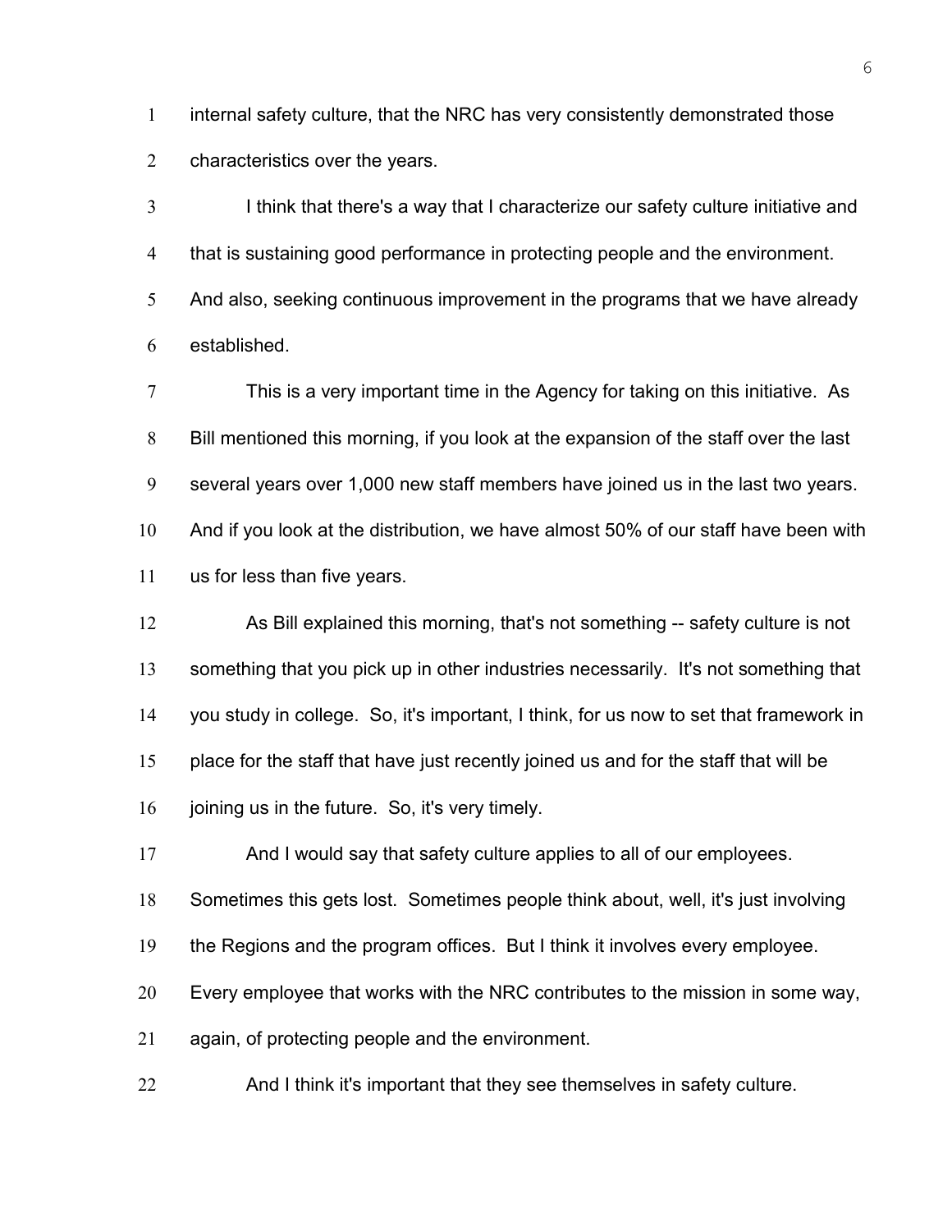internal safety culture, that the NRC has very consistently demonstrated those characteristics over the years.

I think that there's a way that I characterize our safety culture initiative and that is sustaining good performance in protecting people and the environment. And also, seeking continuous improvement in the programs that we have already established.

This is a very important time in the Agency for taking on this initiative. As Bill mentioned this morning, if you look at the expansion of the staff over the last several years over 1,000 new staff members have joined us in the last two years. And if you look at the distribution, we have almost 50% of our staff have been with us for less than five years.

As Bill explained this morning, that's not something -- safety culture is not something that you pick up in other industries necessarily. It's not something that you study in college. So, it's important, I think, for us now to set that framework in place for the staff that have just recently joined us and for the staff that will be joining us in the future. So, it's very timely.

And I would say that safety culture applies to all of our employees. Sometimes this gets lost. Sometimes people think about, well, it's just involving the Regions and the program offices. But I think it involves every employee. Every employee that works with the NRC contributes to the mission in some way, again, of protecting people and the environment.

And I think it's important that they see themselves in safety culture.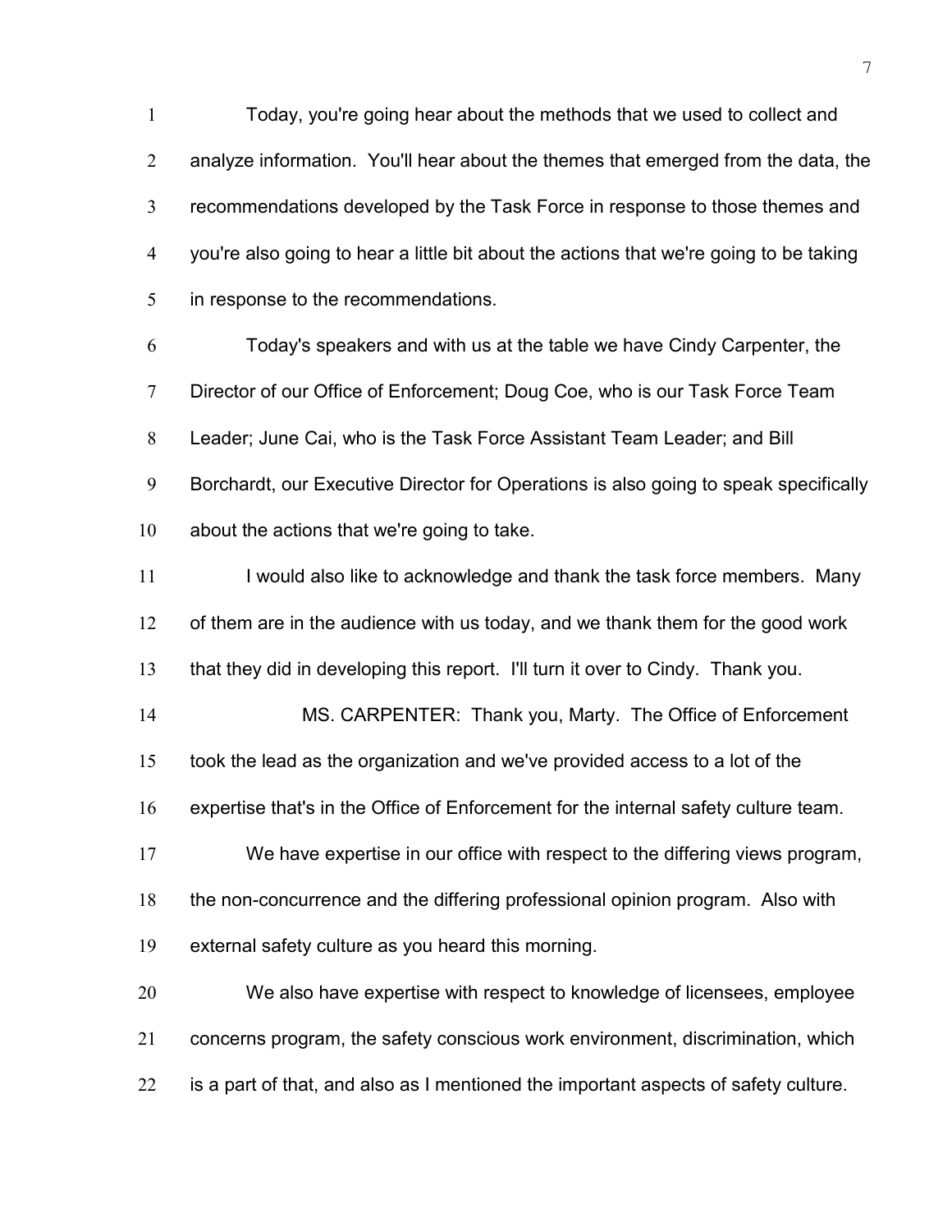Today, you're going hear about the methods that we used to collect and analyze information. You'll hear about the themes that emerged from the data, the recommendations developed by the Task Force in response to those themes and you're also going to hear a little bit about the actions that we're going to be taking in response to the recommendations.

Today's speakers and with us at the table we have Cindy Carpenter, the Director of our Office of Enforcement; Doug Coe, who is our Task Force Team Leader; June Cai, who is the Task Force Assistant Team Leader; and Bill Borchardt, our Executive Director for Operations is also going to speak specifically about the actions that we're going to take.

I would also like to acknowledge and thank the task force members. Many of them are in the audience with us today, and we thank them for the good work that they did in developing this report. I'll turn it over to Cindy. Thank you.

MS. CARPENTER: Thank you, Marty. The Office of Enforcement took the lead as the organization and we've provided access to a lot of the expertise that's in the Office of Enforcement for the internal safety culture team.

We have expertise in our office with respect to the differing views program, the non-concurrence and the differing professional opinion program. Also with external safety culture as you heard this morning.

We also have expertise with respect to knowledge of licensees, employee concerns program, the safety conscious work environment, discrimination, which is a part of that, and also as I mentioned the important aspects of safety culture.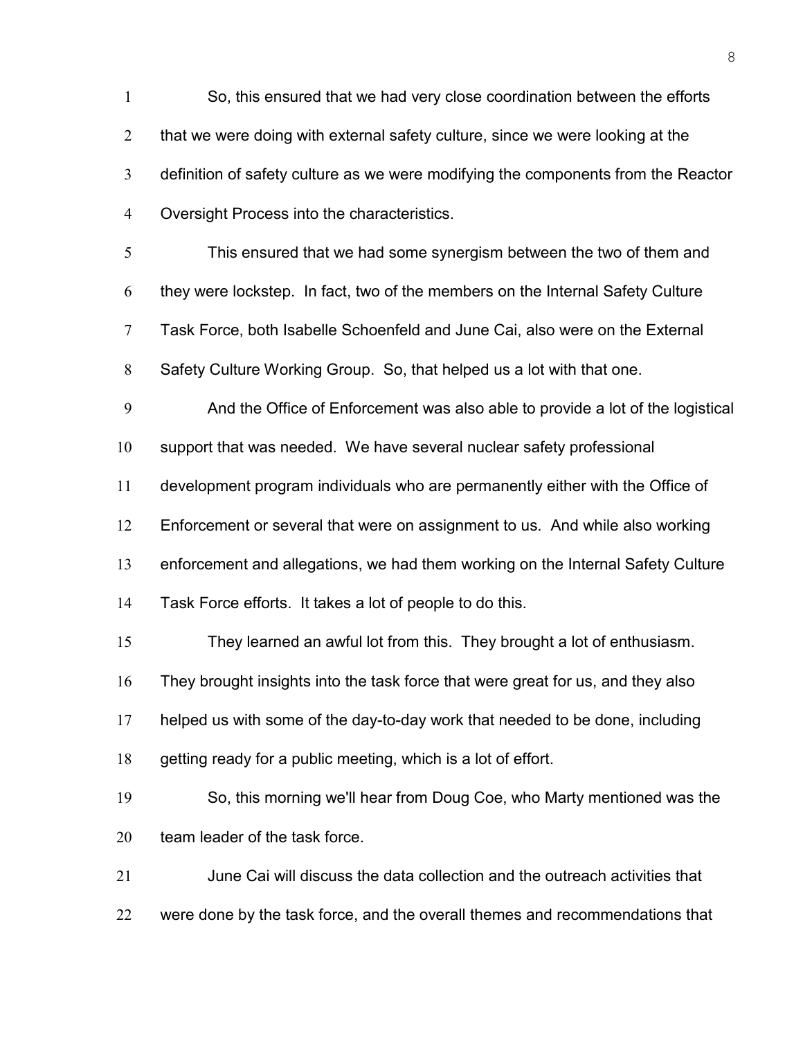So, this ensured that we had very close coordination between the efforts that we were doing with external safety culture, since we were looking at the definition of safety culture as we were modifying the components from the Reactor Oversight Process into the characteristics.

This ensured that we had some synergism between the two of them and they were lockstep. In fact, two of the members on the Internal Safety Culture Task Force, both Isabelle Schoenfeld and June Cai, also were on the External Safety Culture Working Group. So, that helped us a lot with that one.

And the Office of Enforcement was also able to provide a lot of the logistical support that was needed. We have several nuclear safety professional development program individuals who are permanently either with the Office of Enforcement or several that were on assignment to us. And while also working enforcement and allegations, we had them working on the Internal Safety Culture Task Force efforts. It takes a lot of people to do this.

They learned an awful lot from this. They brought a lot of enthusiasm. They brought insights into the task force that were great for us, and they also helped us with some of the day-to-day work that needed to be done, including getting ready for a public meeting, which is a lot of effort.

So, this morning we'll hear from Doug Coe, who Marty mentioned was the team leader of the task force.

June Cai will discuss the data collection and the outreach activities that were done by the task force, and the overall themes and recommendations that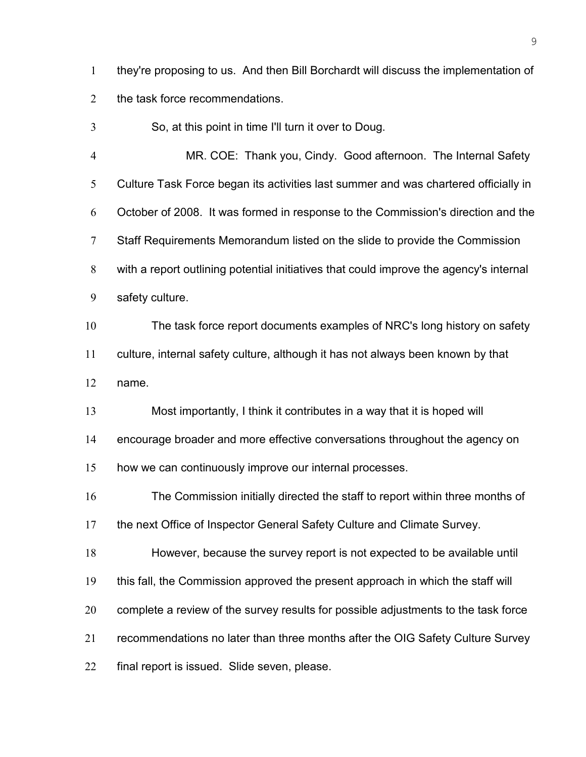they're proposing to us. And then Bill Borchardt will discuss the implementation of the task force recommendations.

So, at this point in time I'll turn it over to Doug.

MR. COE: Thank you, Cindy. Good afternoon. The Internal Safety Culture Task Force began its activities last summer and was chartered officially in October of 2008. It was formed in response to the Commission's direction and the Staff Requirements Memorandum listed on the slide to provide the Commission with a report outlining potential initiatives that could improve the agency's internal safety culture.

The task force report documents examples of NRC's long history on safety culture, internal safety culture, although it has not always been known by that name.

Most importantly, I think it contributes in a way that it is hoped will encourage broader and more effective conversations throughout the agency on how we can continuously improve our internal processes.

The Commission initially directed the staff to report within three months of the next Office of Inspector General Safety Culture and Climate Survey.

However, because the survey report is not expected to be available until this fall, the Commission approved the present approach in which the staff will complete a review of the survey results for possible adjustments to the task force recommendations no later than three months after the OIG Safety Culture Survey final report is issued. Slide seven, please.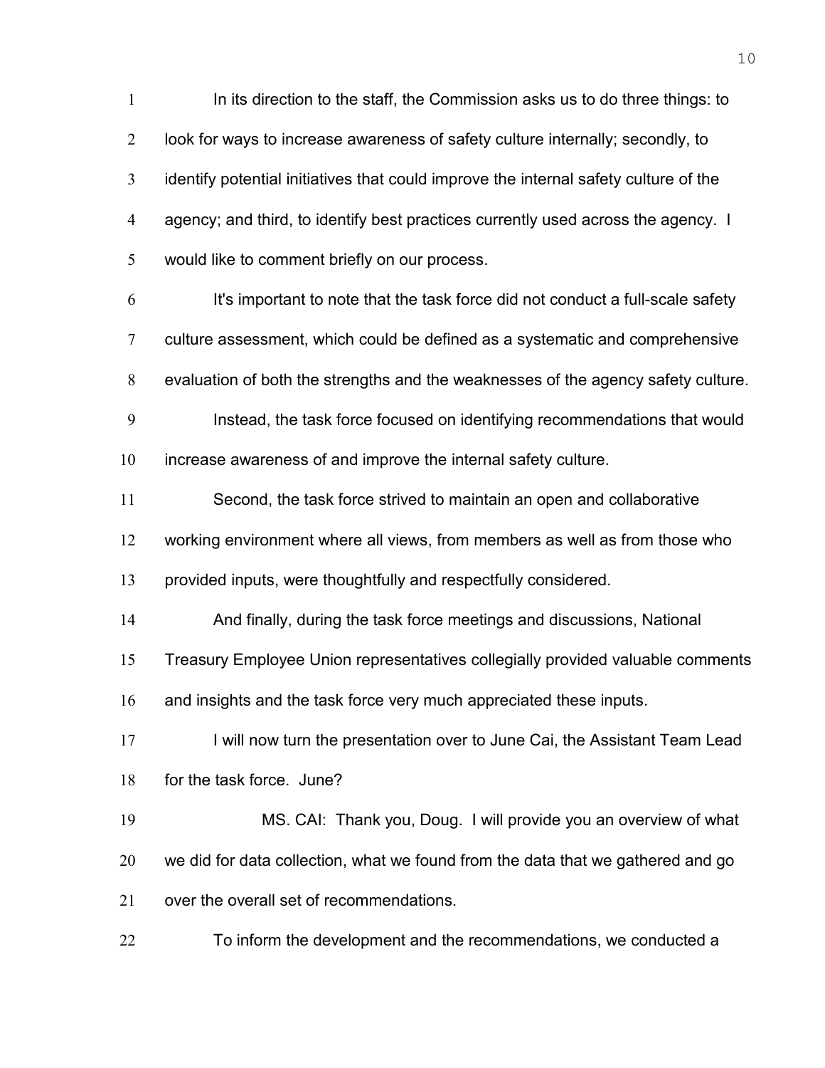In its direction to the staff, the Commission asks us to do three things: to look for ways to increase awareness of safety culture internally; secondly, to identify potential initiatives that could improve the internal safety culture of the agency; and third, to identify best practices currently used across the agency. I would like to comment briefly on our process.

It's important to note that the task force did not conduct a full-scale safety culture assessment, which could be defined as a systematic and comprehensive evaluation of both the strengths and the weaknesses of the agency safety culture.

Instead, the task force focused on identifying recommendations that would increase awareness of and improve the internal safety culture.

Second, the task force strived to maintain an open and collaborative working environment where all views, from members as well as from those who provided inputs, were thoughtfully and respectfully considered.

And finally, during the task force meetings and discussions, National Treasury Employee Union representatives collegially provided valuable comments and insights and the task force very much appreciated these inputs.

I will now turn the presentation over to June Cai, the Assistant Team Lead for the task force. June?

MS. CAI: Thank you, Doug. I will provide you an overview of what we did for data collection, what we found from the data that we gathered and go over the overall set of recommendations.

To inform the development and the recommendations, we conducted a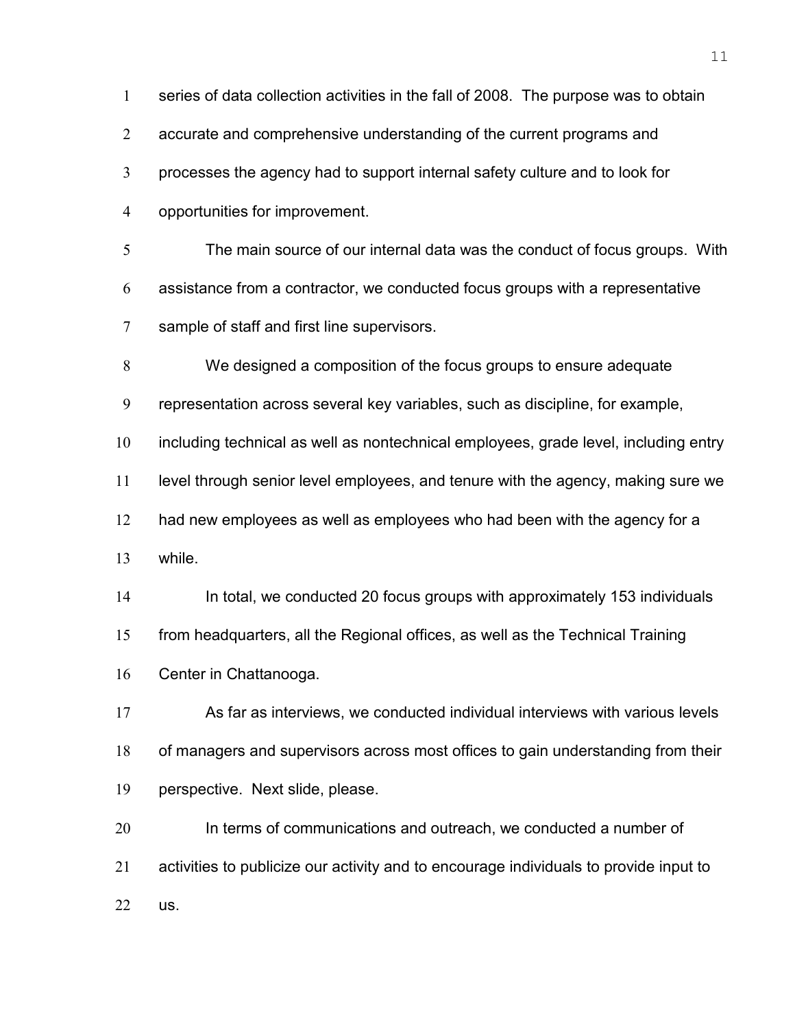series of data collection activities in the fall of 2008. The purpose was to obtain accurate and comprehensive understanding of the current programs and processes the agency had to support internal safety culture and to look for opportunities for improvement.

The main source of our internal data was the conduct of focus groups. With assistance from a contractor, we conducted focus groups with a representative sample of staff and first line supervisors.

We designed a composition of the focus groups to ensure adequate representation across several key variables, such as discipline, for example, including technical as well as nontechnical employees, grade level, including entry level through senior level employees, and tenure with the agency, making sure we had new employees as well as employees who had been with the agency for a while.

In total, we conducted 20 focus groups with approximately 153 individuals from headquarters, all the Regional offices, as well as the Technical Training Center in Chattanooga.

As far as interviews, we conducted individual interviews with various levels of managers and supervisors across most offices to gain understanding from their perspective. Next slide, please.

In terms of communications and outreach, we conducted a number of activities to publicize our activity and to encourage individuals to provide input to us.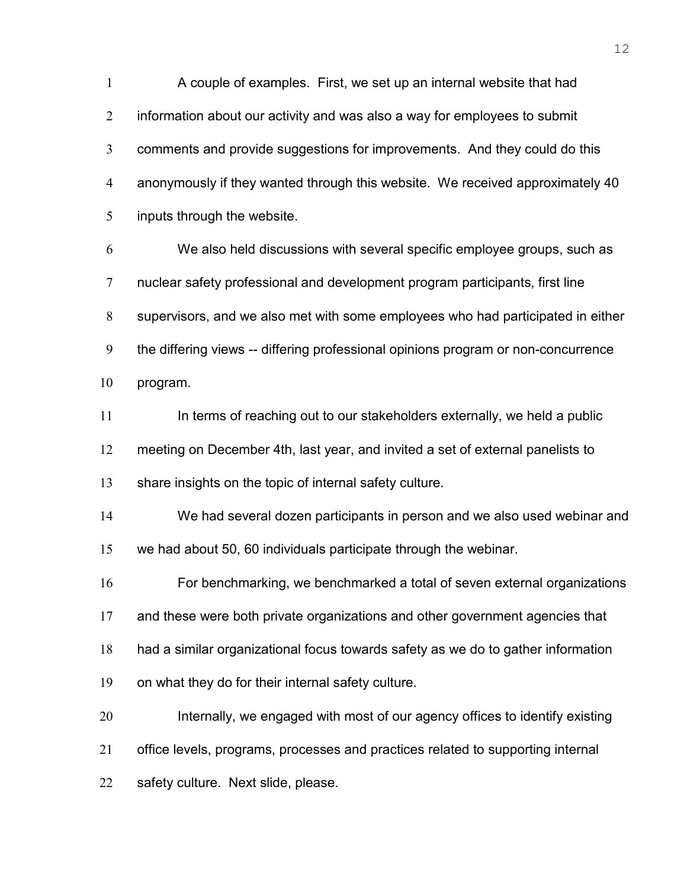A couple of examples. First, we set up an internal website that had information about our activity and was also a way for employees to submit comments and provide suggestions for improvements. And they could do this anonymously if they wanted through this website. We received approximately 40 inputs through the website.

We also held discussions with several specific employee groups, such as nuclear safety professional and development program participants, first line supervisors, and we also met with some employees who had participated in either the differing views -- differing professional opinions program or non-concurrence program.

In terms of reaching out to our stakeholders externally, we held a public meeting on December 4th, last year, and invited a set of external panelists to share insights on the topic of internal safety culture.

We had several dozen participants in person and we also used webinar and we had about 50, 60 individuals participate through the webinar.

For benchmarking, we benchmarked a total of seven external organizations and these were both private organizations and other government agencies that had a similar organizational focus towards safety as we do to gather information on what they do for their internal safety culture.

Internally, we engaged with most of our agency offices to identify existing office levels, programs, processes and practices related to supporting internal safety culture. Next slide, please.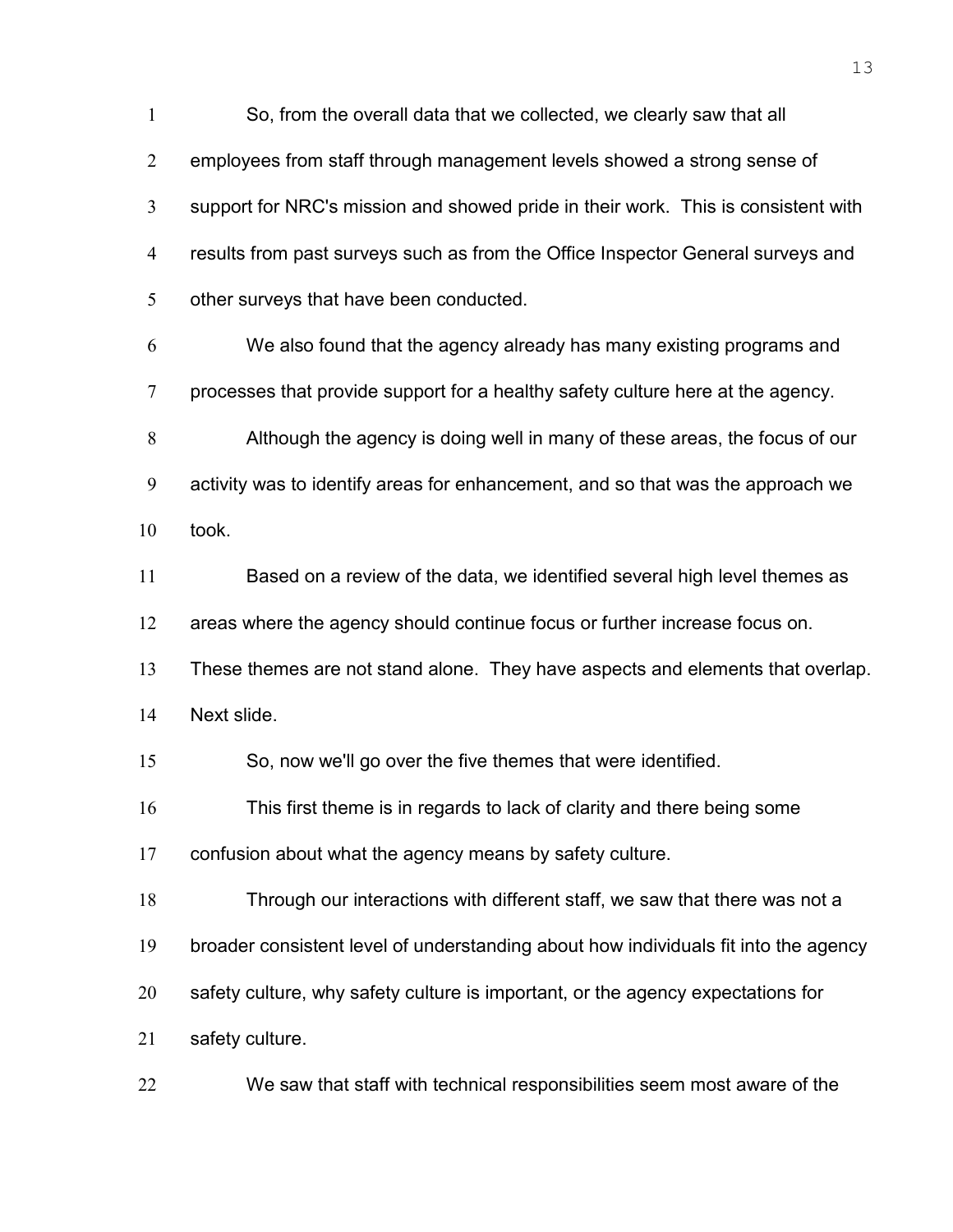So, from the overall data that we collected, we clearly saw that all employees from staff through management levels showed a strong sense of support for NRC's mission and showed pride in their work. This is consistent with results from past surveys such as from the Office Inspector General surveys and other surveys that have been conducted.

We also found that the agency already has many existing programs and processes that provide support for a healthy safety culture here at the agency.

Although the agency is doing well in many of these areas, the focus of our activity was to identify areas for enhancement, and so that was the approach we took.

Based on a review of the data, we identified several high level themes as areas where the agency should continue focus or further increase focus on. These themes are not stand alone. They have aspects and elements that overlap. Next slide.

So, now we'll go over the five themes that were identified.

This first theme is in regards to lack of clarity and there being some confusion about what the agency means by safety culture.

Through our interactions with different staff, we saw that there was not a broader consistent level of understanding about how individuals fit into the agency safety culture, why safety culture is important, or the agency expectations for safety culture.

We saw that staff with technical responsibilities seem most aware of the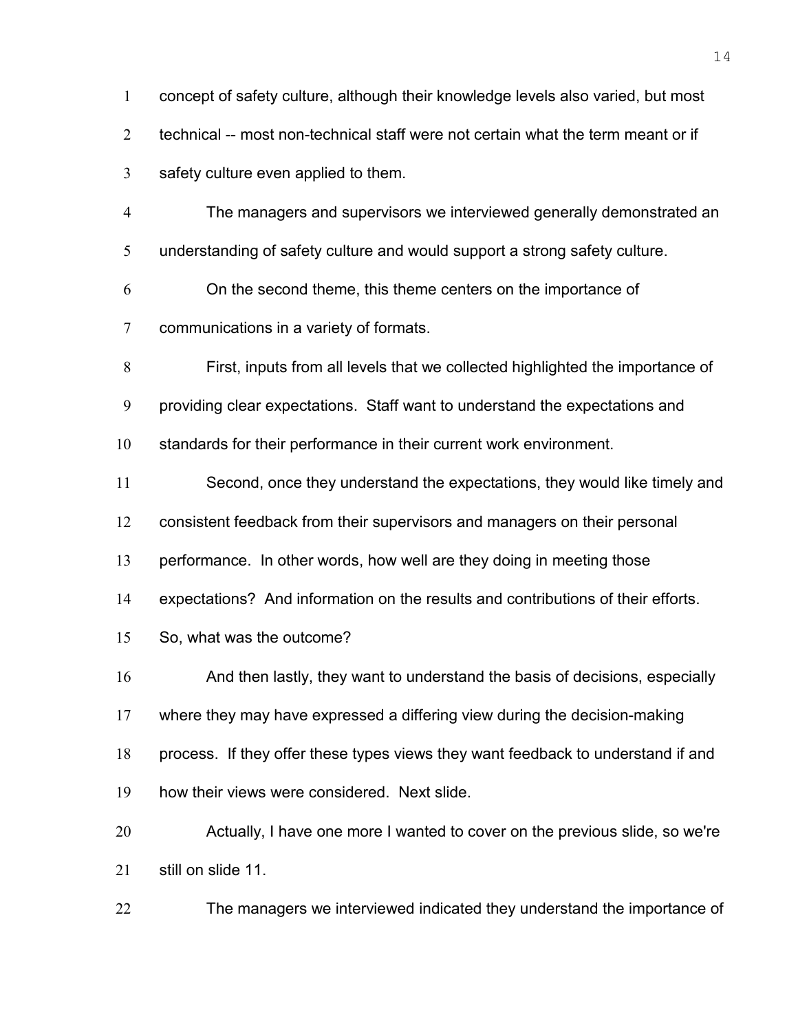concept of safety culture, although their knowledge levels also varied, but most technical -- most non-technical staff were not certain what the term meant or if safety culture even applied to them.

The managers and supervisors we interviewed generally demonstrated an understanding of safety culture and would support a strong safety culture.

On the second theme, this theme centers on the importance of communications in a variety of formats.

First, inputs from all levels that we collected highlighted the importance of providing clear expectations. Staff want to understand the expectations and standards for their performance in their current work environment.

Second, once they understand the expectations, they would like timely and consistent feedback from their supervisors and managers on their personal performance. In other words, how well are they doing in meeting those expectations? And information on the results and contributions of their efforts. So, what was the outcome?

And then lastly, they want to understand the basis of decisions, especially where they may have expressed a differing view during the decision-making process. If they offer these types views they want feedback to understand if and how their views were considered. Next slide.

Actually, I have one more I wanted to cover on the previous slide, so we're still on slide 11.

The managers we interviewed indicated they understand the importance of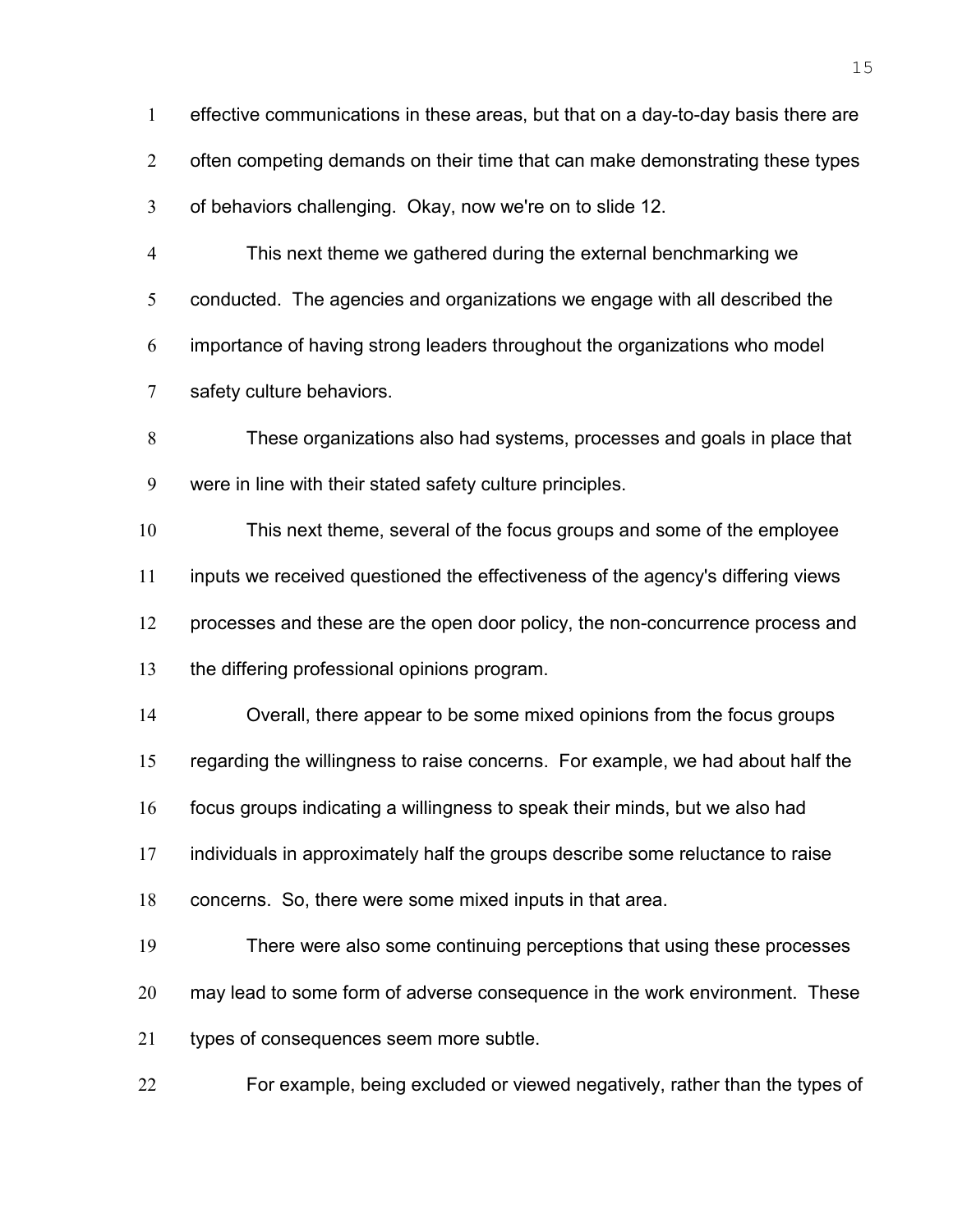effective communications in these areas, but that on a day-to-day basis there are often competing demands on their time that can make demonstrating these types of behaviors challenging. Okay, now we're on to slide 12.

This next theme we gathered during the external benchmarking we conducted. The agencies and organizations we engage with all described the importance of having strong leaders throughout the organizations who model safety culture behaviors.

These organizations also had systems, processes and goals in place that were in line with their stated safety culture principles.

This next theme, several of the focus groups and some of the employee inputs we received questioned the effectiveness of the agency's differing views processes and these are the open door policy, the non-concurrence process and the differing professional opinions program.

Overall, there appear to be some mixed opinions from the focus groups regarding the willingness to raise concerns. For example, we had about half the focus groups indicating a willingness to speak their minds, but we also had individuals in approximately half the groups describe some reluctance to raise concerns. So, there were some mixed inputs in that area.

There were also some continuing perceptions that using these processes may lead to some form of adverse consequence in the work environment. These types of consequences seem more subtle.

For example, being excluded or viewed negatively, rather than the types of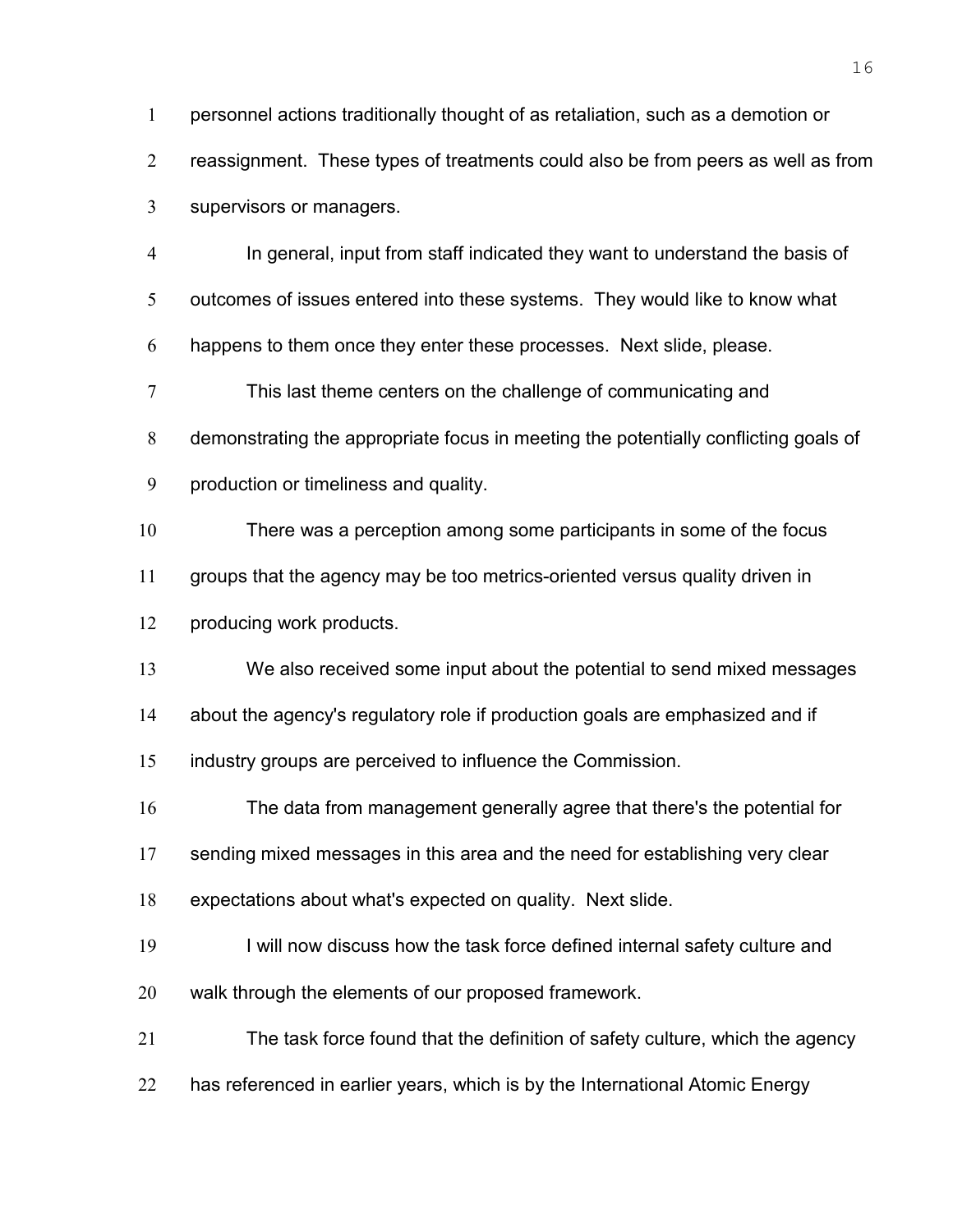personnel actions traditionally thought of as retaliation, such as a demotion or reassignment. These types of treatments could also be from peers as well as from supervisors or managers.

In general, input from staff indicated they want to understand the basis of outcomes of issues entered into these systems. They would like to know what happens to them once they enter these processes. Next slide, please.

This last theme centers on the challenge of communicating and demonstrating the appropriate focus in meeting the potentially conflicting goals of production or timeliness and quality.

There was a perception among some participants in some of the focus groups that the agency may be too metrics-oriented versus quality driven in producing work products.

We also received some input about the potential to send mixed messages about the agency's regulatory role if production goals are emphasized and if industry groups are perceived to influence the Commission.

The data from management generally agree that there's the potential for sending mixed messages in this area and the need for establishing very clear expectations about what's expected on quality. Next slide.

I will now discuss how the task force defined internal safety culture and walk through the elements of our proposed framework.

The task force found that the definition of safety culture, which the agency has referenced in earlier years, which is by the International Atomic Energy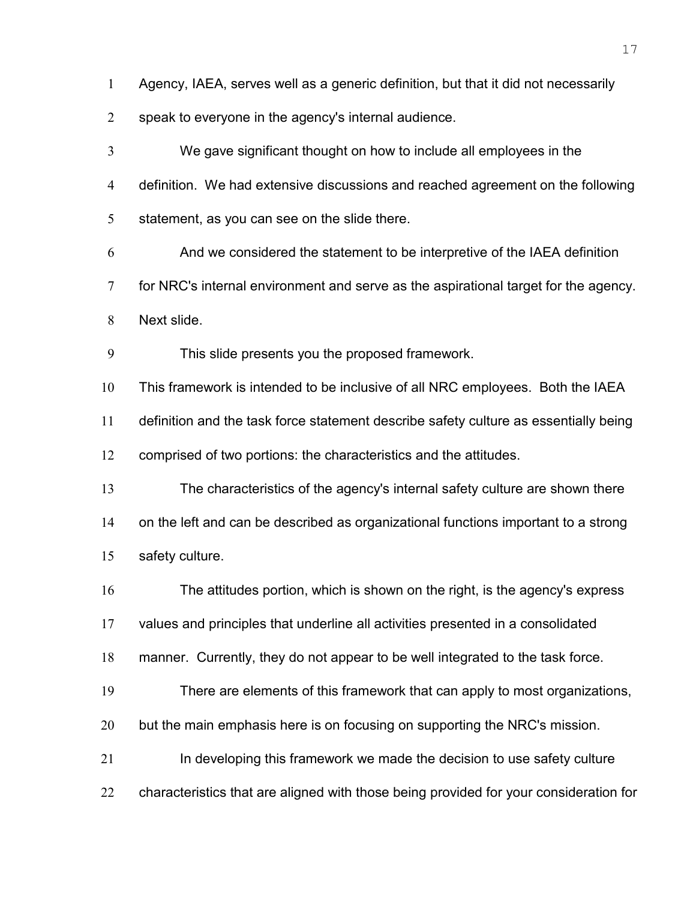Agency, IAEA, serves well as a generic definition, but that it did not necessarily speak to everyone in the agency's internal audience.

We gave significant thought on how to include all employees in the definition. We had extensive discussions and reached agreement on the following statement, as you can see on the slide there.

And we considered the statement to be interpretive of the IAEA definition for NRC's internal environment and serve as the aspirational target for the agency. Next slide.

This slide presents you the proposed framework. This framework is intended to be inclusive of all NRC employees. Both the IAEA definition and the task force statement describe safety culture as essentially being comprised of two portions: the characteristics and the attitudes.

The characteristics of the agency's internal safety culture are shown there on the left and can be described as organizational functions important to a strong safety culture.

The attitudes portion, which is shown on the right, is the agency's express values and principles that underline all activities presented in a consolidated manner. Currently, they do not appear to be well integrated to the task force.

There are elements of this framework that can apply to most organizations, but the main emphasis here is on focusing on supporting the NRC's mission.

In developing this framework we made the decision to use safety culture characteristics that are aligned with those being provided for your consideration for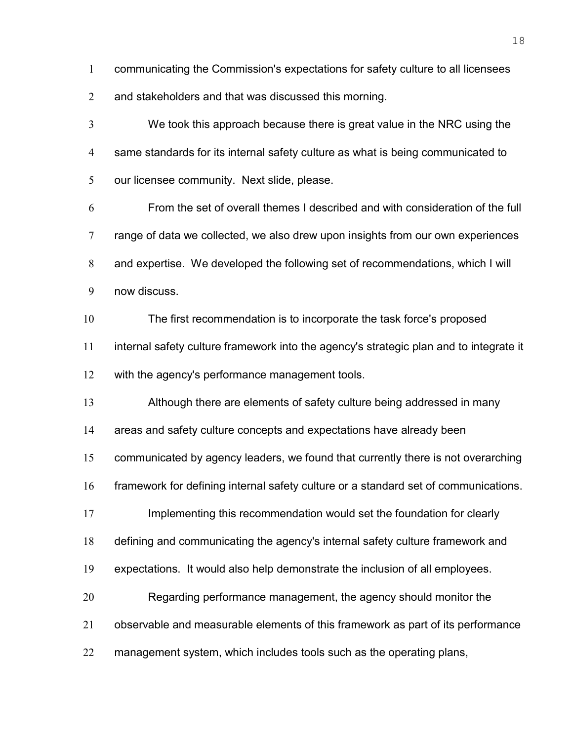communicating the Commission's expectations for safety culture to all licensees and stakeholders and that was discussed this morning.

We took this approach because there is great value in the NRC using the same standards for its internal safety culture as what is being communicated to our licensee community. Next slide, please.

From the set of overall themes I described and with consideration of the full range of data we collected, we also drew upon insights from our own experiences and expertise. We developed the following set of recommendations, which I will now discuss.

The first recommendation is to incorporate the task force's proposed internal safety culture framework into the agency's strategic plan and to integrate it with the agency's performance management tools.

Although there are elements of safety culture being addressed in many areas and safety culture concepts and expectations have already been communicated by agency leaders, we found that currently there is not overarching framework for defining internal safety culture or a standard set of communications.

Implementing this recommendation would set the foundation for clearly defining and communicating the agency's internal safety culture framework and expectations. It would also help demonstrate the inclusion of all employees.

Regarding performance management, the agency should monitor the observable and measurable elements of this framework as part of its performance management system, which includes tools such as the operating plans,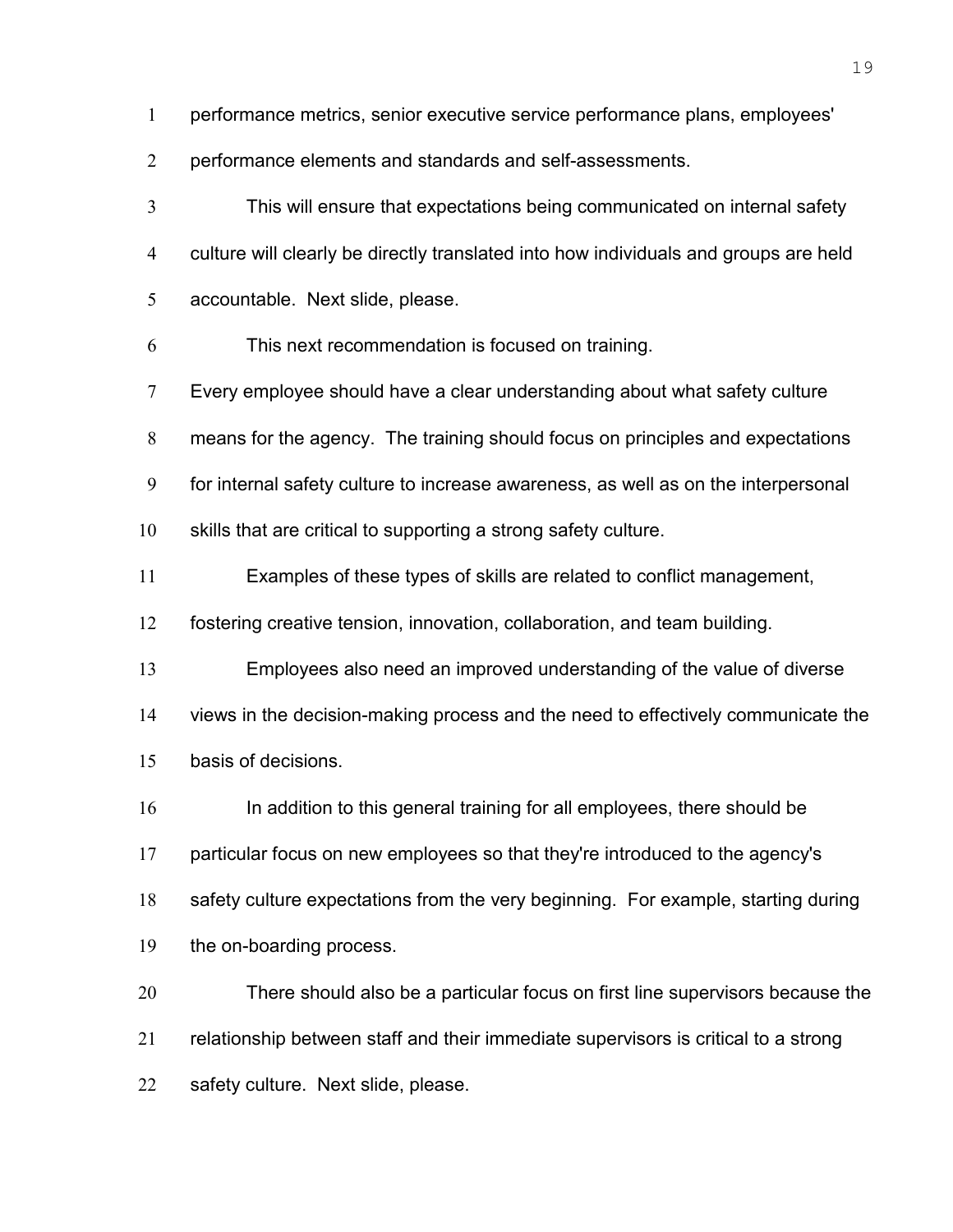performance metrics, senior executive service performance plans, employees' performance elements and standards and self-assessments.

This will ensure that expectations being communicated on internal safety culture will clearly be directly translated into how individuals and groups are held accountable. Next slide, please.

This next recommendation is focused on training.
Every employee should have a clear understanding about what safety culture means for the agency. The training should focus on principles and expectations for internal safety culture to increase awareness, as well as on the interpersonal skills that are critical to supporting a strong safety culture.

Examples of these types of skills are related to conflict management, fostering creative tension, innovation, collaboration, and team building.

Employees also need an improved understanding of the value of diverse views in the decision-making process and the need to effectively communicate the basis of decisions.

In addition to this general training for all employees, there should be particular focus on new employees so that they're introduced to the agency's safety culture expectations from the very beginning. For example, starting during the on-boarding process.

There should also be a particular focus on first line supervisors because the relationship between staff and their immediate supervisors is critical to a strong safety culture. Next slide, please.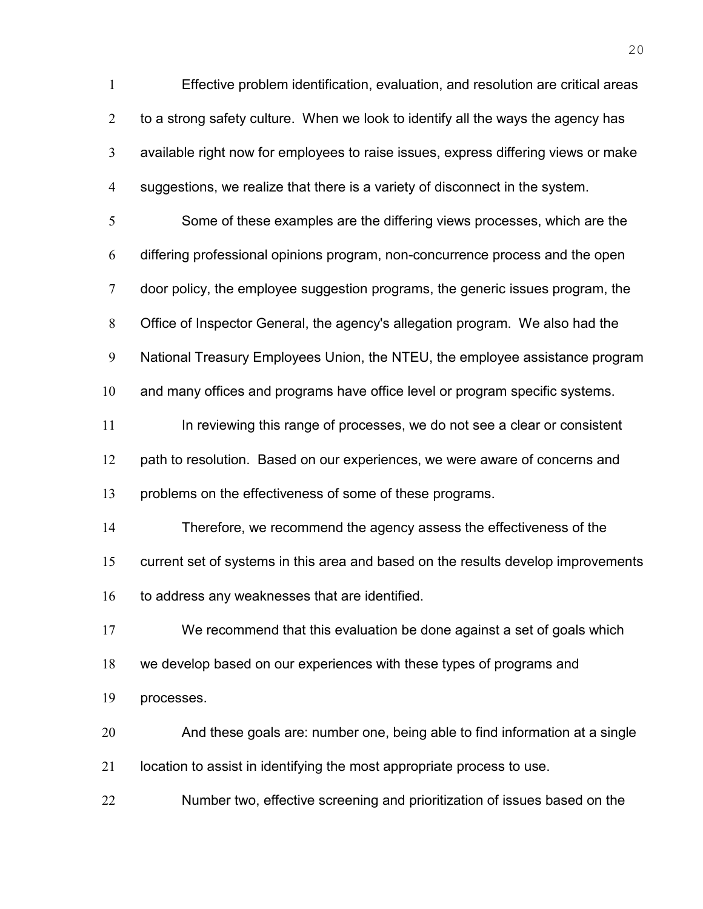Effective problem identification, evaluation, and resolution are critical areas to a strong safety culture. When we look to identify all the ways the agency has available right now for employees to raise issues, express differing views or make suggestions, we realize that there is a variety of disconnect in the system.

Some of these examples are the differing views processes, which are the differing professional opinions program, non-concurrence process and the open door policy, the employee suggestion programs, the generic issues program, the Office of Inspector General, the agency's allegation program. We also had the National Treasury Employees Union, the NTEU, the employee assistance program and many offices and programs have office level or program specific systems.

In reviewing this range of processes, we do not see a clear or consistent path to resolution. Based on our experiences, we were aware of concerns and problems on the effectiveness of some of these programs.

Therefore, we recommend the agency assess the effectiveness of the current set of systems in this area and based on the results develop improvements to address any weaknesses that are identified.

We recommend that this evaluation be done against a set of goals which we develop based on our experiences with these types of programs and processes.

And these goals are: number one, being able to find information at a single location to assist in identifying the most appropriate process to use.

Number two, effective screening and prioritization of issues based on the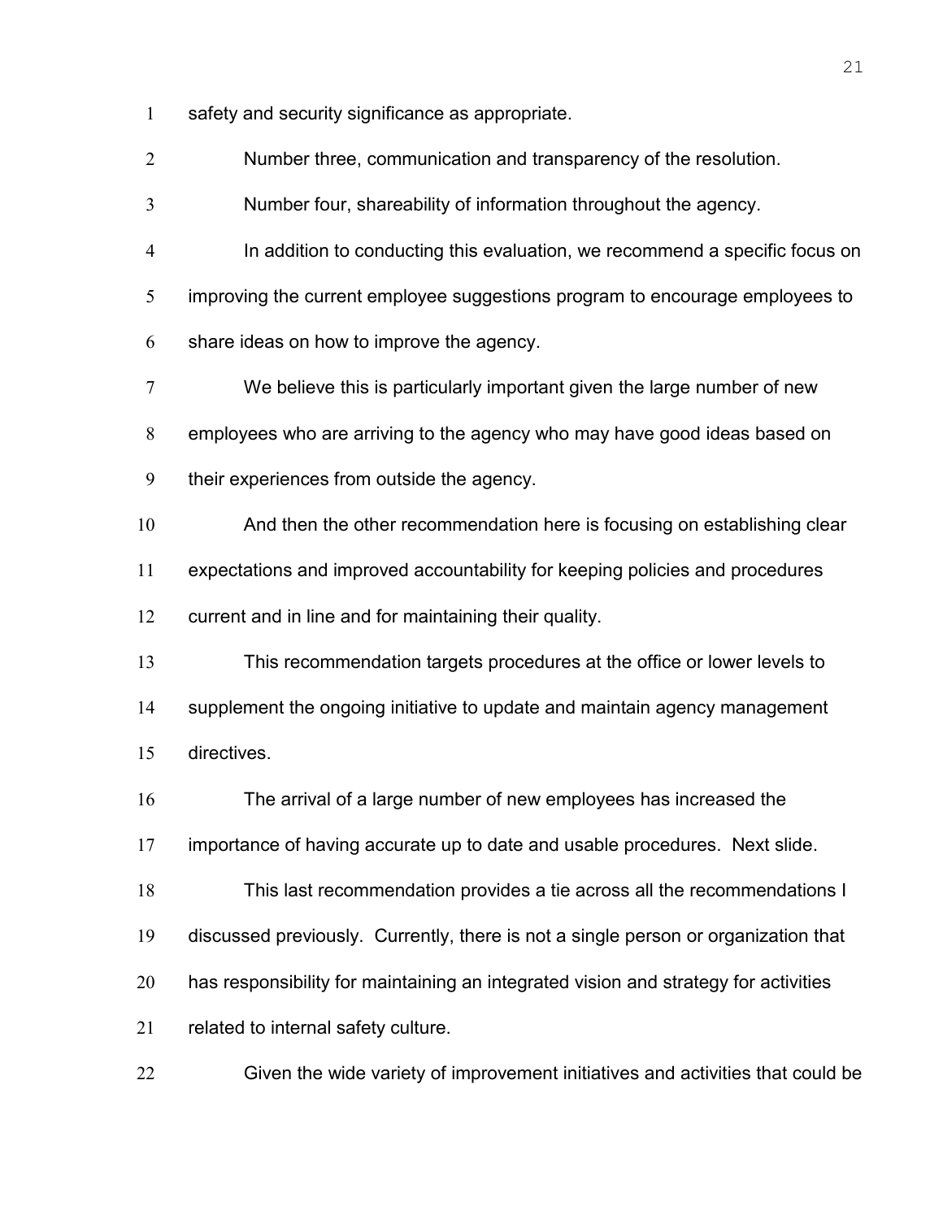safety and security significance as appropriate.

Number three, communication and transparency of the resolution.

Number four, shareability of information throughout the agency.

In addition to conducting this evaluation, we recommend a specific focus on improving the current employee suggestions program to encourage employees to share ideas on how to improve the agency.

We believe this is particularly important given the large number of new employees who are arriving to the agency who may have good ideas based on their experiences from outside the agency.

And then the other recommendation here is focusing on establishing clear expectations and improved accountability for keeping policies and procedures current and in line and for maintaining their quality.

This recommendation targets procedures at the office or lower levels to supplement the ongoing initiative to update and maintain agency management directives.

The arrival of a large number of new employees has increased the importance of having accurate up to date and usable procedures. Next slide.

This last recommendation provides a tie across all the recommendations I discussed previously. Currently, there is not a single person or organization that has responsibility for maintaining an integrated vision and strategy for activities related to internal safety culture.

Given the wide variety of improvement initiatives and activities that could be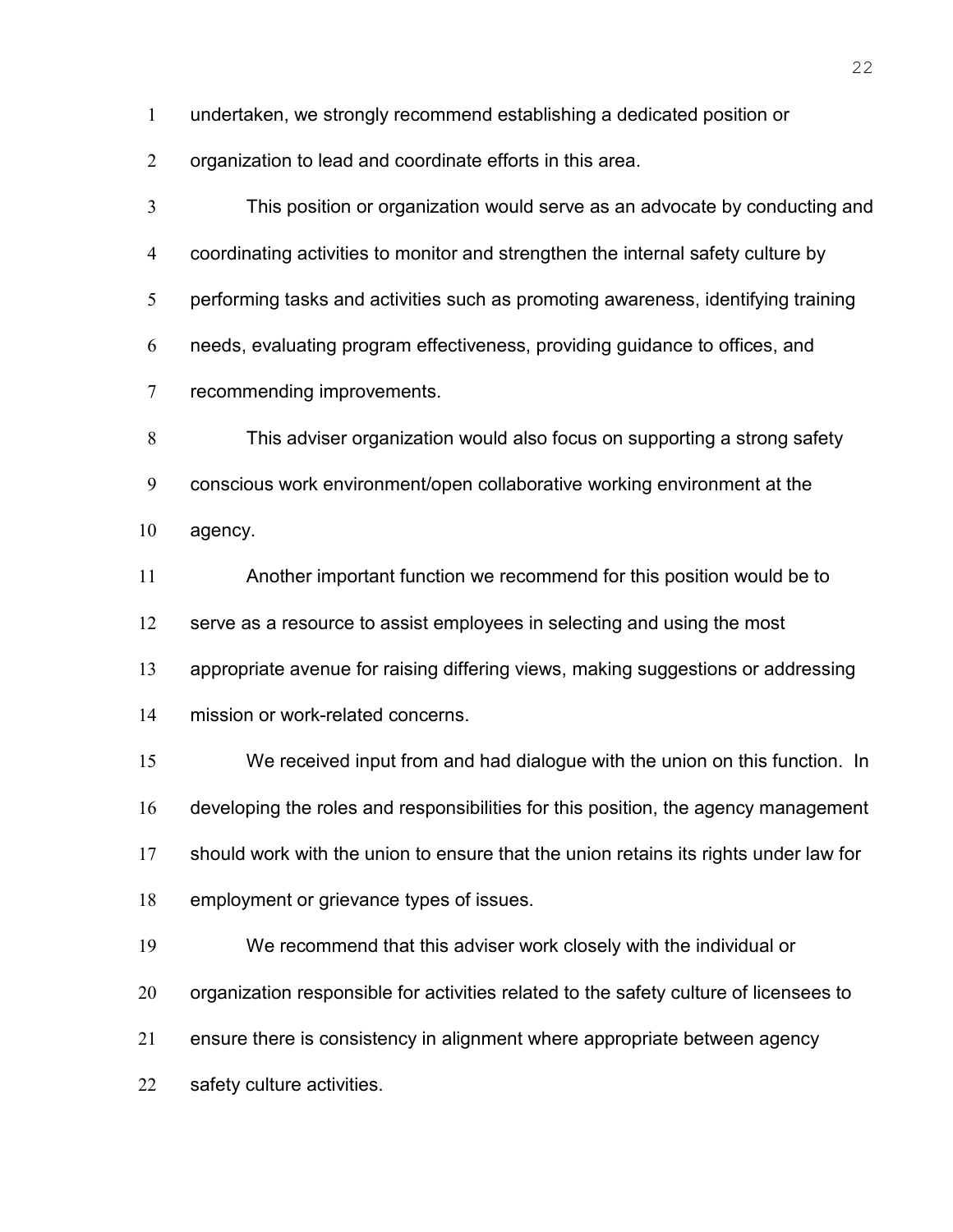undertaken, we strongly recommend establishing a dedicated position or organization to lead and coordinate efforts in this area.

This position or organization would serve as an advocate by conducting and coordinating activities to monitor and strengthen the internal safety culture by performing tasks and activities such as promoting awareness, identifying training needs, evaluating program effectiveness, providing guidance to offices, and recommending improvements.

This adviser organization would also focus on supporting a strong safety conscious work environment/open collaborative working environment at the agency.

Another important function we recommend for this position would be to serve as a resource to assist employees in selecting and using the most appropriate avenue for raising differing views, making suggestions or addressing mission or work-related concerns.

We received input from and had dialogue with the union on this function. In developing the roles and responsibilities for this position, the agency management should work with the union to ensure that the union retains its rights under law for employment or grievance types of issues.

We recommend that this adviser work closely with the individual or organization responsible for activities related to the safety culture of licensees to ensure there is consistency in alignment where appropriate between agency safety culture activities.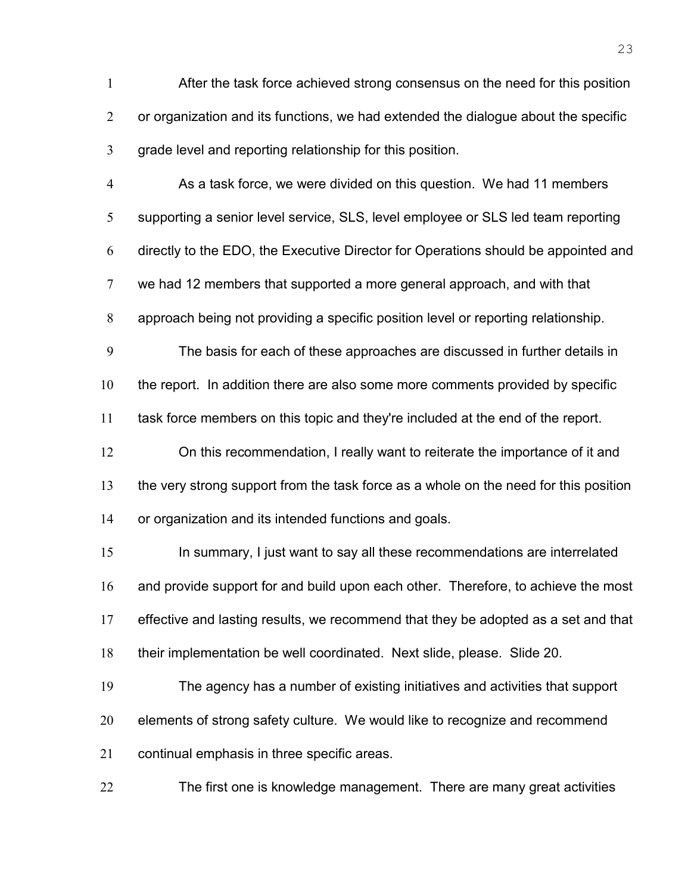After the task force achieved strong consensus on the need for this position or organization and its functions, we had extended the dialogue about the specific grade level and reporting relationship for this position.

As a task force, we were divided on this question. We had 11 members supporting a senior level service, SLS, level employee or SLS led team reporting directly to the EDO, the Executive Director for Operations should be appointed and we had 12 members that supported a more general approach, and with that approach being not providing a specific position level or reporting relationship.

The basis for each of these approaches are discussed in further details in the report. In addition there are also some more comments provided by specific task force members on this topic and they're included at the end of the report.

On this recommendation, I really want to reiterate the importance of it and the very strong support from the task force as a whole on the need for this position or organization and its intended functions and goals.

In summary, I just want to say all these recommendations are interrelated and provide support for and build upon each other. Therefore, to achieve the most effective and lasting results, we recommend that they be adopted as a set and that their implementation be well coordinated. Next slide, please. Slide 20.

The agency has a number of existing initiatives and activities that support elements of strong safety culture. We would like to recognize and recommend continual emphasis in three specific areas.

The first one is knowledge management. There are many great activities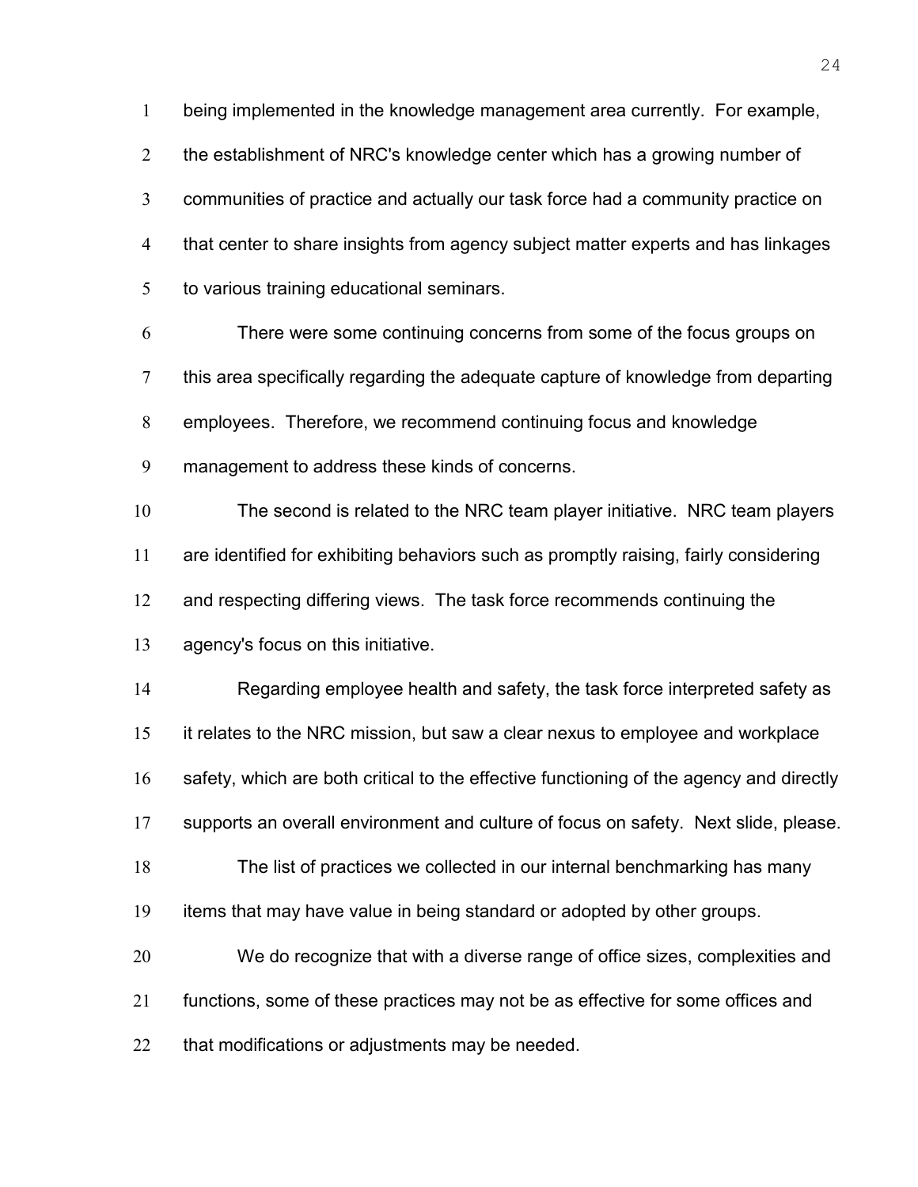being implemented in the knowledge management area currently. For example, the establishment of NRC's knowledge center which has a growing number of communities of practice and actually our task force had a community practice on that center to share insights from agency subject matter experts and has linkages to various training educational seminars.

There were some continuing concerns from some of the focus groups on this area specifically regarding the adequate capture of knowledge from departing employees. Therefore, we recommend continuing focus and knowledge management to address these kinds of concerns.

The second is related to the NRC team player initiative. NRC team players are identified for exhibiting behaviors such as promptly raising, fairly considering and respecting differing views. The task force recommends continuing the agency's focus on this initiative.

Regarding employee health and safety, the task force interpreted safety as it relates to the NRC mission, but saw a clear nexus to employee and workplace safety, which are both critical to the effective functioning of the agency and directly supports an overall environment and culture of focus on safety. Next slide, please.

The list of practices we collected in our internal benchmarking has many items that may have value in being standard or adopted by other groups.

We do recognize that with a diverse range of office sizes, complexities and functions, some of these practices may not be as effective for some offices and that modifications or adjustments may be needed.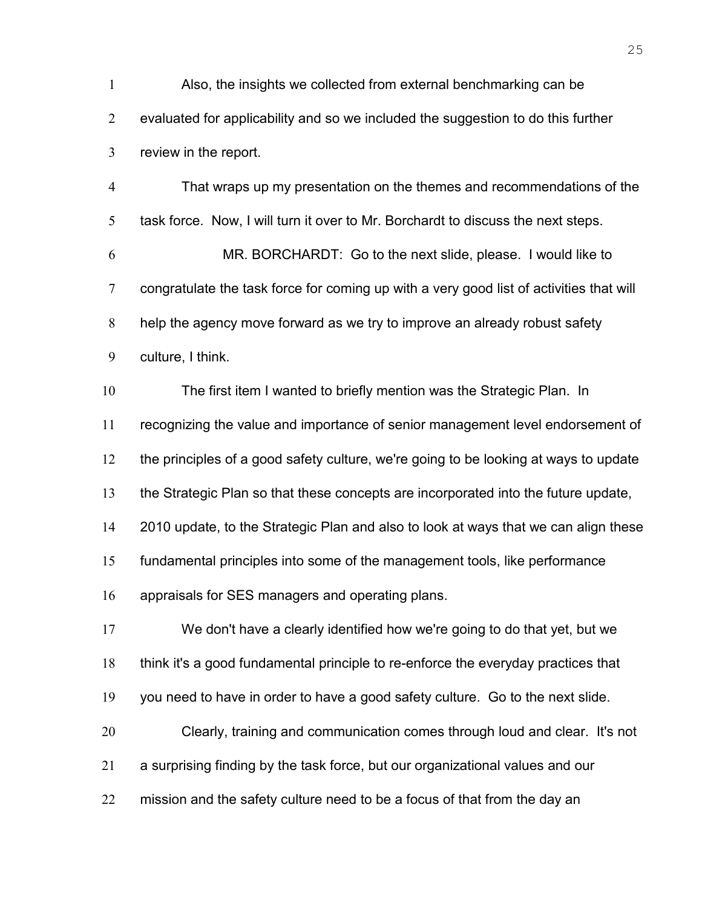Also, the insights we collected from external benchmarking can be evaluated for applicability and so we included the suggestion to do this further review in the report.

That wraps up my presentation on the themes and recommendations of the task force. Now, I will turn it over to Mr. Borchardt to discuss the next steps.

MR. BORCHARDT: Go to the next slide, please. I would like to congratulate the task force for coming up with a very good list of activities that will help the agency move forward as we try to improve an already robust safety culture, I think.

The first item I wanted to briefly mention was the Strategic Plan. In recognizing the value and importance of senior management level endorsement of the principles of a good safety culture, we're going to be looking at ways to update the Strategic Plan so that these concepts are incorporated into the future update, 2010 update, to the Strategic Plan and also to look at ways that we can align these fundamental principles into some of the management tools, like performance appraisals for SES managers and operating plans.

We don't have a clearly identified how we're going to do that yet, but we think it's a good fundamental principle to re-enforce the everyday practices that you need to have in order to have a good safety culture. Go to the next slide.

Clearly, training and communication comes through loud and clear. It's not a surprising finding by the task force, but our organizational values and our mission and the safety culture need to be a focus of that from the day an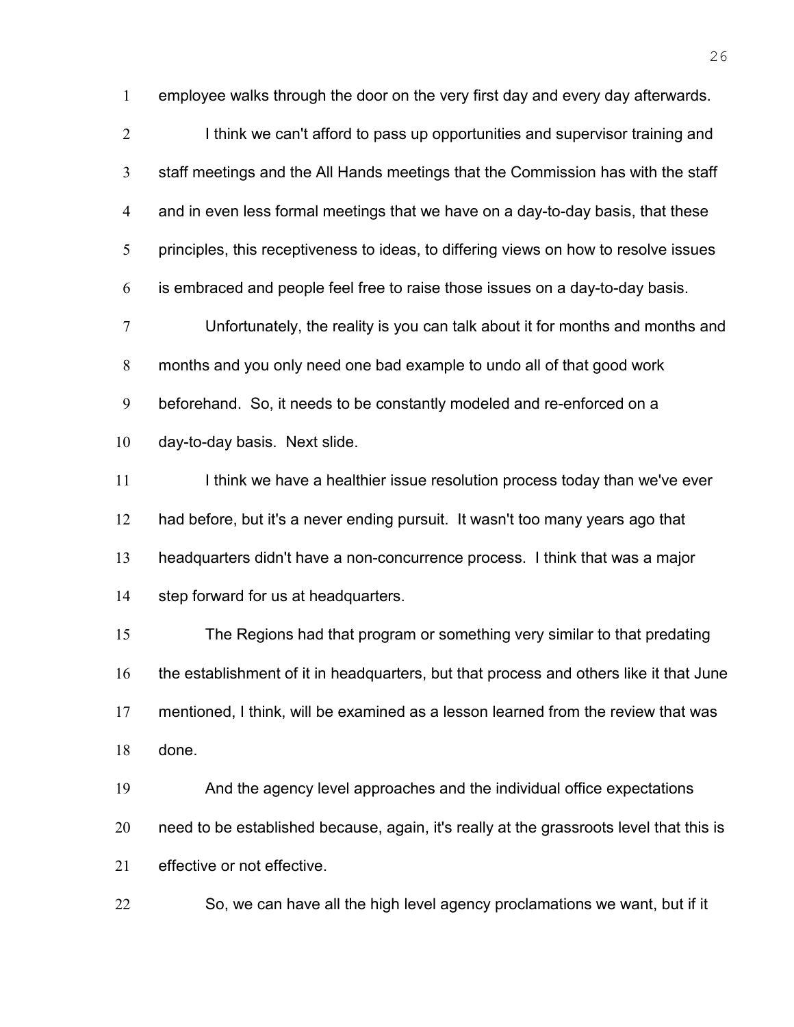employee walks through the door on the very first day and every day afterwards.

I think we can't afford to pass up opportunities and supervisor training and staff meetings and the All Hands meetings that the Commission has with the staff and in even less formal meetings that we have on a day-to-day basis, that these principles, this receptiveness to ideas, to differing views on how to resolve issues is embraced and people feel free to raise those issues on a day-to-day basis.

Unfortunately, the reality is you can talk about it for months and months and months and you only need one bad example to undo all of that good work beforehand. So, it needs to be constantly modeled and re-enforced on a day-to-day basis. Next slide.

I think we have a healthier issue resolution process today than we've ever had before, but it's a never ending pursuit. It wasn't too many years ago that headquarters didn't have a non-concurrence process. I think that was a major step forward for us at headquarters.

The Regions had that program or something very similar to that predating the establishment of it in headquarters, but that process and others like it that June mentioned, I think, will be examined as a lesson learned from the review that was done.

And the agency level approaches and the individual office expectations need to be established because, again, it's really at the grassroots level that this is effective or not effective.

So, we can have all the high level agency proclamations we want, but if it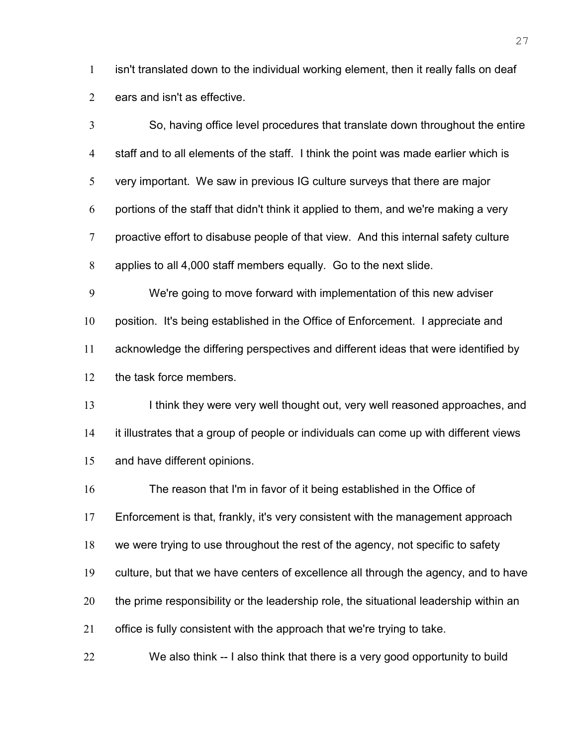isn't translated down to the individual working element, then it really falls on deaf ears and isn't as effective.

So, having office level procedures that translate down throughout the entire staff and to all elements of the staff. I think the point was made earlier which is very important. We saw in previous IG culture surveys that there are major portions of the staff that didn't think it applied to them, and we're making a very proactive effort to disabuse people of that view. And this internal safety culture applies to all 4,000 staff members equally. Go to the next slide.

We're going to move forward with implementation of this new adviser position. It's being established in the Office of Enforcement. I appreciate and acknowledge the differing perspectives and different ideas that were identified by the task force members.

I think they were very well thought out, very well reasoned approaches, and it illustrates that a group of people or individuals can come up with different views and have different opinions.

The reason that I'm in favor of it being established in the Office of Enforcement is that, frankly, it's very consistent with the management approach we were trying to use throughout the rest of the agency, not specific to safety culture, but that we have centers of excellence all through the agency, and to have the prime responsibility or the leadership role, the situational leadership within an office is fully consistent with the approach that we're trying to take.

We also think -- I also think that there is a very good opportunity to build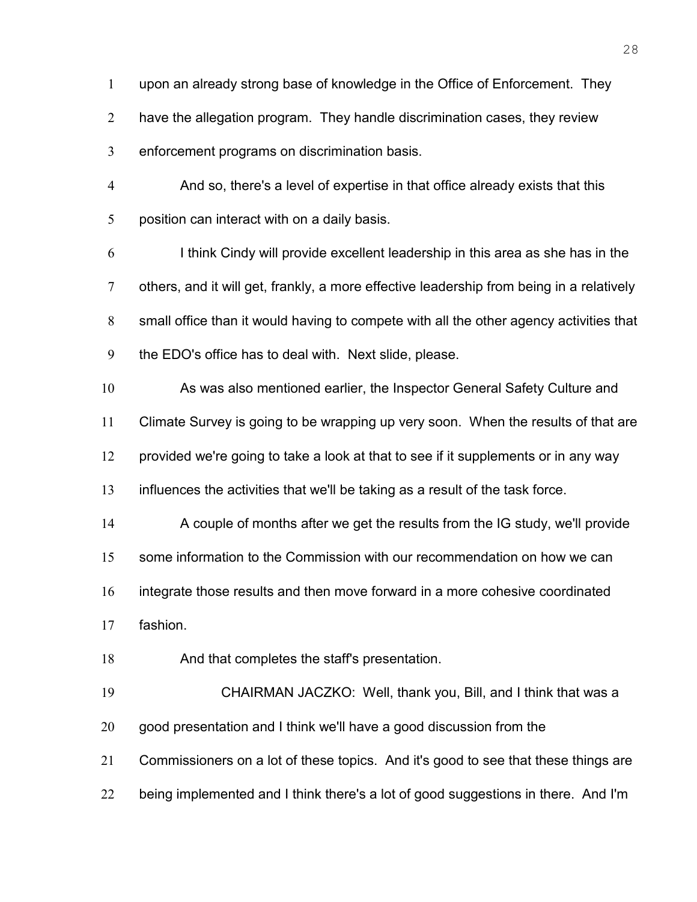upon an already strong base of knowledge in the Office of Enforcement. They have the allegation program. They handle discrimination cases, they review enforcement programs on discrimination basis.

And so, there's a level of expertise in that office already exists that this position can interact with on a daily basis.

I think Cindy will provide excellent leadership in this area as she has in the others, and it will get, frankly, a more effective leadership from being in a relatively small office than it would having to compete with all the other agency activities that the EDO's office has to deal with. Next slide, please.

As was also mentioned earlier, the Inspector General Safety Culture and Climate Survey is going to be wrapping up very soon. When the results of that are provided we're going to take a look at that to see if it supplements or in any way influences the activities that we'll be taking as a result of the task force.

A couple of months after we get the results from the IG study, we'll provide some information to the Commission with our recommendation on how we can integrate those results and then move forward in a more cohesive coordinated fashion.

And that completes the staff's presentation.

CHAIRMAN JACZKO: Well, thank you, Bill, and I think that was a good presentation and I think we'll have a good discussion from the Commissioners on a lot of these topics. And it's good to see that these things are being implemented and I think there's a lot of good suggestions in there. And I'm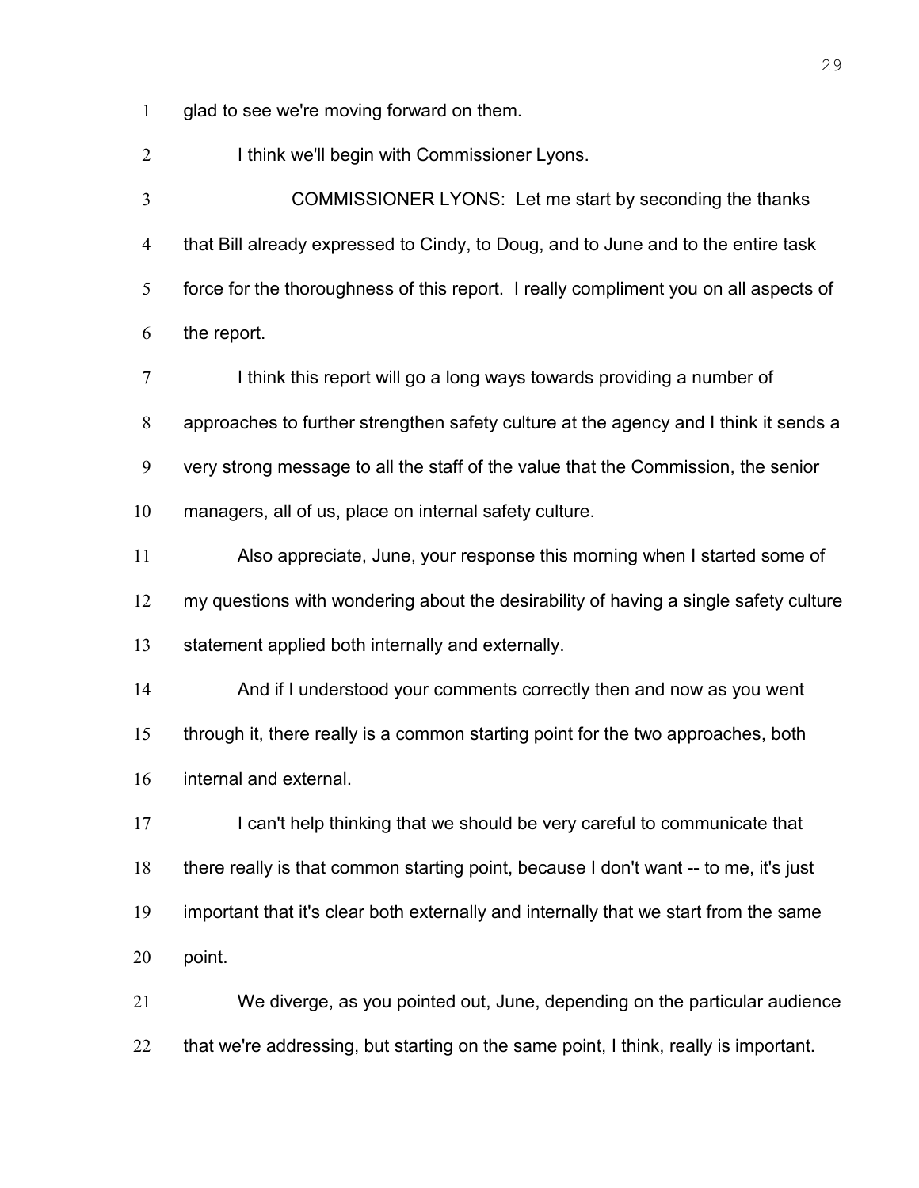glad to see we're moving forward on them.

I think we'll begin with Commissioner Lyons.

COMMISSIONER LYONS: Let me start by seconding the thanks that Bill already expressed to Cindy, to Doug, and to June and to the entire task force for the thoroughness of this report. I really compliment you on all aspects of the report.

I think this report will go a long ways towards providing a number of approaches to further strengthen safety culture at the agency and I think it sends a very strong message to all the staff of the value that the Commission, the senior managers, all of us, place on internal safety culture.

Also appreciate, June, your response this morning when I started some of my questions with wondering about the desirability of having a single safety culture statement applied both internally and externally.

And if I understood your comments correctly then and now as you went through it, there really is a common starting point for the two approaches, both internal and external.

I can't help thinking that we should be very careful to communicate that there really is that common starting point, because I don't want -- to me, it's just important that it's clear both externally and internally that we start from the same point.

We diverge, as you pointed out, June, depending on the particular audience that we're addressing, but starting on the same point, I think, really is important.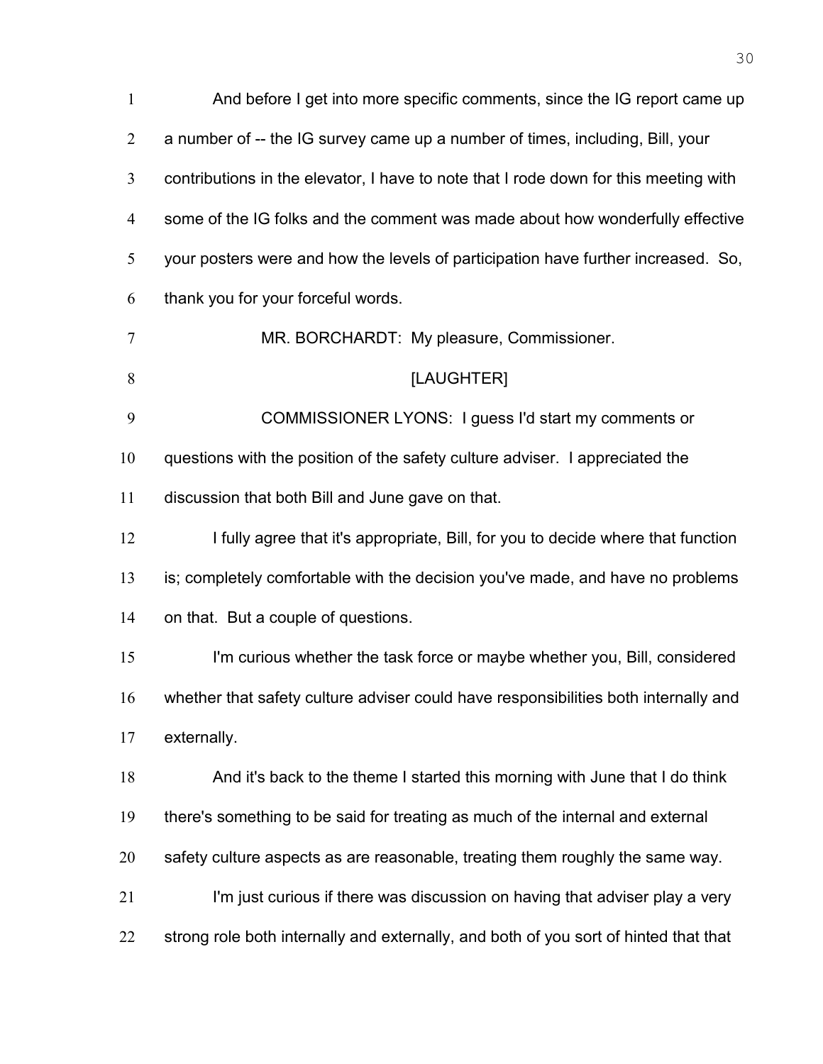And before I get into more specific comments, since the IG report came up a number of -- the IG survey came up a number of times, including, Bill, your contributions in the elevator, I have to note that I rode down for this meeting with some of the IG folks and the comment was made about how wonderfully effective your posters were and how the levels of participation have further increased. So, thank you for your forceful words.

MR. BORCHARDT: My pleasure, Commissioner.

[LAUGHTER]

COMMISSIONER LYONS: I guess I'd start my comments or questions with the position of the safety culture adviser. I appreciated the discussion that both Bill and June gave on that.

I fully agree that it's appropriate, Bill, for you to decide where that function is; completely comfortable with the decision you've made, and have no problems on that. But a couple of questions.

I'm curious whether the task force or maybe whether you, Bill, considered whether that safety culture adviser could have responsibilities both internally and externally.

And it's back to the theme I started this morning with June that I do think there's something to be said for treating as much of the internal and external safety culture aspects as are reasonable, treating them roughly the same way.

I'm just curious if there was discussion on having that adviser play a very strong role both internally and externally, and both of you sort of hinted that that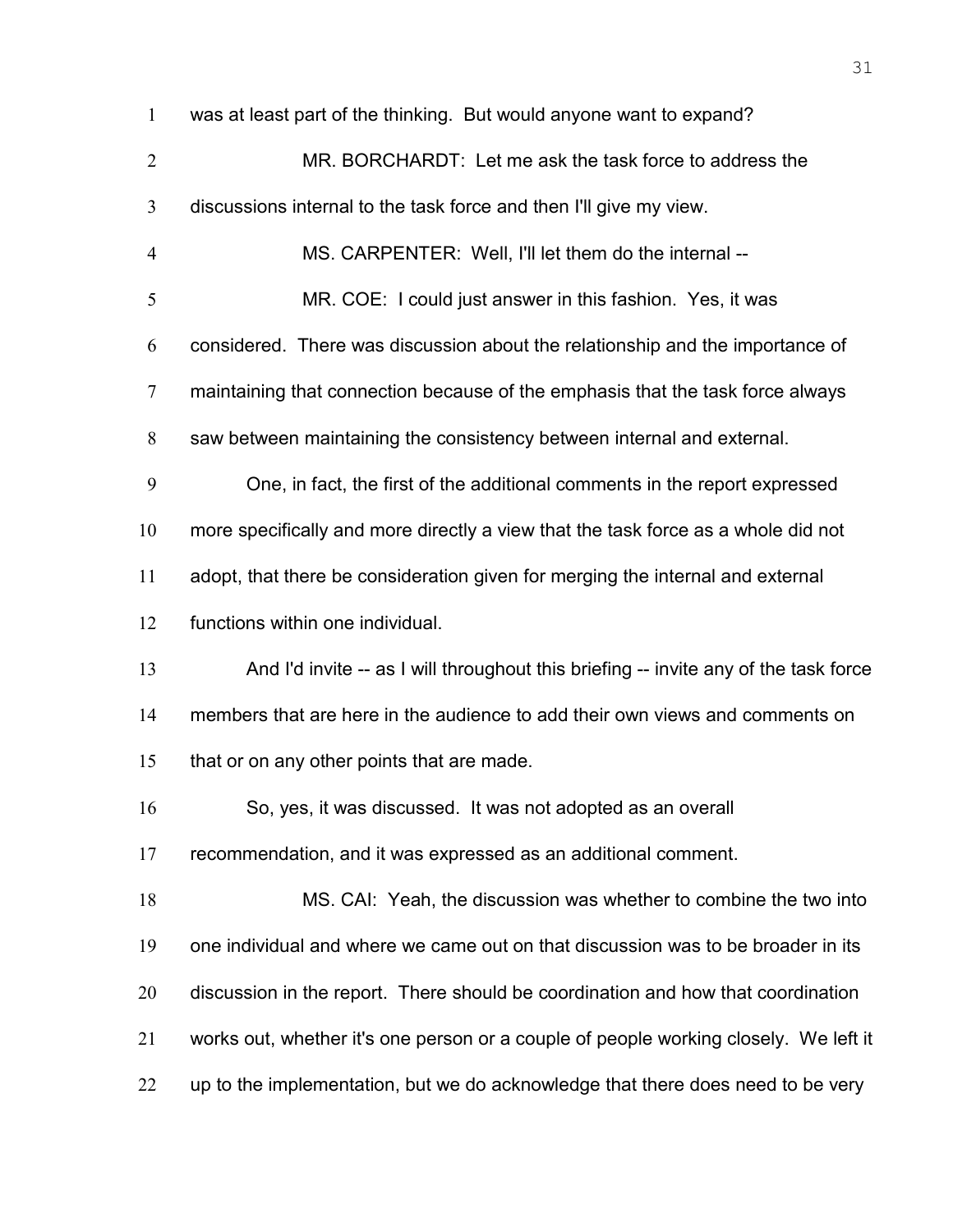was at least part of the thinking. But would anyone want to expand?

MR. BORCHARDT: Let me ask the task force to address the discussions internal to the task force and then I'll give my view.

MS. CARPENTER: Well, I'll let them do the internal --

MR. COE: I could just answer in this fashion. Yes, it was considered. There was discussion about the relationship and the importance of maintaining that connection because of the emphasis that the task force always saw between maintaining the consistency between internal and external.

One, in fact, the first of the additional comments in the report expressed more specifically and more directly a view that the task force as a whole did not adopt, that there be consideration given for merging the internal and external functions within one individual.

And I'd invite -- as I will throughout this briefing -- invite any of the task force members that are here in the audience to add their own views and comments on that or on any other points that are made.

So, yes, it was discussed. It was not adopted as an overall recommendation, and it was expressed as an additional comment.

MS. CAI: Yeah, the discussion was whether to combine the two into one individual and where we came out on that discussion was to be broader in its discussion in the report. There should be coordination and how that coordination works out, whether it's one person or a couple of people working closely. We left it up to the implementation, but we do acknowledge that there does need to be very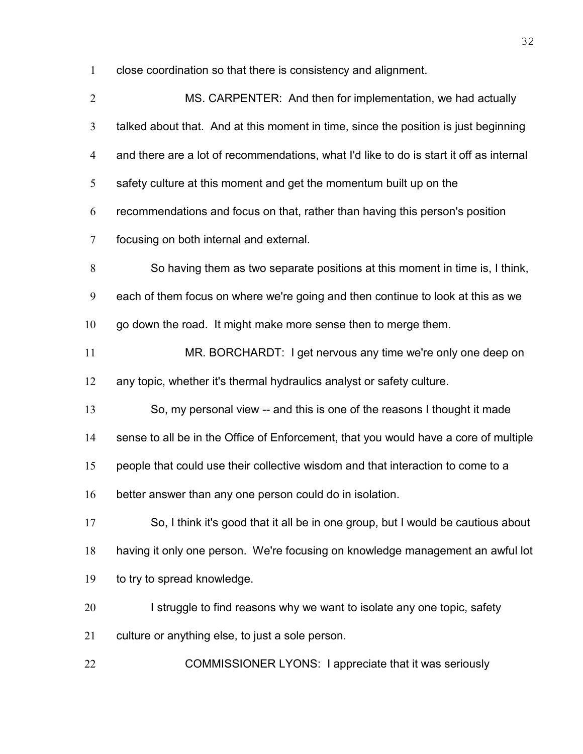close coordination so that there is consistency and alignment.

MS. CARPENTER: And then for implementation, we had actually talked about that. And at this moment in time, since the position is just beginning and there are a lot of recommendations, what I'd like to do is start it off as internal safety culture at this moment and get the momentum built up on the recommendations and focus on that, rather than having this person's position focusing on both internal and external.

So having them as two separate positions at this moment in time is, I think, each of them focus on where we're going and then continue to look at this as we go down the road. It might make more sense then to merge them.

MR. BORCHARDT: I get nervous any time we're only one deep on any topic, whether it's thermal hydraulics analyst or safety culture.

So, my personal view -- and this is one of the reasons I thought it made sense to all be in the Office of Enforcement, that you would have a core of multiple people that could use their collective wisdom and that interaction to come to a better answer than any one person could do in isolation.

So, I think it's good that it all be in one group, but I would be cautious about having it only one person. We're focusing on knowledge management an awful lot to try to spread knowledge.

I struggle to find reasons why we want to isolate any one topic, safety culture or anything else, to just a sole person.

COMMISSIONER LYONS: I appreciate that it was seriously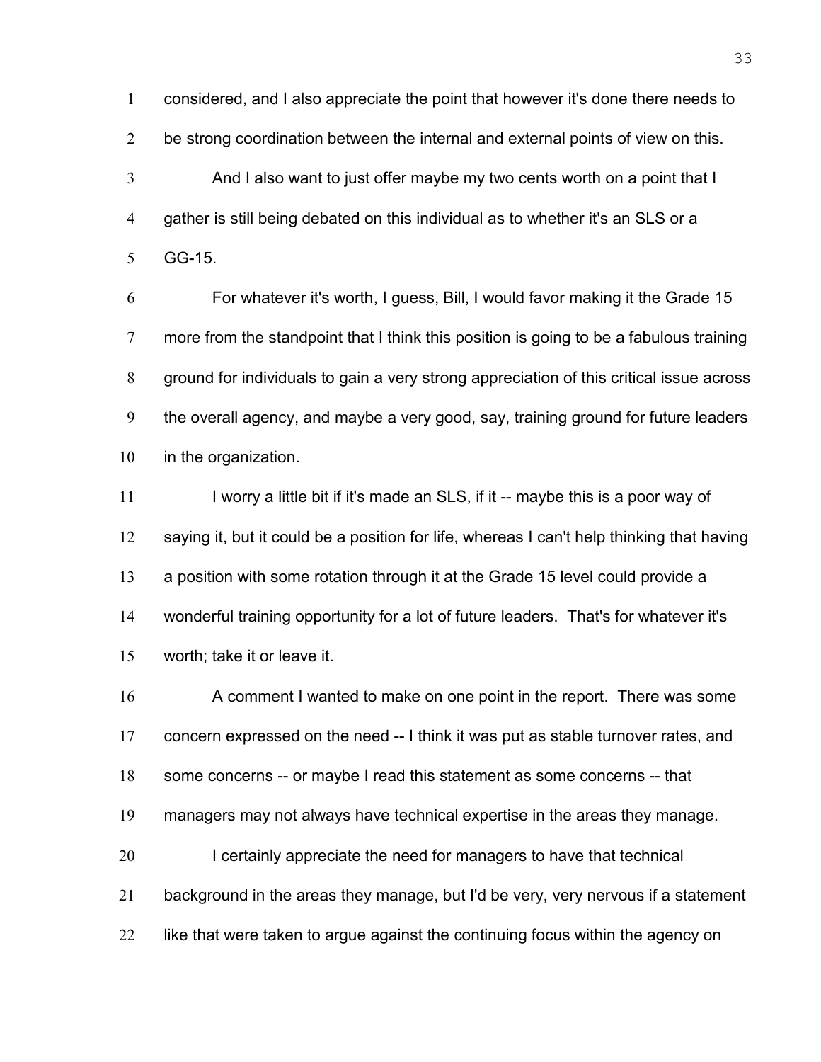considered, and I also appreciate the point that however it's done there needs to be strong coordination between the internal and external points of view on this.

And I also want to just offer maybe my two cents worth on a point that I gather is still being debated on this individual as to whether it's an SLS or a GG-15.

For whatever it's worth, I guess, Bill, I would favor making it the Grade 15 more from the standpoint that I think this position is going to be a fabulous training ground for individuals to gain a very strong appreciation of this critical issue across the overall agency, and maybe a very good, say, training ground for future leaders in the organization.

I worry a little bit if it's made an SLS, if it -- maybe this is a poor way of saying it, but it could be a position for life, whereas I can't help thinking that having a position with some rotation through it at the Grade 15 level could provide a wonderful training opportunity for a lot of future leaders. That's for whatever it's worth; take it or leave it.

A comment I wanted to make on one point in the report. There was some concern expressed on the need -- I think it was put as stable turnover rates, and some concerns -- or maybe I read this statement as some concerns -- that managers may not always have technical expertise in the areas they manage.

I certainly appreciate the need for managers to have that technical background in the areas they manage, but I'd be very, very nervous if a statement like that were taken to argue against the continuing focus within the agency on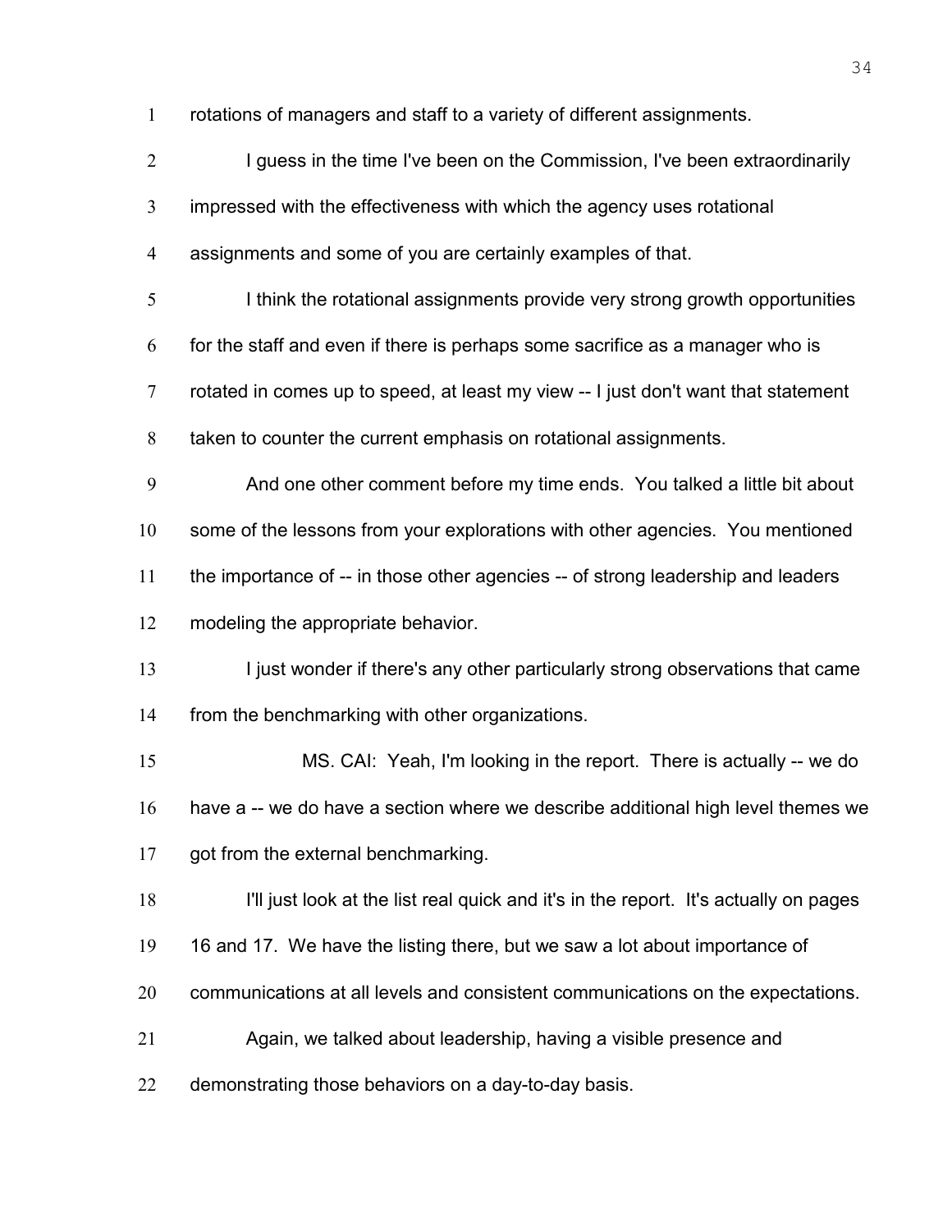rotations of managers and staff to a variety of different assignments.

I guess in the time I've been on the Commission, I've been extraordinarily impressed with the effectiveness with which the agency uses rotational assignments and some of you are certainly examples of that.

I think the rotational assignments provide very strong growth opportunities for the staff and even if there is perhaps some sacrifice as a manager who is rotated in comes up to speed, at least my view -- I just don't want that statement taken to counter the current emphasis on rotational assignments.

And one other comment before my time ends. You talked a little bit about some of the lessons from your explorations with other agencies. You mentioned the importance of -- in those other agencies -- of strong leadership and leaders modeling the appropriate behavior.

I just wonder if there's any other particularly strong observations that came from the benchmarking with other organizations.

MS. CAI: Yeah, I'm looking in the report. There is actually -- we do have a -- we do have a section where we describe additional high level themes we got from the external benchmarking.

I'll just look at the list real quick and it's in the report. It's actually on pages 16 and 17. We have the listing there, but we saw a lot about importance of communications at all levels and consistent communications on the expectations.

Again, we talked about leadership, having a visible presence and demonstrating those behaviors on a day-to-day basis.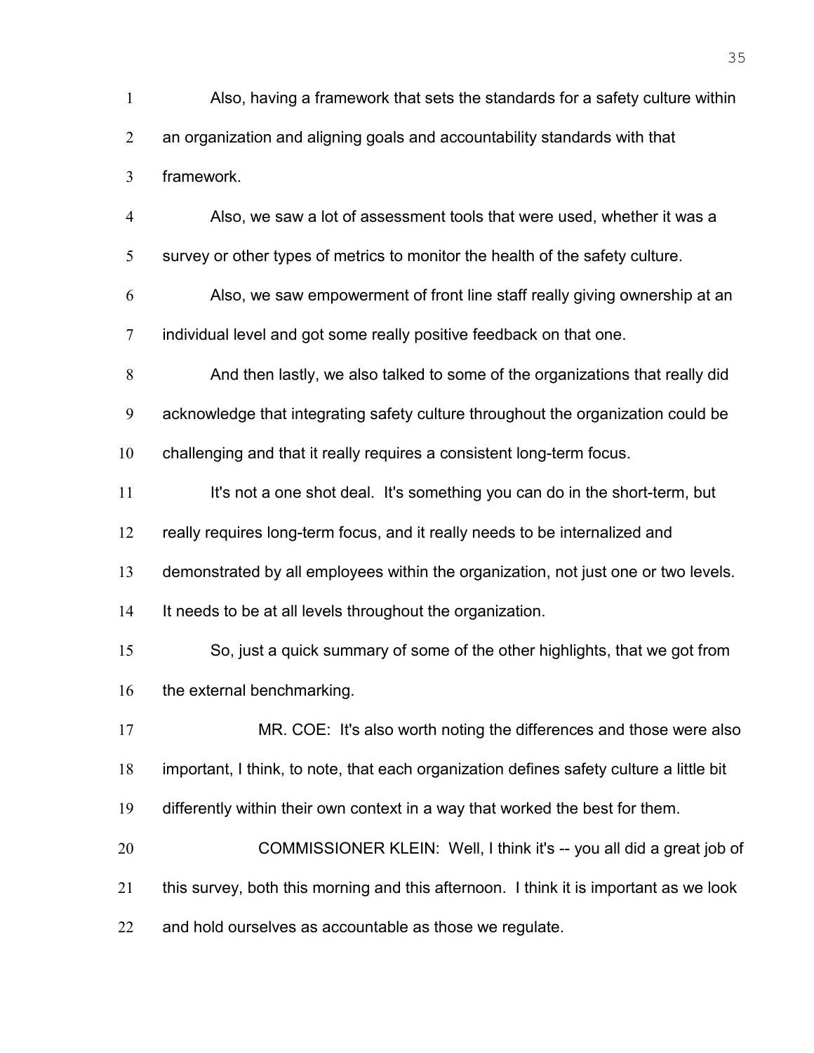Also, having a framework that sets the standards for a safety culture within an organization and aligning goals and accountability standards with that framework.

Also, we saw a lot of assessment tools that were used, whether it was a survey or other types of metrics to monitor the health of the safety culture.

Also, we saw empowerment of front line staff really giving ownership at an individual level and got some really positive feedback on that one.

And then lastly, we also talked to some of the organizations that really did acknowledge that integrating safety culture throughout the organization could be challenging and that it really requires a consistent long-term focus.

It's not a one shot deal. It's something you can do in the short-term, but really requires long-term focus, and it really needs to be internalized and demonstrated by all employees within the organization, not just one or two levels. It needs to be at all levels throughout the organization.

So, just a quick summary of some of the other highlights, that we got from the external benchmarking.

MR. COE: It's also worth noting the differences and those were also important, I think, to note, that each organization defines safety culture a little bit differently within their own context in a way that worked the best for them.

COMMISSIONER KLEIN: Well, I think it's -- you all did a great job of this survey, both this morning and this afternoon. I think it is important as we look and hold ourselves as accountable as those we regulate.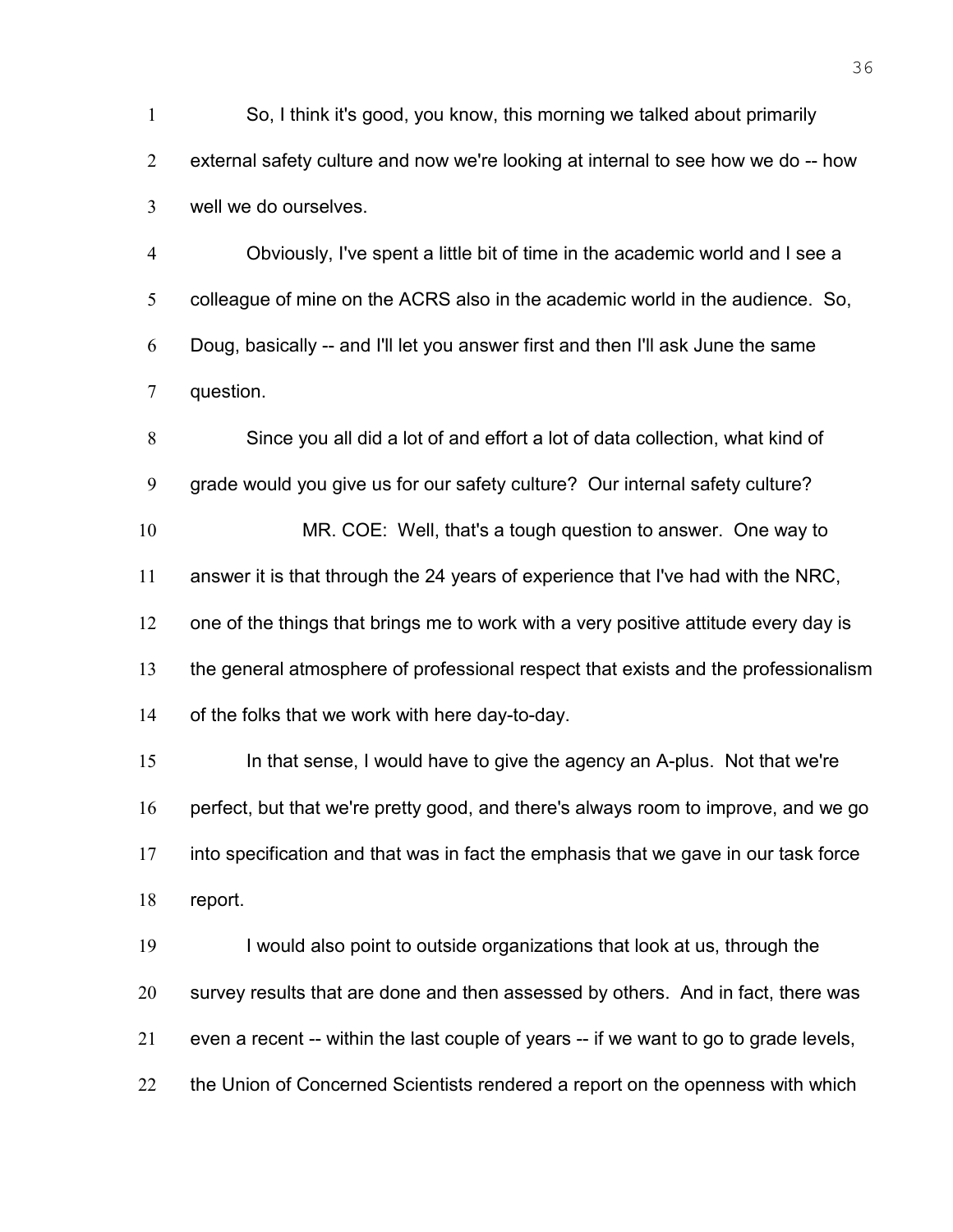So, I think it's good, you know, this morning we talked about primarily external safety culture and now we're looking at internal to see how we do -- how well we do ourselves.

Obviously, I've spent a little bit of time in the academic world and I see a colleague of mine on the ACRS also in the academic world in the audience. So, Doug, basically -- and I'll let you answer first and then I'll ask June the same question.

Since you all did a lot of and effort a lot of data collection, what kind of grade would you give us for our safety culture? Our internal safety culture?

MR. COE: Well, that's a tough question to answer. One way to answer it is that through the 24 years of experience that I've had with the NRC, one of the things that brings me to work with a very positive attitude every day is the general atmosphere of professional respect that exists and the professionalism of the folks that we work with here day-to-day.

In that sense, I would have to give the agency an A-plus. Not that we're perfect, but that we're pretty good, and there's always room to improve, and we go into specification and that was in fact the emphasis that we gave in our task force report.

I would also point to outside organizations that look at us, through the survey results that are done and then assessed by others. And in fact, there was even a recent -- within the last couple of years -- if we want to go to grade levels, the Union of Concerned Scientists rendered a report on the openness with which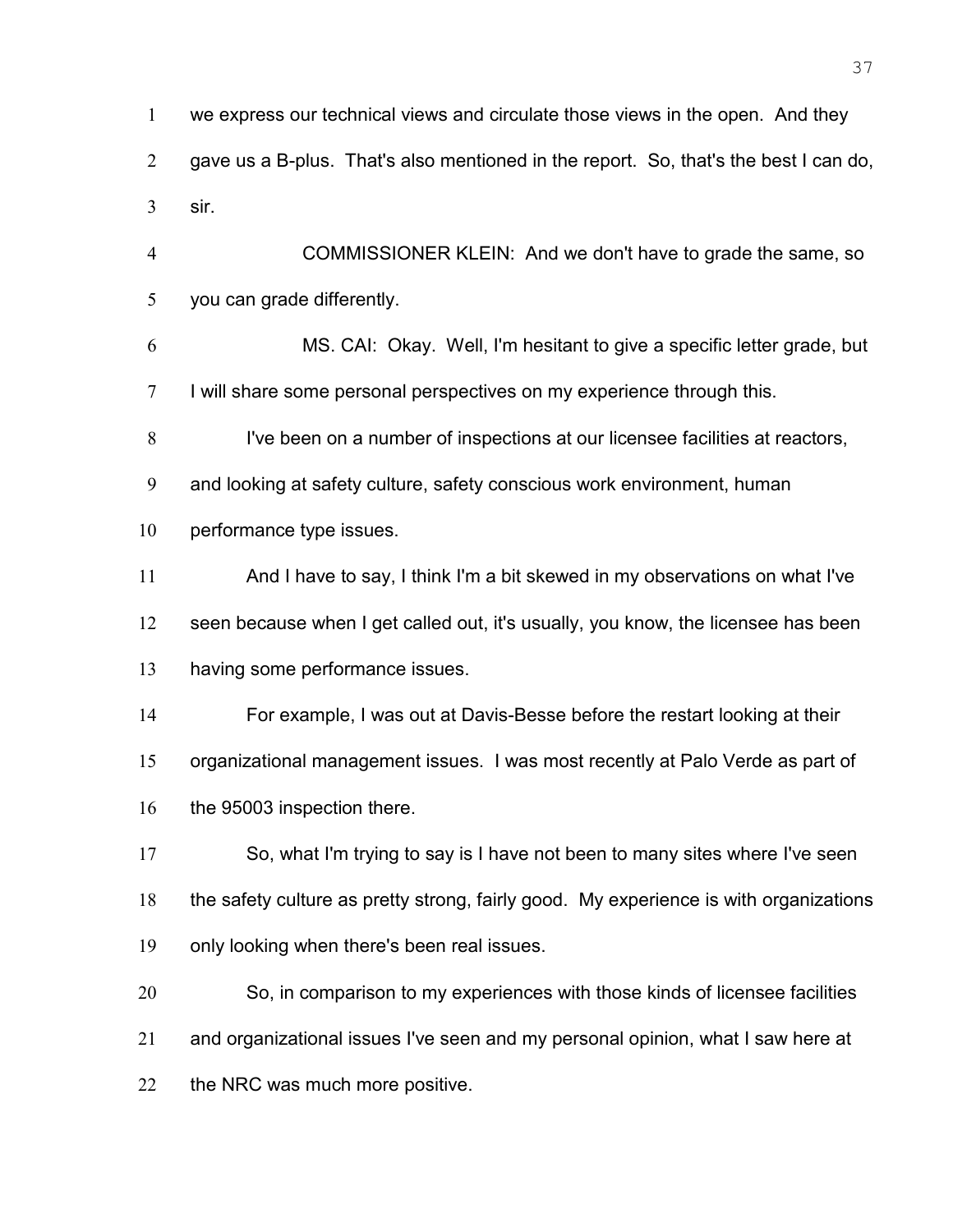we express our technical views and circulate those views in the open. And they gave us a B-plus. That's also mentioned in the report. So, that's the best I can do, sir.

COMMISSIONER KLEIN: And we don't have to grade the same, so you can grade differently.

MS. CAI: Okay. Well, I'm hesitant to give a specific letter grade, but I will share some personal perspectives on my experience through this.

I've been on a number of inspections at our licensee facilities at reactors, and looking at safety culture, safety conscious work environment, human performance type issues.

And I have to say, I think I'm a bit skewed in my observations on what I've seen because when I get called out, it's usually, you know, the licensee has been having some performance issues.

For example, I was out at Davis-Besse before the restart looking at their organizational management issues. I was most recently at Palo Verde as part of the 95003 inspection there.

So, what I'm trying to say is I have not been to many sites where I've seen the safety culture as pretty strong, fairly good. My experience is with organizations only looking when there's been real issues.

So, in comparison to my experiences with those kinds of licensee facilities and organizational issues I've seen and my personal opinion, what I saw here at the NRC was much more positive.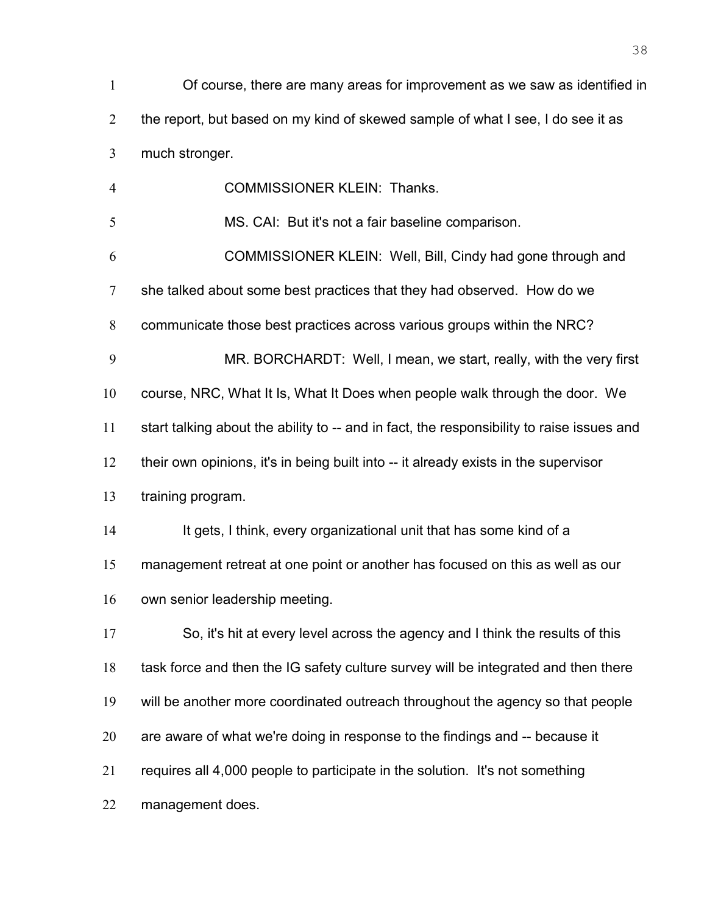Of course, there are many areas for improvement as we saw as identified in the report, but based on my kind of skewed sample of what I see, I do see it as much stronger.

COMMISSIONER KLEIN: Thanks.

MS. CAI: But it's not a fair baseline comparison.

COMMISSIONER KLEIN: Well, Bill, Cindy had gone through and she talked about some best practices that they had observed. How do we communicate those best practices across various groups within the NRC?

MR. BORCHARDT: Well, I mean, we start, really, with the very first course, NRC, What It Is, What It Does when people walk through the door. We start talking about the ability to -- and in fact, the responsibility to raise issues and their own opinions, it's in being built into -- it already exists in the supervisor training program.

It gets, I think, every organizational unit that has some kind of a management retreat at one point or another has focused on this as well as our own senior leadership meeting.

So, it's hit at every level across the agency and I think the results of this task force and then the IG safety culture survey will be integrated and then there will be another more coordinated outreach throughout the agency so that people are aware of what we're doing in response to the findings and -- because it requires all 4,000 people to participate in the solution. It's not something management does.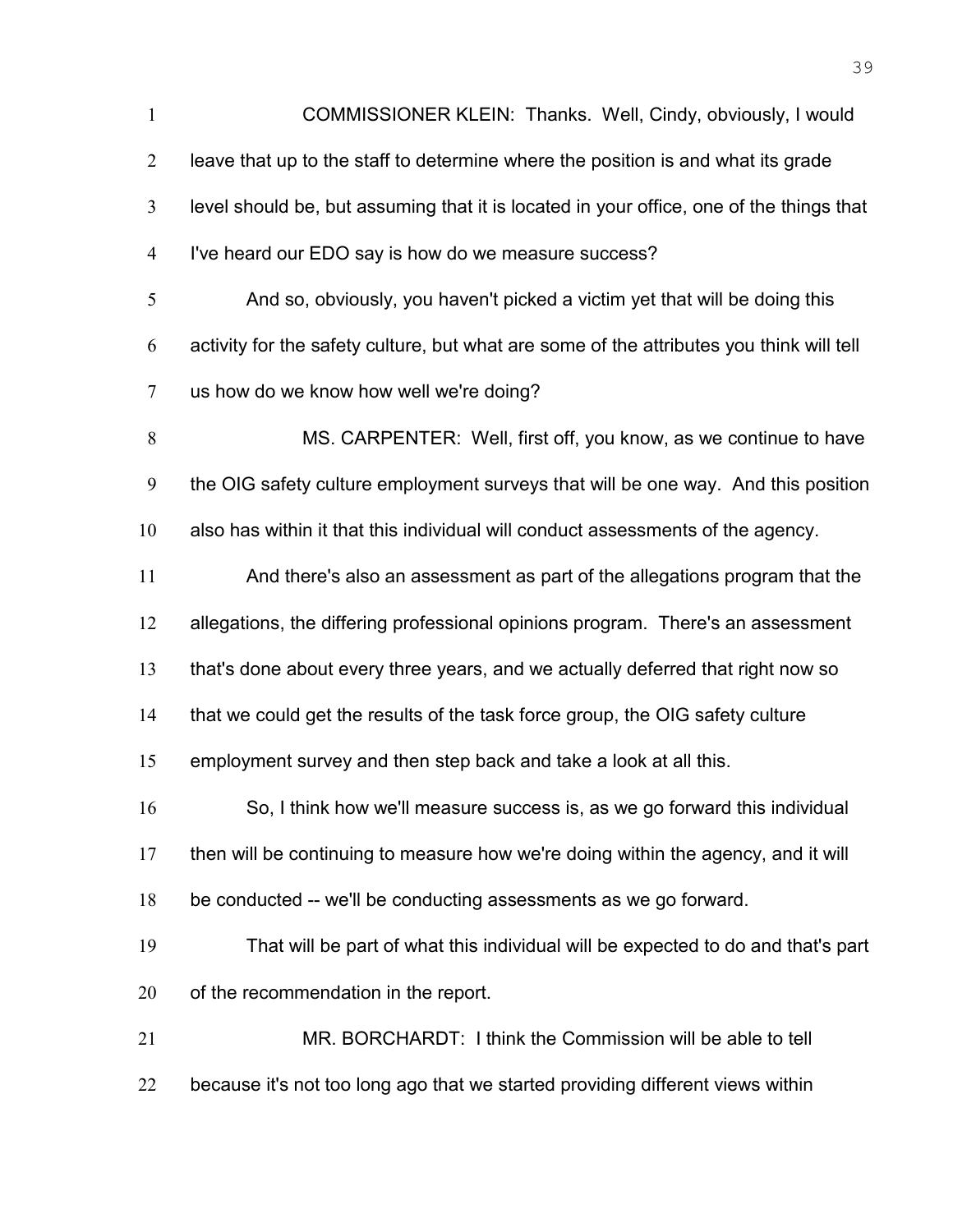COMMISSIONER KLEIN: Thanks. Well, Cindy, obviously, I would leave that up to the staff to determine where the position is and what its grade level should be, but assuming that it is located in your office, one of the things that I've heard our EDO say is how do we measure success?

And so, obviously, you haven't picked a victim yet that will be doing this activity for the safety culture, but what are some of the attributes you think will tell us how do we know how well we're doing?

MS. CARPENTER: Well, first off, you know, as we continue to have the OIG safety culture employment surveys that will be one way. And this position also has within it that this individual will conduct assessments of the agency.

And there's also an assessment as part of the allegations program that the allegations, the differing professional opinions program. There's an assessment that's done about every three years, and we actually deferred that right now so that we could get the results of the task force group, the OIG safety culture employment survey and then step back and take a look at all this.

So, I think how we'll measure success is, as we go forward this individual then will be continuing to measure how we're doing within the agency, and it will be conducted -- we'll be conducting assessments as we go forward.

That will be part of what this individual will be expected to do and that's part of the recommendation in the report.

MR. BORCHARDT: I think the Commission will be able to tell because it's not too long ago that we started providing different views within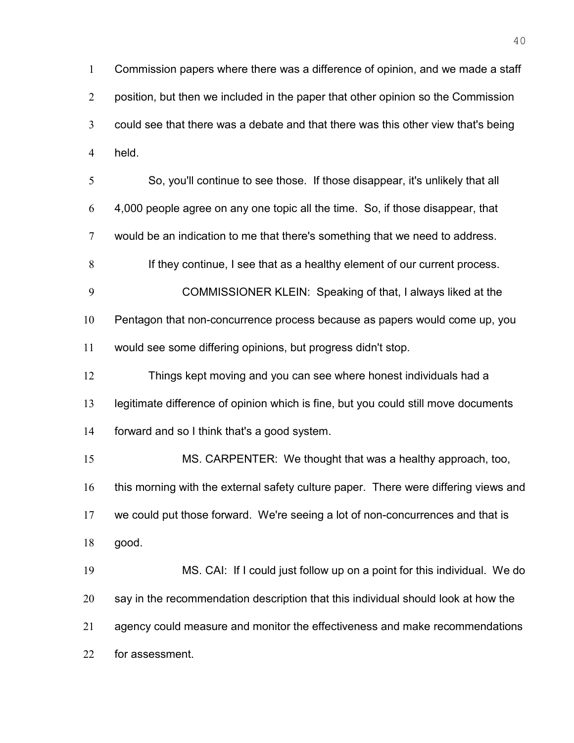Commission papers where there was a difference of opinion, and we made a staff position, but then we included in the paper that other opinion so the Commission could see that there was a debate and that there was this other view that's being held.

So, you'll continue to see those. If those disappear, it's unlikely that all 4,000 people agree on any one topic all the time. So, if those disappear, that would be an indication to me that there's something that we need to address.

If they continue, I see that as a healthy element of our current process.

COMMISSIONER KLEIN: Speaking of that, I always liked at the Pentagon that non-concurrence process because as papers would come up, you would see some differing opinions, but progress didn't stop.

Things kept moving and you can see where honest individuals had a legitimate difference of opinion which is fine, but you could still move documents forward and so I think that's a good system.

MS. CARPENTER: We thought that was a healthy approach, too, this morning with the external safety culture paper. There were differing views and we could put those forward. We're seeing a lot of non-concurrences and that is good.

MS. CAI: If I could just follow up on a point for this individual. We do say in the recommendation description that this individual should look at how the agency could measure and monitor the effectiveness and make recommendations for assessment.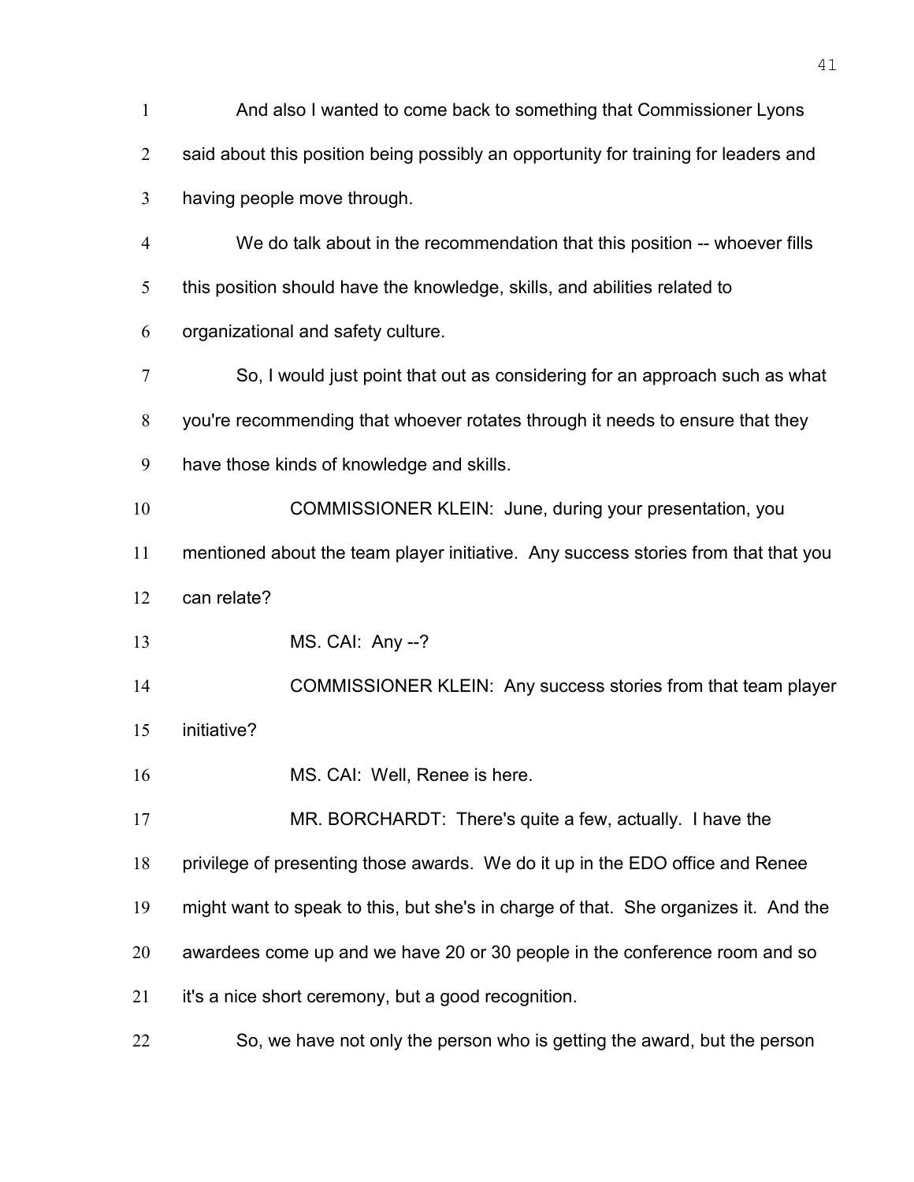And also I wanted to come back to something that Commissioner Lyons said about this position being possibly an opportunity for training for leaders and having people move through.

We do talk about in the recommendation that this position -- whoever fills this position should have the knowledge, skills, and abilities related to organizational and safety culture.

So, I would just point that out as considering for an approach such as what you're recommending that whoever rotates through it needs to ensure that they have those kinds of knowledge and skills.

COMMISSIONER KLEIN: June, during your presentation, you mentioned about the team player initiative. Any success stories from that that you can relate?

MS. CAI: Any --?

COMMISSIONER KLEIN: Any success stories from that team player initiative?

MS. CAI: Well, Renee is here.

MR. BORCHARDT: There's quite a few, actually. I have the privilege of presenting those awards. We do it up in the EDO office and Renee might want to speak to this, but she's in charge of that. She organizes it. And the awardees come up and we have 20 or 30 people in the conference room and so it's a nice short ceremony, but a good recognition.

So, we have not only the person who is getting the award, but the person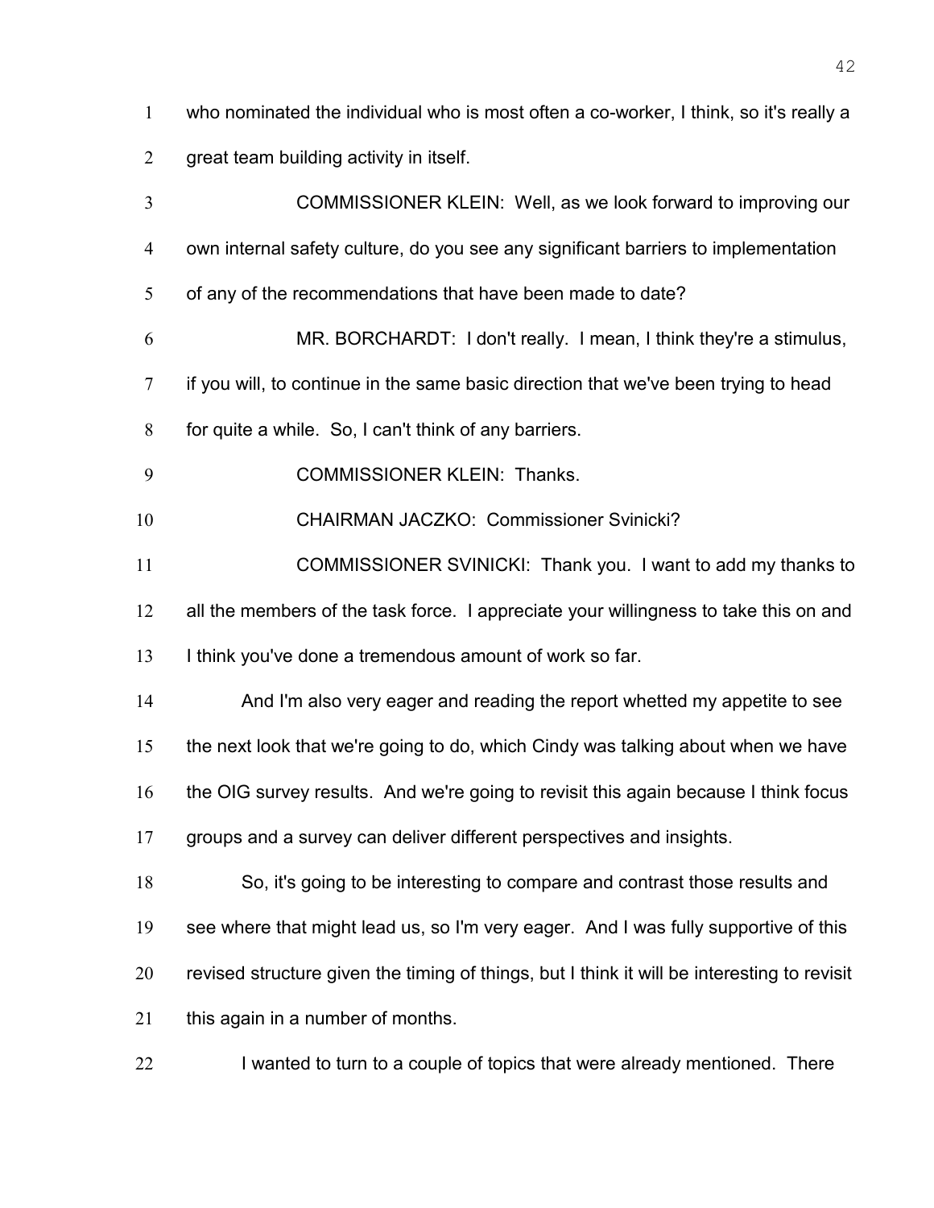who nominated the individual who is most often a co-worker, I think, so it's really a great team building activity in itself.

COMMISSIONER KLEIN: Well, as we look forward to improving our own internal safety culture, do you see any significant barriers to implementation of any of the recommendations that have been made to date?

MR. BORCHARDT: I don't really. I mean, I think they're a stimulus, if you will, to continue in the same basic direction that we've been trying to head for quite a while. So, I can't think of any barriers.

COMMISSIONER KLEIN: Thanks.

CHAIRMAN JACZKO: Commissioner Svinicki?

COMMISSIONER SVINICKI: Thank you. I want to add my thanks to all the members of the task force. I appreciate your willingness to take this on and I think you've done a tremendous amount of work so far.

And I'm also very eager and reading the report whetted my appetite to see the next look that we're going to do, which Cindy was talking about when we have the OIG survey results. And we're going to revisit this again because I think focus groups and a survey can deliver different perspectives and insights.

So, it's going to be interesting to compare and contrast those results and see where that might lead us, so I'm very eager. And I was fully supportive of this revised structure given the timing of things, but I think it will be interesting to revisit this again in a number of months.

I wanted to turn to a couple of topics that were already mentioned. There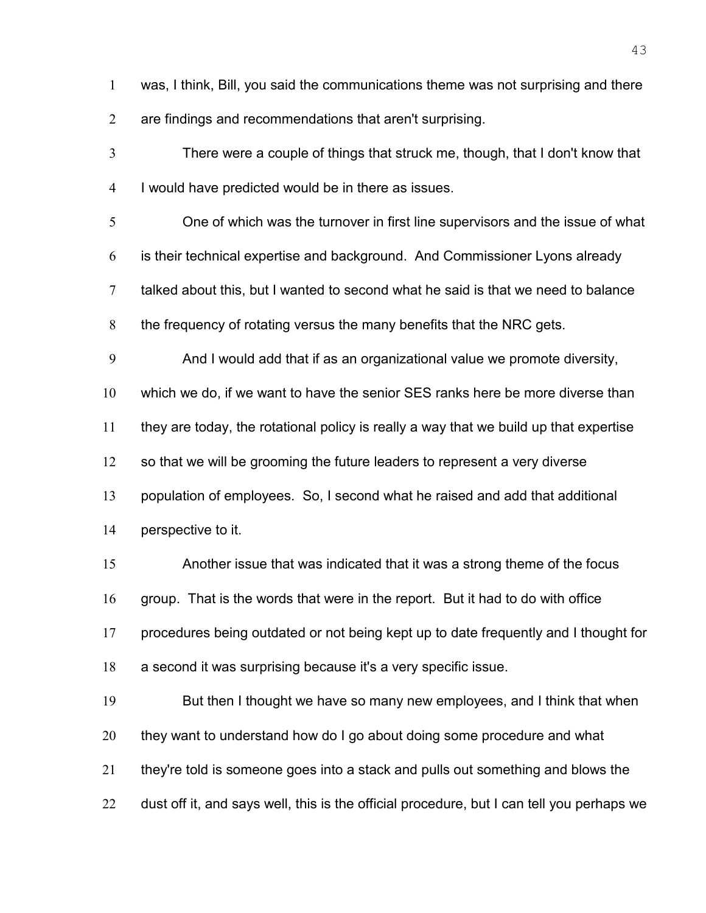was, I think, Bill, you said the communications theme was not surprising and there are findings and recommendations that aren't surprising.

There were a couple of things that struck me, though, that I don't know that I would have predicted would be in there as issues.

One of which was the turnover in first line supervisors and the issue of what is their technical expertise and background. And Commissioner Lyons already talked about this, but I wanted to second what he said is that we need to balance the frequency of rotating versus the many benefits that the NRC gets.

And I would add that if as an organizational value we promote diversity, which we do, if we want to have the senior SES ranks here be more diverse than they are today, the rotational policy is really a way that we build up that expertise so that we will be grooming the future leaders to represent a very diverse population of employees. So, I second what he raised and add that additional perspective to it.

Another issue that was indicated that it was a strong theme of the focus group. That is the words that were in the report. But it had to do with office procedures being outdated or not being kept up to date frequently and I thought for a second it was surprising because it's a very specific issue.

But then I thought we have so many new employees, and I think that when they want to understand how do I go about doing some procedure and what they're told is someone goes into a stack and pulls out something and blows the dust off it, and says well, this is the official procedure, but I can tell you perhaps we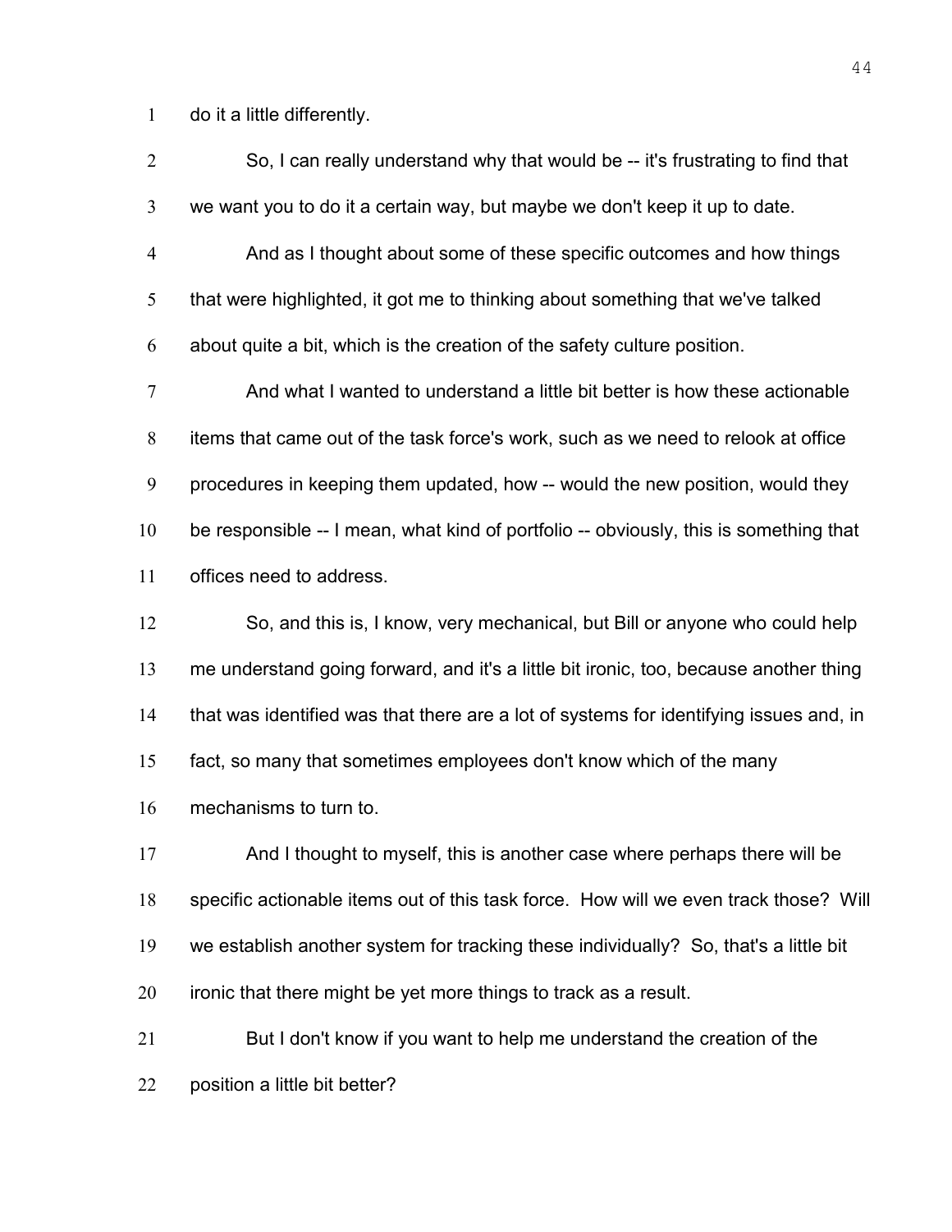do it a little differently.

So, I can really understand why that would be -- it's frustrating to find that we want you to do it a certain way, but maybe we don't keep it up to date.

And as I thought about some of these specific outcomes and how things that were highlighted, it got me to thinking about something that we've talked about quite a bit, which is the creation of the safety culture position.

And what I wanted to understand a little bit better is how these actionable items that came out of the task force's work, such as we need to relook at office procedures in keeping them updated, how -- would the new position, would they be responsible -- I mean, what kind of portfolio -- obviously, this is something that offices need to address.

So, and this is, I know, very mechanical, but Bill or anyone who could help me understand going forward, and it's a little bit ironic, too, because another thing that was identified was that there are a lot of systems for identifying issues and, in fact, so many that sometimes employees don't know which of the many mechanisms to turn to.

And I thought to myself, this is another case where perhaps there will be specific actionable items out of this task force. How will we even track those? Will we establish another system for tracking these individually? So, that's a little bit ironic that there might be yet more things to track as a result.

But I don't know if you want to help me understand the creation of the position a little bit better?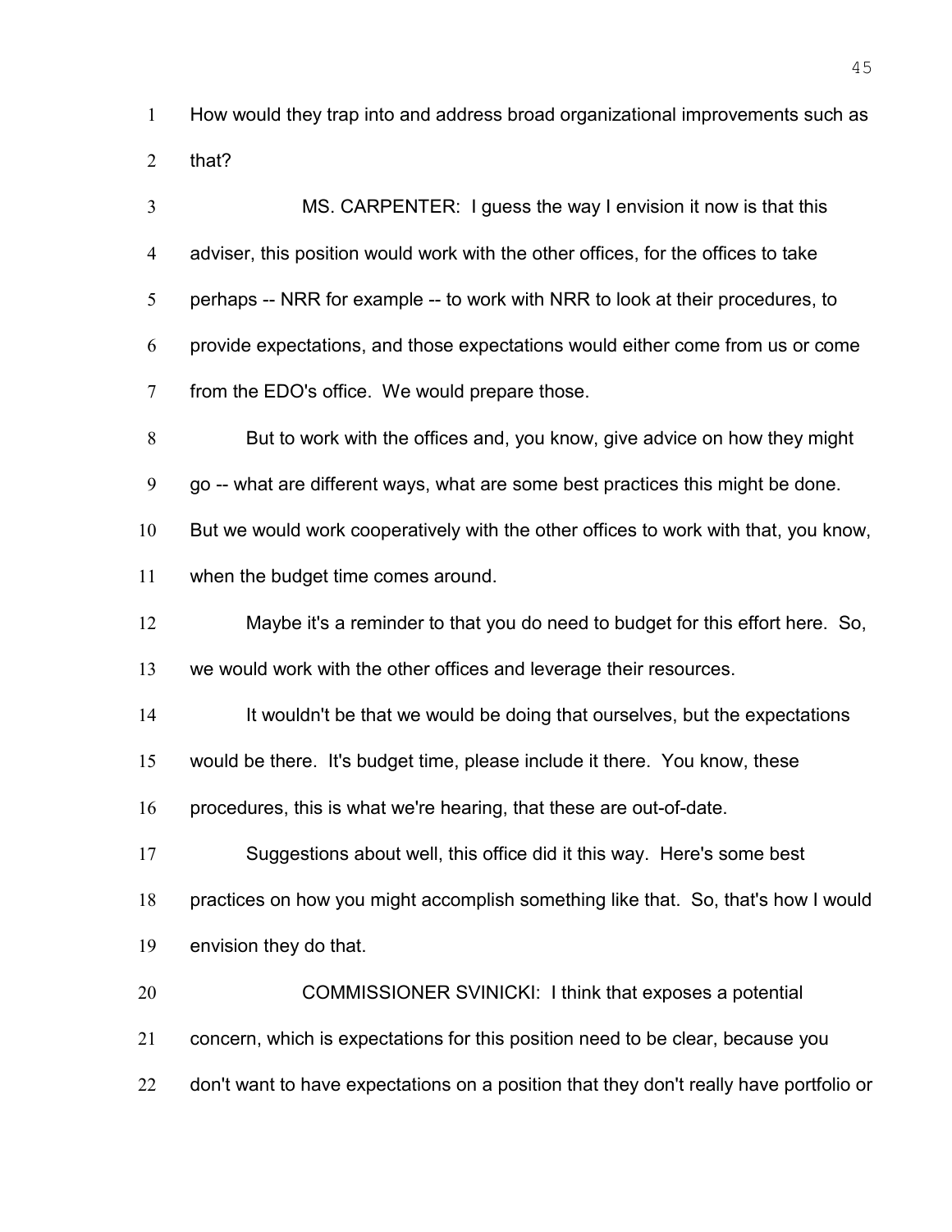How would they trap into and address broad organizational improvements such as that?

MS. CARPENTER: I guess the way I envision it now is that this adviser, this position would work with the other offices, for the offices to take perhaps -- NRR for example -- to work with NRR to look at their procedures, to provide expectations, and those expectations would either come from us or come from the EDO's office. We would prepare those.

But to work with the offices and, you know, give advice on how they might go -- what are different ways, what are some best practices this might be done. But we would work cooperatively with the other offices to work with that, you know, when the budget time comes around.

Maybe it's a reminder to that you do need to budget for this effort here. So, we would work with the other offices and leverage their resources.

It wouldn't be that we would be doing that ourselves, but the expectations would be there. It's budget time, please include it there. You know, these procedures, this is what we're hearing, that these are out-of-date.

Suggestions about well, this office did it this way. Here's some best practices on how you might accomplish something like that. So, that's how I would envision they do that.

COMMISSIONER SVINICKI: I think that exposes a potential concern, which is expectations for this position need to be clear, because you don't want to have expectations on a position that they don't really have portfolio or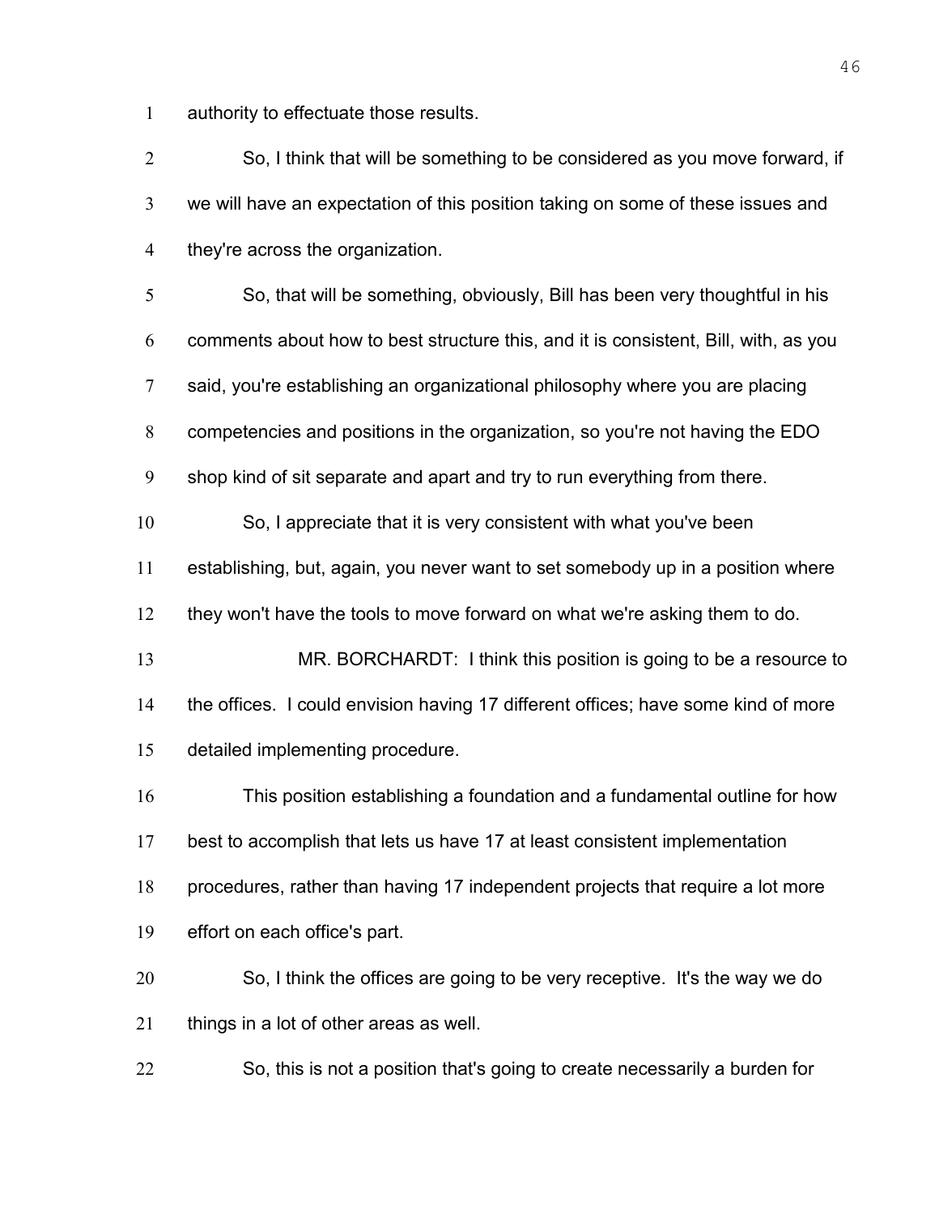authority to effectuate those results.

So, I think that will be something to be considered as you move forward, if we will have an expectation of this position taking on some of these issues and they're across the organization.

So, that will be something, obviously, Bill has been very thoughtful in his comments about how to best structure this, and it is consistent, Bill, with, as you said, you're establishing an organizational philosophy where you are placing competencies and positions in the organization, so you're not having the EDO shop kind of sit separate and apart and try to run everything from there.

So, I appreciate that it is very consistent with what you've been establishing, but, again, you never want to set somebody up in a position where they won't have the tools to move forward on what we're asking them to do.

MR. BORCHARDT: I think this position is going to be a resource to the offices. I could envision having 17 different offices; have some kind of more detailed implementing procedure.

This position establishing a foundation and a fundamental outline for how best to accomplish that lets us have 17 at least consistent implementation procedures, rather than having 17 independent projects that require a lot more effort on each office's part.

So, I think the offices are going to be very receptive. It's the way we do things in a lot of other areas as well.

So, this is not a position that's going to create necessarily a burden for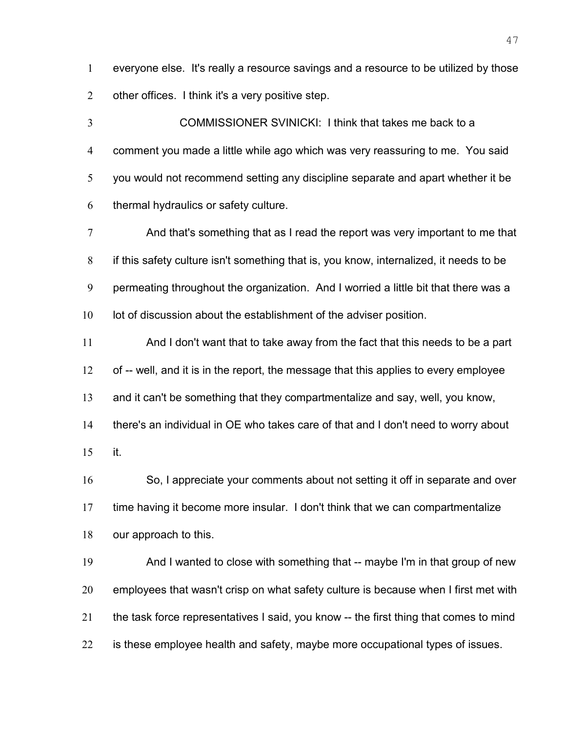everyone else. It's really a resource savings and a resource to be utilized by those other offices. I think it's a very positive step.

COMMISSIONER SVINICKI: I think that takes me back to a comment you made a little while ago which was very reassuring to me. You said you would not recommend setting any discipline separate and apart whether it be thermal hydraulics or safety culture.

And that's something that as I read the report was very important to me that if this safety culture isn't something that is, you know, internalized, it needs to be permeating throughout the organization. And I worried a little bit that there was a lot of discussion about the establishment of the adviser position.

And I don't want that to take away from the fact that this needs to be a part of -- well, and it is in the report, the message that this applies to every employee and it can't be something that they compartmentalize and say, well, you know, there's an individual in OE who takes care of that and I don't need to worry about it.

So, I appreciate your comments about not setting it off in separate and over time having it become more insular. I don't think that we can compartmentalize our approach to this.

And I wanted to close with something that -- maybe I'm in that group of new employees that wasn't crisp on what safety culture is because when I first met with the task force representatives I said, you know -- the first thing that comes to mind is these employee health and safety, maybe more occupational types of issues.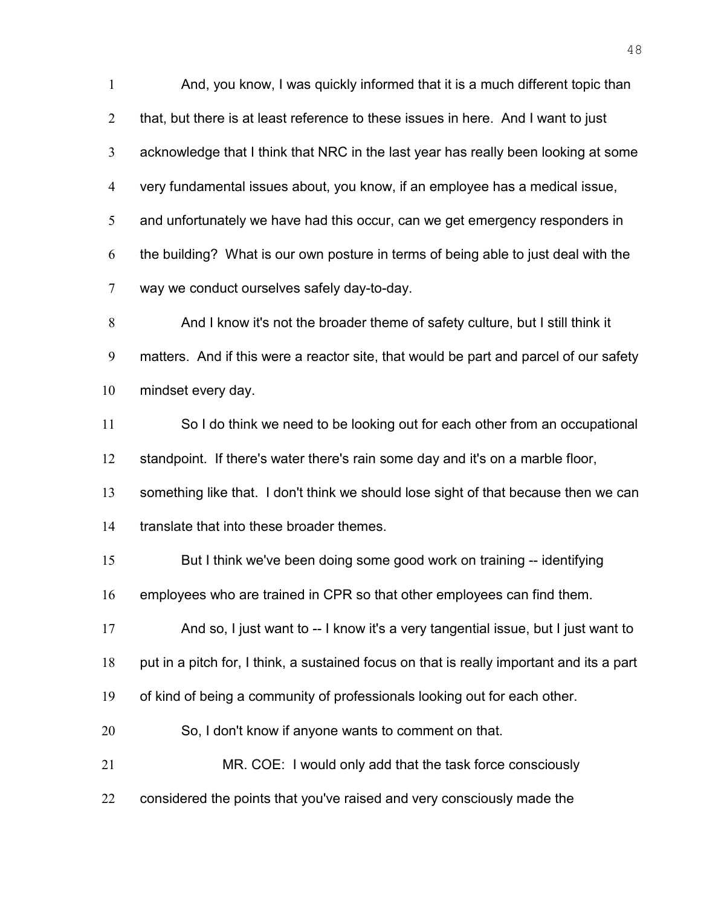And, you know, I was quickly informed that it is a much different topic than that, but there is at least reference to these issues in here. And I want to just acknowledge that I think that NRC in the last year has really been looking at some very fundamental issues about, you know, if an employee has a medical issue, and unfortunately we have had this occur, can we get emergency responders in the building? What is our own posture in terms of being able to just deal with the way we conduct ourselves safely day-to-day.

And I know it's not the broader theme of safety culture, but I still think it matters. And if this were a reactor site, that would be part and parcel of our safety mindset every day.

So I do think we need to be looking out for each other from an occupational standpoint. If there's water there's rain some day and it's on a marble floor, something like that. I don't think we should lose sight of that because then we can translate that into these broader themes.

But I think we've been doing some good work on training -- identifying employees who are trained in CPR so that other employees can find them.

And so, I just want to -- I know it's a very tangential issue, but I just want to put in a pitch for, I think, a sustained focus on that is really important and its a part of kind of being a community of professionals looking out for each other.

So, I don't know if anyone wants to comment on that.

MR. COE: I would only add that the task force consciously considered the points that you've raised and very consciously made the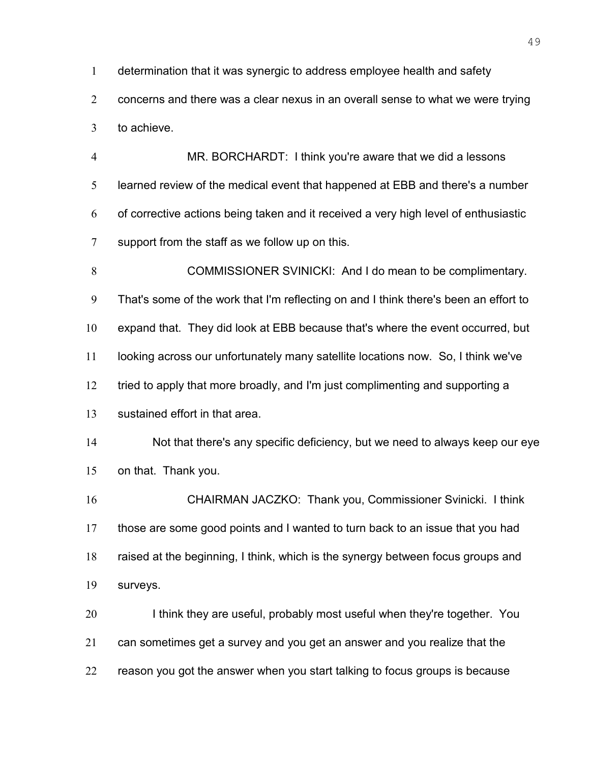determination that it was synergic to address employee health and safety concerns and there was a clear nexus in an overall sense to what we were trying to achieve.

MR. BORCHARDT: I think you're aware that we did a lessons learned review of the medical event that happened at EBB and there's a number of corrective actions being taken and it received a very high level of enthusiastic support from the staff as we follow up on this.

COMMISSIONER SVINICKI: And I do mean to be complimentary. That's some of the work that I'm reflecting on and I think there's been an effort to expand that. They did look at EBB because that's where the event occurred, but looking across our unfortunately many satellite locations now. So, I think we've tried to apply that more broadly, and I'm just complimenting and supporting a sustained effort in that area.

Not that there's any specific deficiency, but we need to always keep our eye on that. Thank you.

CHAIRMAN JACZKO: Thank you, Commissioner Svinicki. I think those are some good points and I wanted to turn back to an issue that you had raised at the beginning, I think, which is the synergy between focus groups and surveys.

I think they are useful, probably most useful when they're together. You can sometimes get a survey and you get an answer and you realize that the reason you got the answer when you start talking to focus groups is because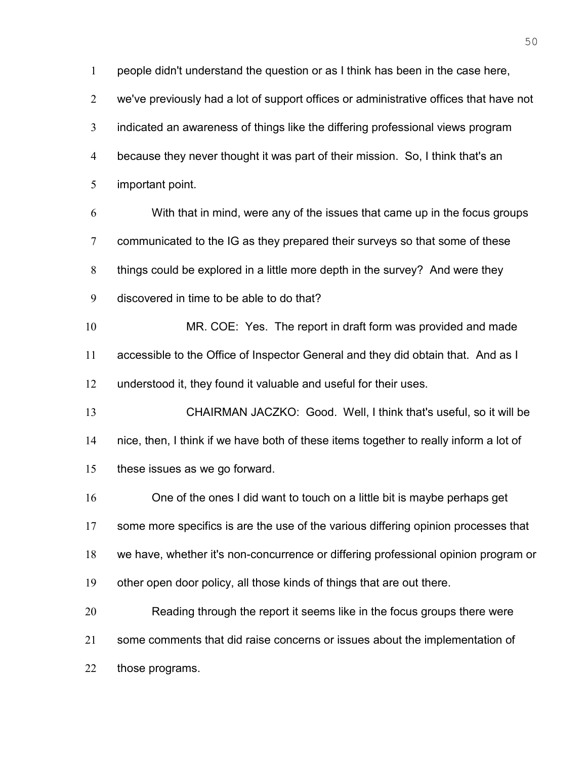people didn't understand the question or as I think has been in the case here, we've previously had a lot of support offices or administrative offices that have not indicated an awareness of things like the differing professional views program because they never thought it was part of their mission. So, I think that's an important point.

With that in mind, were any of the issues that came up in the focus groups communicated to the IG as they prepared their surveys so that some of these things could be explored in a little more depth in the survey? And were they discovered in time to be able to do that?

MR. COE: Yes. The report in draft form was provided and made accessible to the Office of Inspector General and they did obtain that. And as I understood it, they found it valuable and useful for their uses.

CHAIRMAN JACZKO: Good. Well, I think that's useful, so it will be nice, then, I think if we have both of these items together to really inform a lot of these issues as we go forward.

One of the ones I did want to touch on a little bit is maybe perhaps get some more specifics is are the use of the various differing opinion processes that we have, whether it's non-concurrence or differing professional opinion program or other open door policy, all those kinds of things that are out there.

Reading through the report it seems like in the focus groups there were some comments that did raise concerns or issues about the implementation of those programs.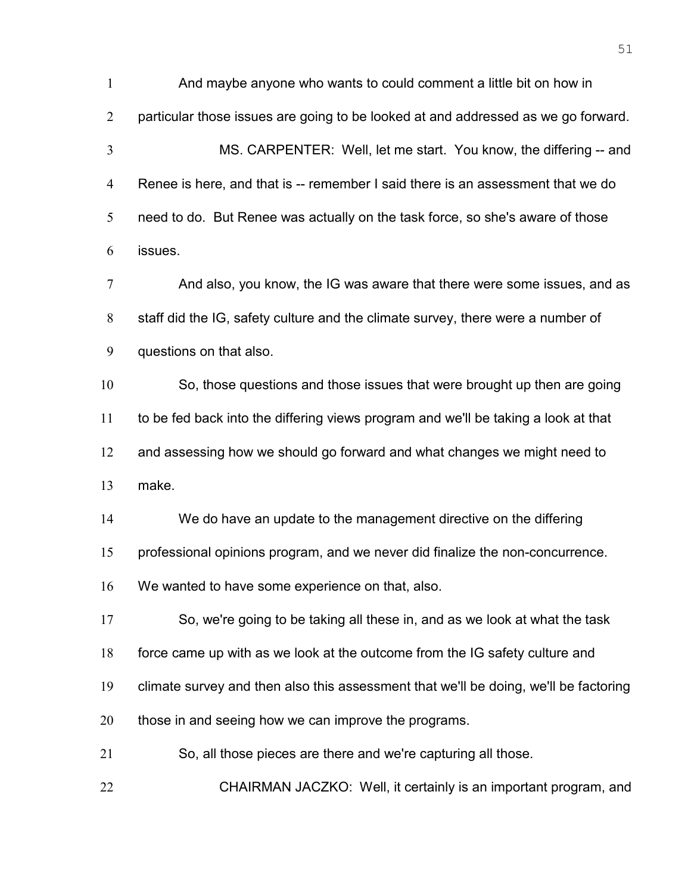And maybe anyone who wants to could comment a little bit on how in particular those issues are going to be looked at and addressed as we go forward.

MS. CARPENTER: Well, let me start. You know, the differing -- and Renee is here, and that is -- remember I said there is an assessment that we do need to do. But Renee was actually on the task force, so she's aware of those issues.

And also, you know, the IG was aware that there were some issues, and as staff did the IG, safety culture and the climate survey, there were a number of questions on that also.

So, those questions and those issues that were brought up then are going to be fed back into the differing views program and we'll be taking a look at that and assessing how we should go forward and what changes we might need to make.

We do have an update to the management directive on the differing professional opinions program, and we never did finalize the non-concurrence. We wanted to have some experience on that, also.

So, we're going to be taking all these in, and as we look at what the task force came up with as we look at the outcome from the IG safety culture and climate survey and then also this assessment that we'll be doing, we'll be factoring those in and seeing how we can improve the programs.

So, all those pieces are there and we're capturing all those.

CHAIRMAN JACZKO: Well, it certainly is an important program, and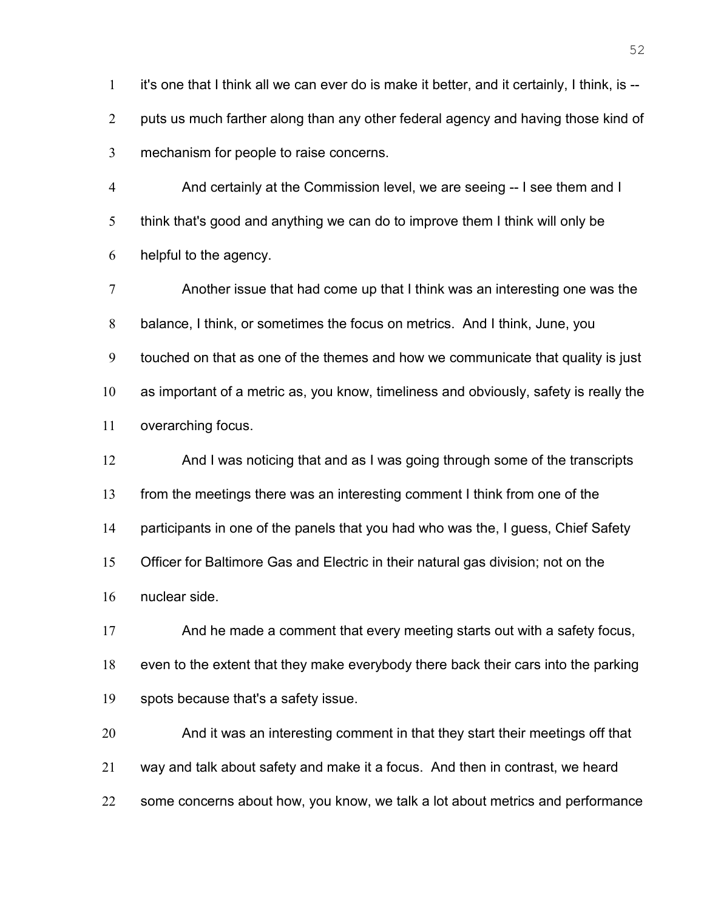it's one that I think all we can ever do is make it better, and it certainly, I think, is -- puts us much farther along than any other federal agency and having those kind of mechanism for people to raise concerns.

And certainly at the Commission level, we are seeing -- I see them and I think that's good and anything we can do to improve them I think will only be helpful to the agency.

Another issue that had come up that I think was an interesting one was the balance, I think, or sometimes the focus on metrics. And I think, June, you touched on that as one of the themes and how we communicate that quality is just as important of a metric as, you know, timeliness and obviously, safety is really the overarching focus.

And I was noticing that and as I was going through some of the transcripts from the meetings there was an interesting comment I think from one of the participants in one of the panels that you had who was the, I guess, Chief Safety Officer for Baltimore Gas and Electric in their natural gas division; not on the nuclear side.

And he made a comment that every meeting starts out with a safety focus, even to the extent that they make everybody there back their cars into the parking spots because that's a safety issue.

And it was an interesting comment in that they start their meetings off that way and talk about safety and make it a focus. And then in contrast, we heard some concerns about how, you know, we talk a lot about metrics and performance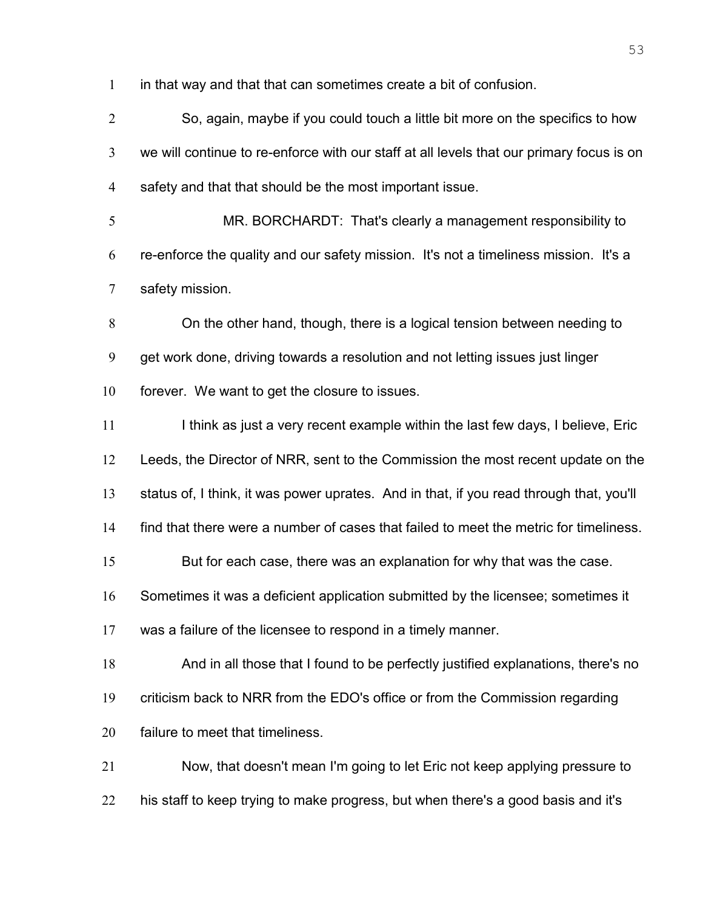in that way and that that can sometimes create a bit of confusion.

So, again, maybe if you could touch a little bit more on the specifics to how we will continue to re-enforce with our staff at all levels that our primary focus is on safety and that that should be the most important issue.

MR. BORCHARDT: That's clearly a management responsibility to re-enforce the quality and our safety mission. It's not a timeliness mission. It's a safety mission.

On the other hand, though, there is a logical tension between needing to get work done, driving towards a resolution and not letting issues just linger forever. We want to get the closure to issues.

I think as just a very recent example within the last few days, I believe, Eric Leeds, the Director of NRR, sent to the Commission the most recent update on the status of, I think, it was power uprates. And in that, if you read through that, you'll find that there were a number of cases that failed to meet the metric for timeliness.

But for each case, there was an explanation for why that was the case. Sometimes it was a deficient application submitted by the licensee; sometimes it was a failure of the licensee to respond in a timely manner.

And in all those that I found to be perfectly justified explanations, there's no criticism back to NRR from the EDO's office or from the Commission regarding failure to meet that timeliness.

Now, that doesn't mean I'm going to let Eric not keep applying pressure to his staff to keep trying to make progress, but when there's a good basis and it's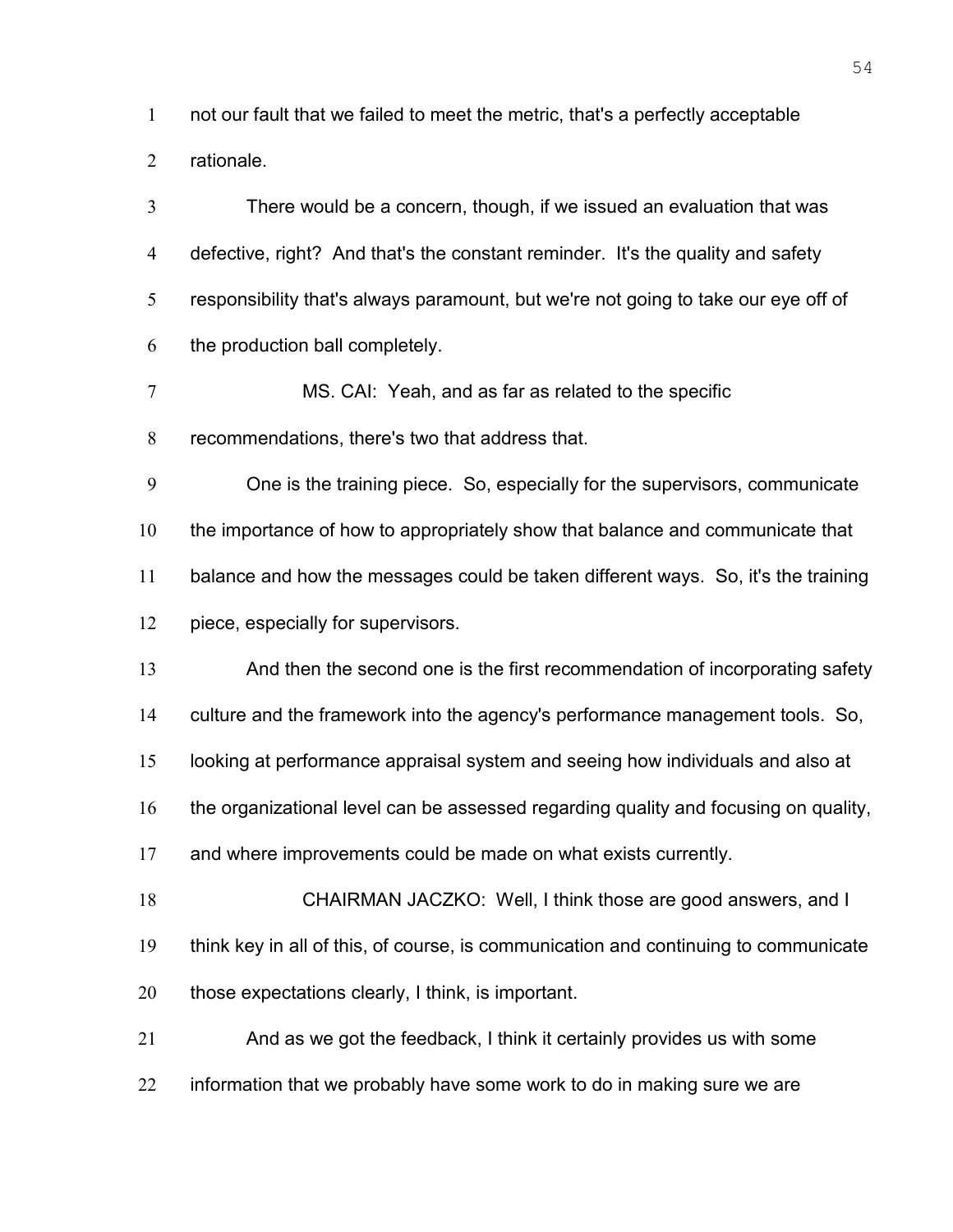not our fault that we failed to meet the metric, that's a perfectly acceptable rationale.

There would be a concern, though, if we issued an evaluation that was defective, right? And that's the constant reminder. It's the quality and safety responsibility that's always paramount, but we're not going to take our eye off of the production ball completely.

MS. CAI: Yeah, and as far as related to the specific recommendations, there's two that address that.

One is the training piece. So, especially for the supervisors, communicate the importance of how to appropriately show that balance and communicate that balance and how the messages could be taken different ways. So, it's the training piece, especially for supervisors.

And then the second one is the first recommendation of incorporating safety culture and the framework into the agency's performance management tools. So, looking at performance appraisal system and seeing how individuals and also at the organizational level can be assessed regarding quality and focusing on quality, and where improvements could be made on what exists currently.

CHAIRMAN JACZKO: Well, I think those are good answers, and I think key in all of this, of course, is communication and continuing to communicate those expectations clearly, I think, is important.

And as we got the feedback, I think it certainly provides us with some information that we probably have some work to do in making sure we are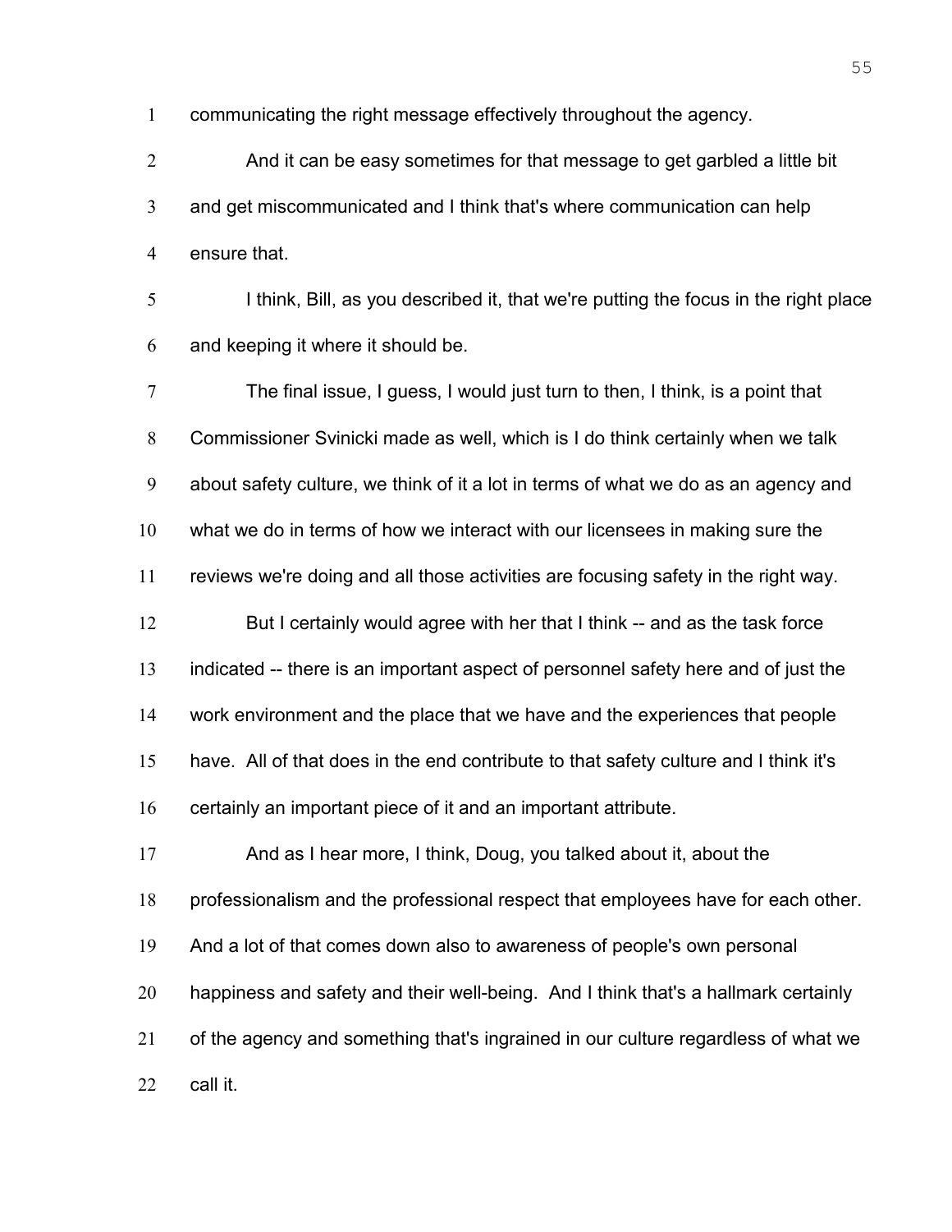communicating the right message effectively throughout the agency.

And it can be easy sometimes for that message to get garbled a little bit and get miscommunicated and I think that's where communication can help ensure that.

I think, Bill, as you described it, that we're putting the focus in the right place and keeping it where it should be.

The final issue, I guess, I would just turn to then, I think, is a point that Commissioner Svinicki made as well, which is I do think certainly when we talk about safety culture, we think of it a lot in terms of what we do as an agency and what we do in terms of how we interact with our licensees in making sure the reviews we're doing and all those activities are focusing safety in the right way.

But I certainly would agree with her that I think -- and as the task force indicated -- there is an important aspect of personnel safety here and of just the work environment and the place that we have and the experiences that people have. All of that does in the end contribute to that safety culture and I think it's certainly an important piece of it and an important attribute.

And as I hear more, I think, Doug, you talked about it, about the professionalism and the professional respect that employees have for each other. And a lot of that comes down also to awareness of people's own personal happiness and safety and their well-being. And I think that's a hallmark certainly of the agency and something that's ingrained in our culture regardless of what we call it.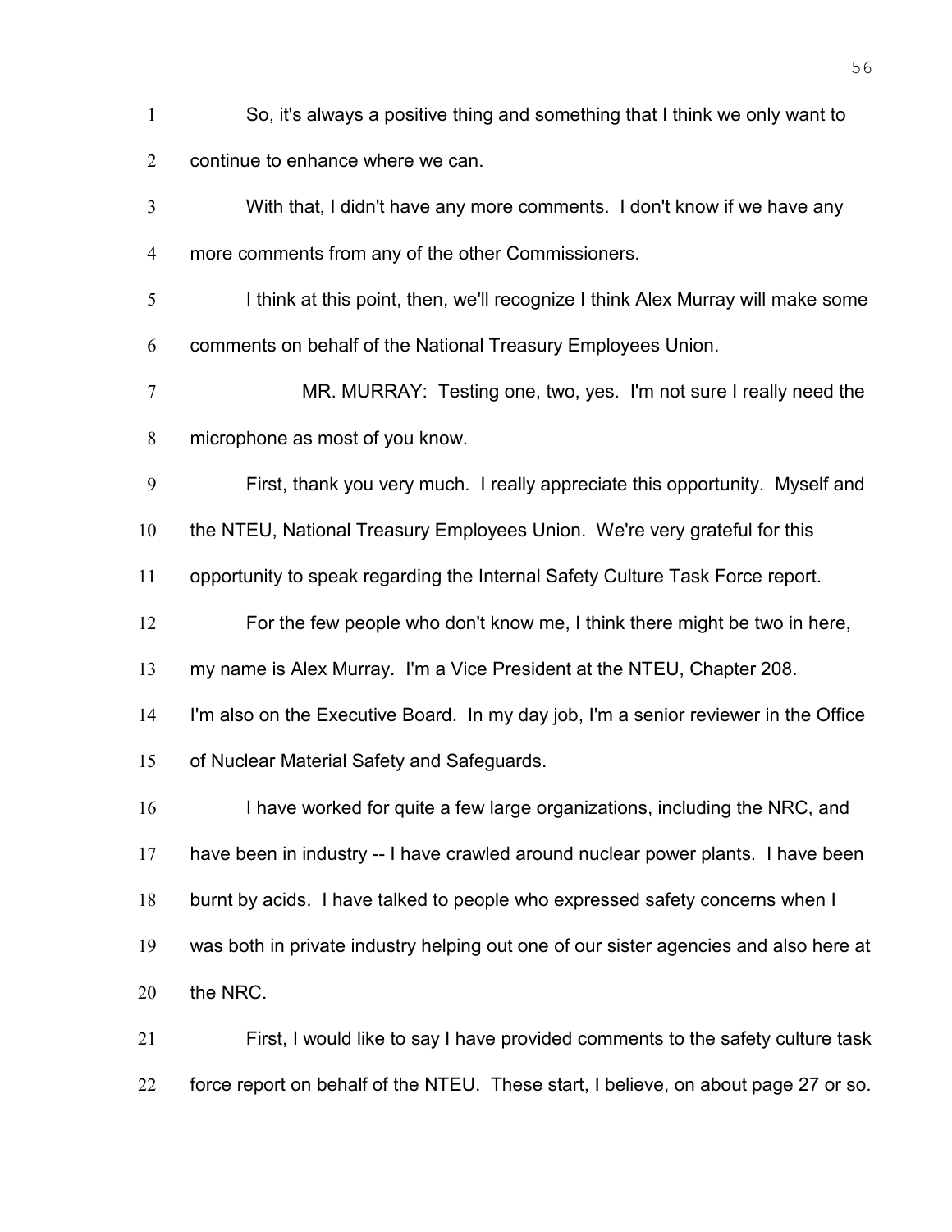So, it's always a positive thing and something that I think we only want to continue to enhance where we can.

With that, I didn't have any more comments. I don't know if we have any more comments from any of the other Commissioners.

I think at this point, then, we'll recognize I think Alex Murray will make some comments on behalf of the National Treasury Employees Union.

MR. MURRAY: Testing one, two, yes. I'm not sure I really need the microphone as most of you know.

First, thank you very much. I really appreciate this opportunity. Myself and the NTEU, National Treasury Employees Union. We're very grateful for this opportunity to speak regarding the Internal Safety Culture Task Force report.

For the few people who don't know me, I think there might be two in here, my name is Alex Murray. I'm a Vice President at the NTEU, Chapter 208. I'm also on the Executive Board. In my day job, I'm a senior reviewer in the Office of Nuclear Material Safety and Safeguards.

I have worked for quite a few large organizations, including the NRC, and have been in industry -- I have crawled around nuclear power plants. I have been burnt by acids. I have talked to people who expressed safety concerns when I was both in private industry helping out one of our sister agencies and also here at the NRC.

First, I would like to say I have provided comments to the safety culture task force report on behalf of the NTEU. These start, I believe, on about page 27 or so.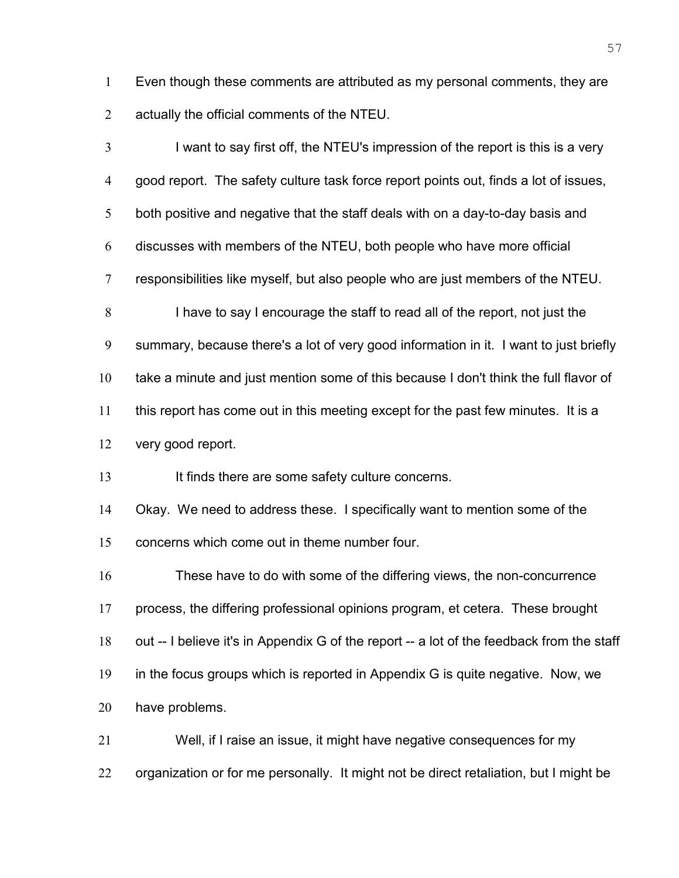Even though these comments are attributed as my personal comments, they are actually the official comments of the NTEU.

I want to say first off, the NTEU's impression of the report is this is a very good report. The safety culture task force report points out, finds a lot of issues, both positive and negative that the staff deals with on a day-to-day basis and discusses with members of the NTEU, both people who have more official responsibilities like myself, but also people who are just members of the NTEU.

I have to say I encourage the staff to read all of the report, not just the summary, because there's a lot of very good information in it. I want to just briefly take a minute and just mention some of this because I don't think the full flavor of this report has come out in this meeting except for the past few minutes. It is a very good report.

It finds there are some safety culture concerns.

Okay. We need to address these. I specifically want to mention some of the concerns which come out in theme number four.

These have to do with some of the differing views, the non-concurrence process, the differing professional opinions program, et cetera. These brought out -- I believe it's in Appendix G of the report -- a lot of the feedback from the staff in the focus groups which is reported in Appendix G is quite negative. Now, we have problems.

Well, if I raise an issue, it might have negative consequences for my organization or for me personally. It might not be direct retaliation, but I might be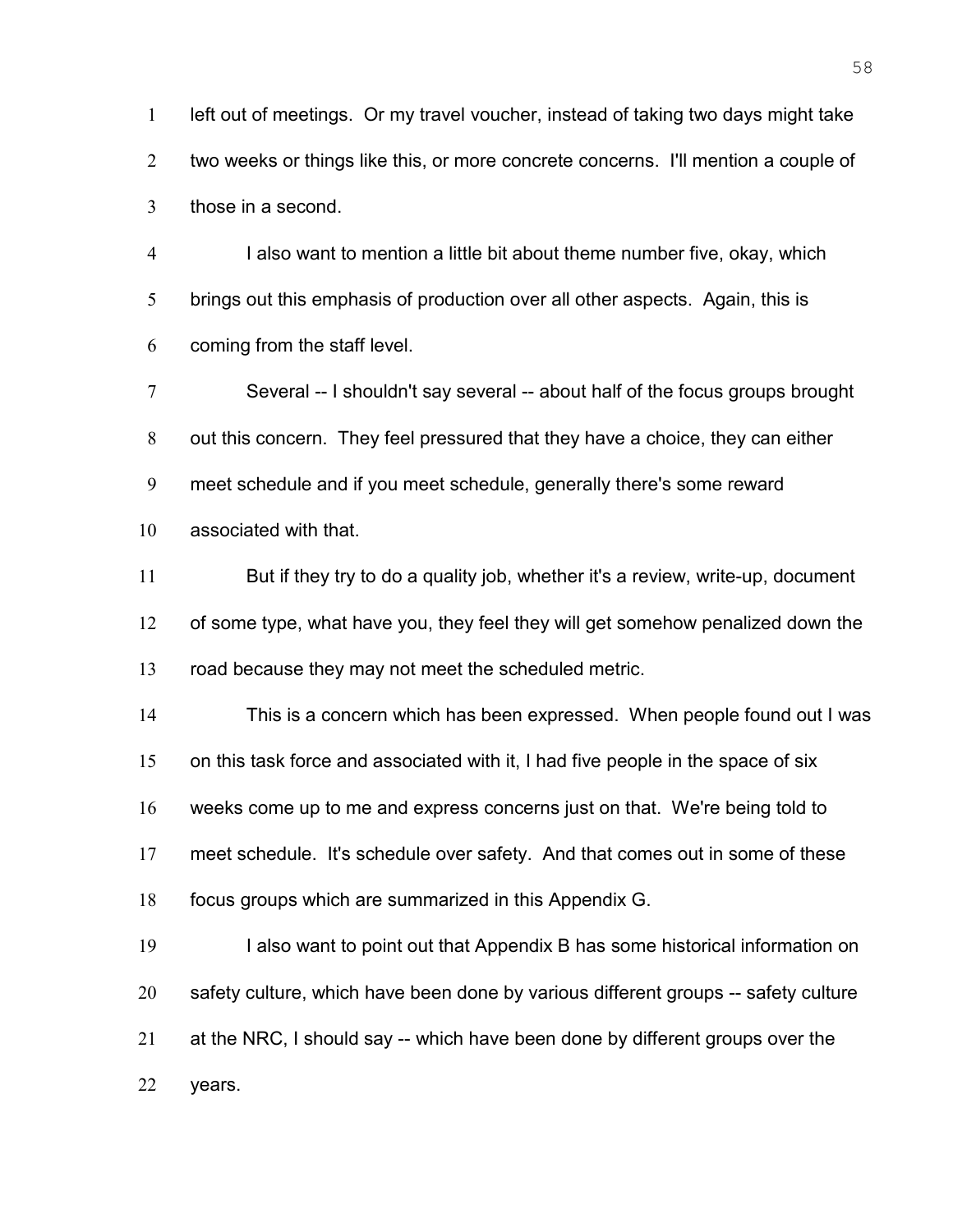left out of meetings. Or my travel voucher, instead of taking two days might take two weeks or things like this, or more concrete concerns. I'll mention a couple of those in a second.

I also want to mention a little bit about theme number five, okay, which brings out this emphasis of production over all other aspects. Again, this is coming from the staff level.

Several -- I shouldn't say several -- about half of the focus groups brought out this concern. They feel pressured that they have a choice, they can either meet schedule and if you meet schedule, generally there's some reward associated with that.

But if they try to do a quality job, whether it's a review, write-up, document of some type, what have you, they feel they will get somehow penalized down the road because they may not meet the scheduled metric.

This is a concern which has been expressed. When people found out I was on this task force and associated with it, I had five people in the space of six weeks come up to me and express concerns just on that. We're being told to meet schedule. It's schedule over safety. And that comes out in some of these focus groups which are summarized in this Appendix G.

I also want to point out that Appendix B has some historical information on safety culture, which have been done by various different groups -- safety culture at the NRC, I should say -- which have been done by different groups over the years.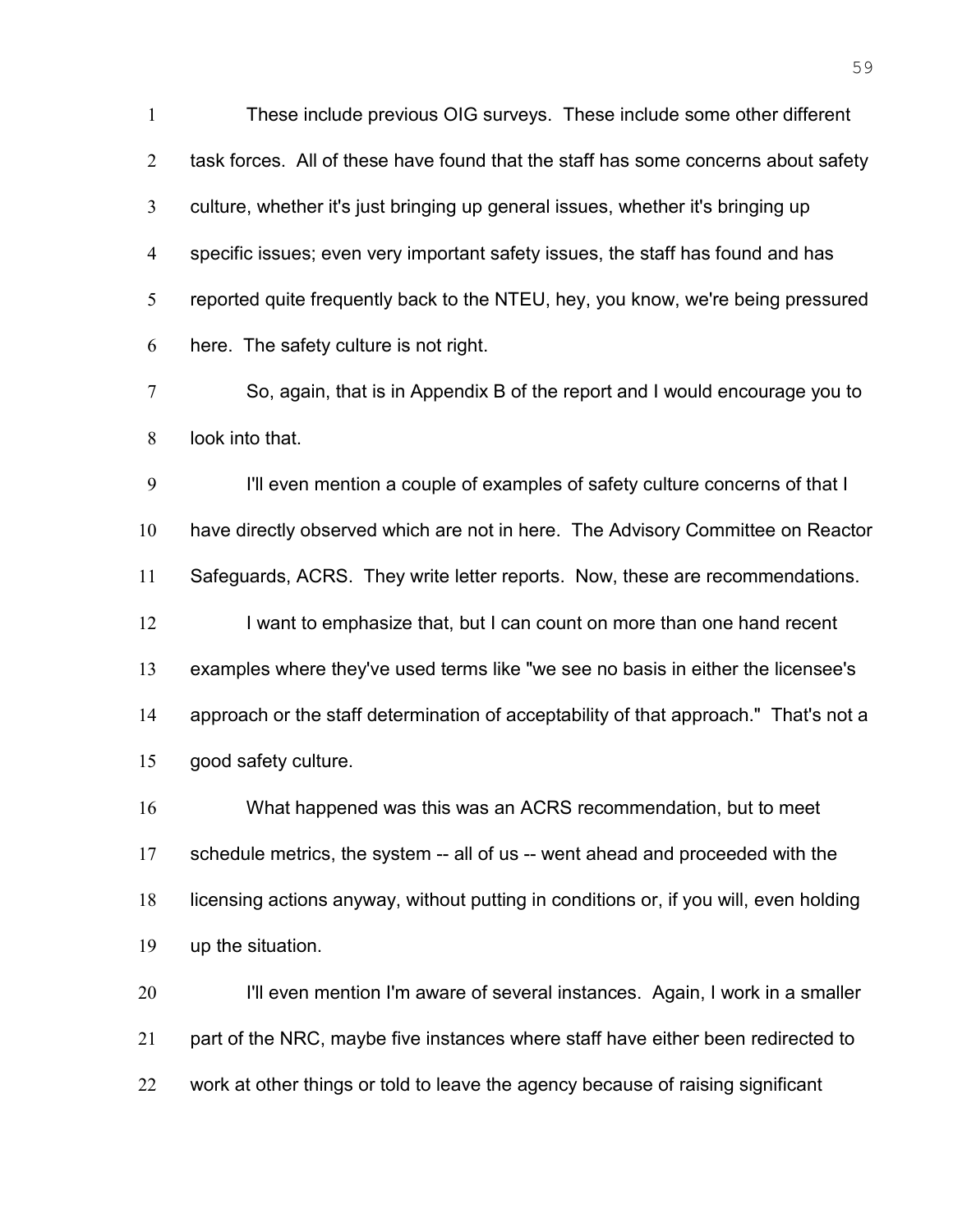These include previous OIG surveys. These include some other different task forces. All of these have found that the staff has some concerns about safety culture, whether it's just bringing up general issues, whether it's bringing up specific issues; even very important safety issues, the staff has found and has reported quite frequently back to the NTEU, hey, you know, we're being pressured here. The safety culture is not right.

So, again, that is in Appendix B of the report and I would encourage you to look into that.

I'll even mention a couple of examples of safety culture concerns of that I have directly observed which are not in here. The Advisory Committee on Reactor Safeguards, ACRS. They write letter reports. Now, these are recommendations.

I want to emphasize that, but I can count on more than one hand recent examples where they've used terms like "we see no basis in either the licensee's approach or the staff determination of acceptability of that approach." That's not a good safety culture.

What happened was this was an ACRS recommendation, but to meet schedule metrics, the system -- all of us -- went ahead and proceeded with the licensing actions anyway, without putting in conditions or, if you will, even holding up the situation.

I'll even mention I'm aware of several instances. Again, I work in a smaller part of the NRC, maybe five instances where staff have either been redirected to work at other things or told to leave the agency because of raising significant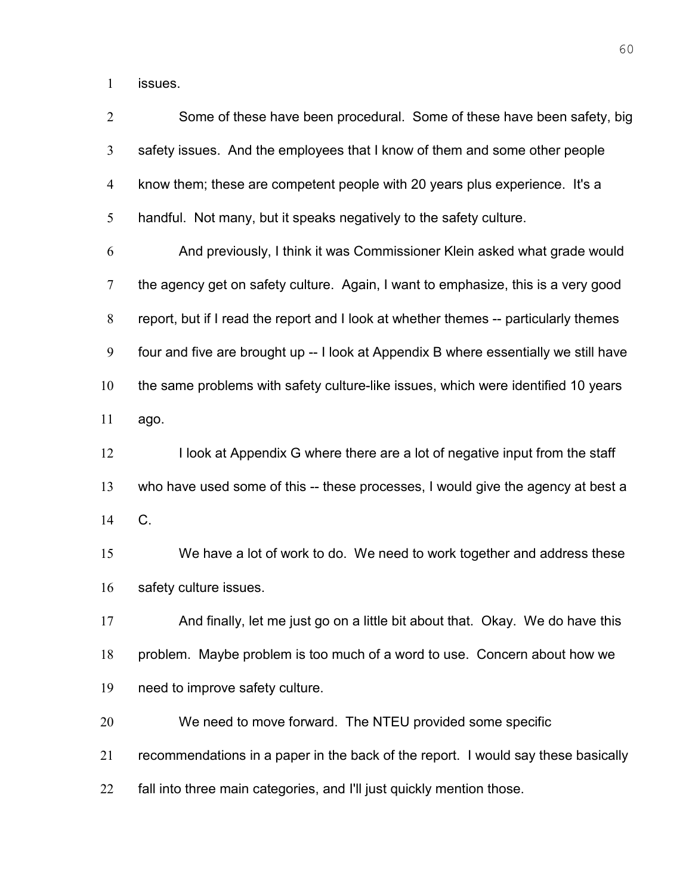issues.

Some of these have been procedural. Some of these have been safety, big safety issues. And the employees that I know of them and some other people know them; these are competent people with 20 years plus experience. It's a handful. Not many, but it speaks negatively to the safety culture.

And previously, I think it was Commissioner Klein asked what grade would the agency get on safety culture. Again, I want to emphasize, this is a very good report, but if I read the report and I look at whether themes -- particularly themes four and five are brought up -- I look at Appendix B where essentially we still have the same problems with safety culture-like issues, which were identified 10 years ago.

I look at Appendix G where there are a lot of negative input from the staff who have used some of this -- these processes, I would give the agency at best a C.

We have a lot of work to do. We need to work together and address these safety culture issues.

And finally, let me just go on a little bit about that. Okay. We do have this problem. Maybe problem is too much of a word to use. Concern about how we need to improve safety culture.

We need to move forward. The NTEU provided some specific recommendations in a paper in the back of the report. I would say these basically fall into three main categories, and I'll just quickly mention those.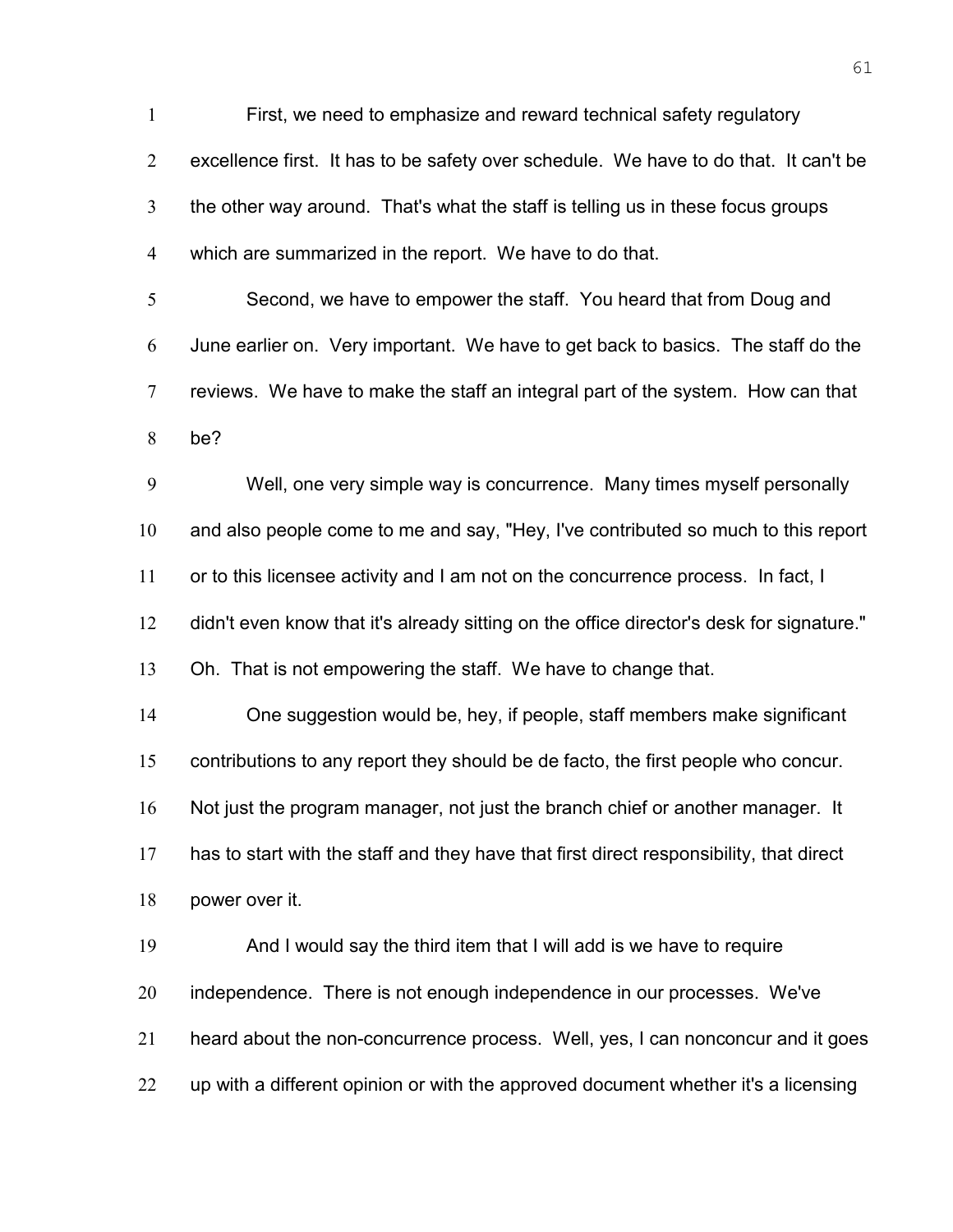First, we need to emphasize and reward technical safety regulatory excellence first. It has to be safety over schedule. We have to do that. It can't be the other way around. That's what the staff is telling us in these focus groups which are summarized in the report. We have to do that.

Second, we have to empower the staff. You heard that from Doug and June earlier on. Very important. We have to get back to basics. The staff do the reviews. We have to make the staff an integral part of the system. How can that be?

Well, one very simple way is concurrence. Many times myself personally and also people come to me and say, "Hey, I've contributed so much to this report or to this licensee activity and I am not on the concurrence process. In fact, I didn't even know that it's already sitting on the office director's desk for signature." Oh. That is not empowering the staff. We have to change that.

One suggestion would be, hey, if people, staff members make significant contributions to any report they should be de facto, the first people who concur. Not just the program manager, not just the branch chief or another manager. It has to start with the staff and they have that first direct responsibility, that direct power over it.

And I would say the third item that I will add is we have to require independence. There is not enough independence in our processes. We've heard about the non-concurrence process. Well, yes, I can nonconcur and it goes up with a different opinion or with the approved document whether it's a licensing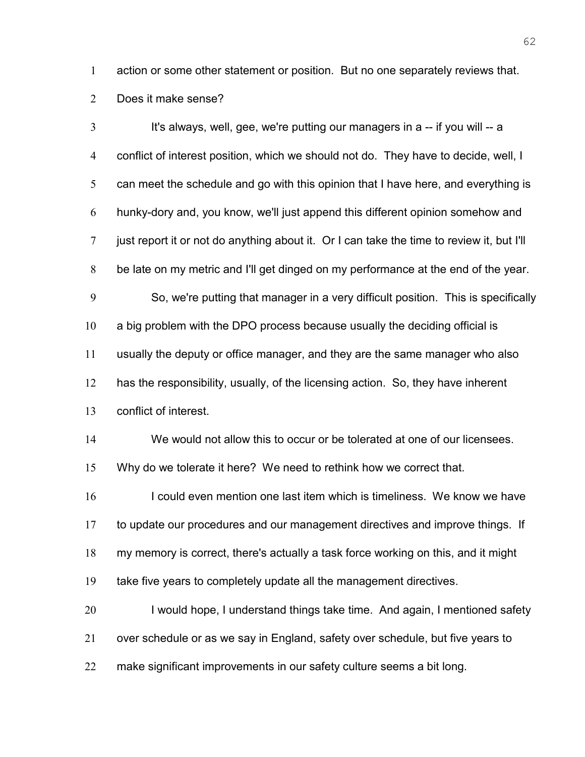action or some other statement or position. But no one separately reviews that. Does it make sense?

It's always, well, gee, we're putting our managers in a -- if you will -- a conflict of interest position, which we should not do. They have to decide, well, I can meet the schedule and go with this opinion that I have here, and everything is hunky-dory and, you know, we'll just append this different opinion somehow and just report it or not do anything about it. Or I can take the time to review it, but I'll be late on my metric and I'll get dinged on my performance at the end of the year.

So, we're putting that manager in a very difficult position. This is specifically a big problem with the DPO process because usually the deciding official is usually the deputy or office manager, and they are the same manager who also has the responsibility, usually, of the licensing action. So, they have inherent conflict of interest.

We would not allow this to occur or be tolerated at one of our licensees. Why do we tolerate it here? We need to rethink how we correct that.

I could even mention one last item which is timeliness. We know we have to update our procedures and our management directives and improve things. If my memory is correct, there's actually a task force working on this, and it might take five years to completely update all the management directives.

I would hope, I understand things take time. And again, I mentioned safety over schedule or as we say in England, safety over schedule, but five years to make significant improvements in our safety culture seems a bit long.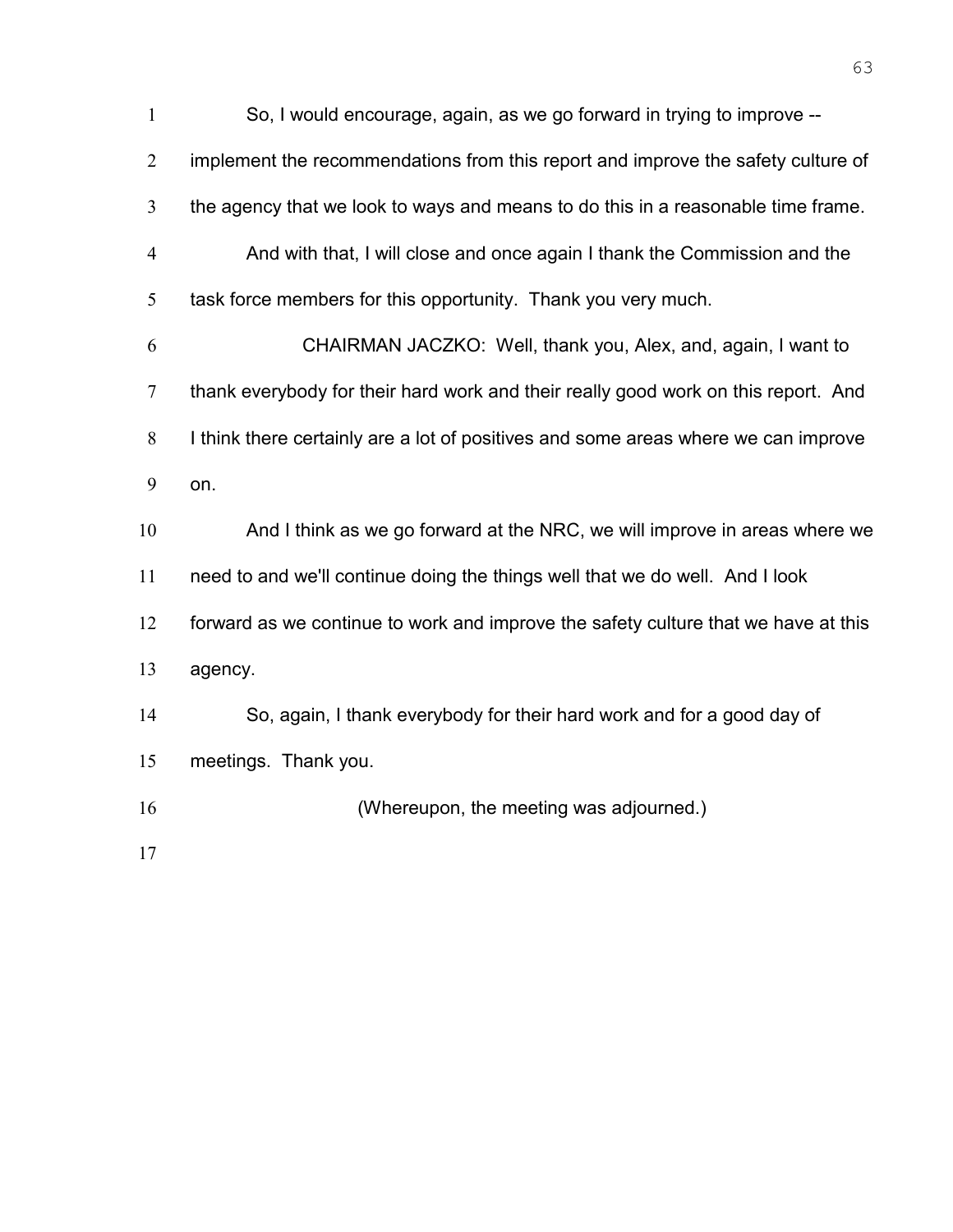So, I would encourage, again, as we go forward in trying to improve -- implement the recommendations from this report and improve the safety culture of the agency that we look to ways and means to do this in a reasonable time frame.

And with that, I will close and once again I thank the Commission and the task force members for this opportunity. Thank you very much.

CHAIRMAN JACZKO: Well, thank you, Alex, and, again, I want to thank everybody for their hard work and their really good work on this report. And I think there certainly are a lot of positives and some areas where we can improve on.

And I think as we go forward at the NRC, we will improve in areas where we need to and we'll continue doing the things well that we do well. And I look forward as we continue to work and improve the safety culture that we have at this agency.

So, again, I thank everybody for their hard work and for a good day of meetings. Thank you.

(Whereupon, the meeting was adjourned.)